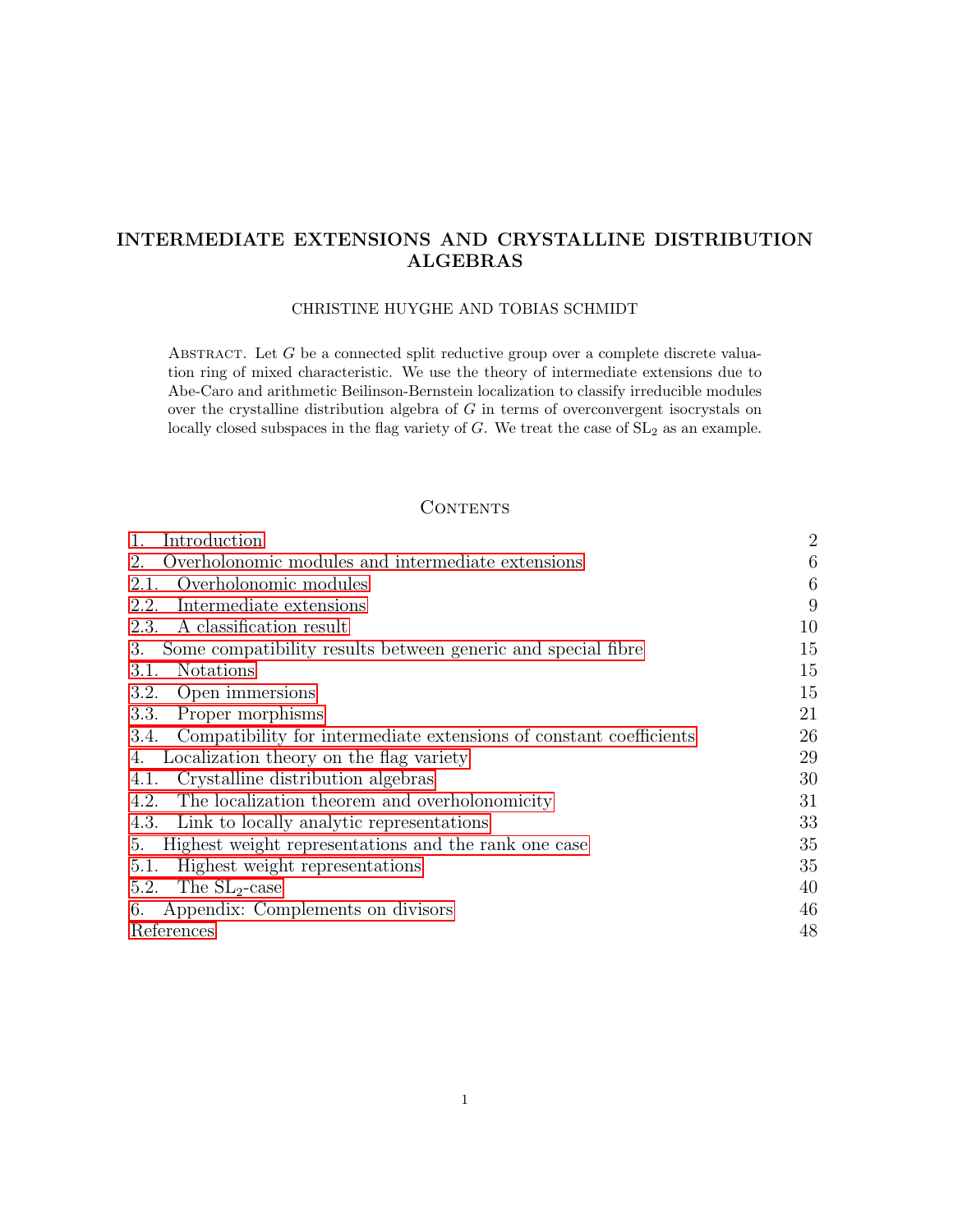# INTERMEDIATE EXTENSIONS AND CRYSTALLINE DISTRIBUTION ALGEBRAS

CHRISTINE HUYGHE AND TOBIAS SCHMIDT

ABSTRACT. Let $G$ be a connected split reductive group over a complete discrete valuation ring of mixed characteristic. We use the theory of intermediate extensions due to Abe-Caro and arithmetic Beilinson-Bernstein localization to classify irreducible modules over the crystalline distribution algebra of $G$ in terms of overconvergent isocrystals on locally closed subspaces in the flag variety of $G$. We treat the case of $\mathrm{SL}_2$ as an example.

## CONTENTS

| | |
|---|---|
| 1. Introduction | 2 |
| 2. Overholonomic modules and intermediate extensions | 6 |
| 2.1. Overholonomic modules | 6 |
| 2.2. Intermediate extensions | 9 |
| 2.3. A classification result | 10 |
| 3. Some compatibility results between generic and special fibre | 15 |
| 3.1. Notations | 15 |
| 3.2. Open immersions | 15 |
| 3.3. Proper morphisms | 21 |
| 3.4. Compatibility for intermediate extensions of constant coefficients | 26 |
| 4. Localization theory on the flag variety | 29 |
| 4.1. Crystalline distribution algebras | 30 |
| 4.2. The localization theorem and overholonomicity | 31 |
| 4.3. Link to locally analytic representations | 33 |
| 5. Highest weight representations and the rank one case | 35 |
| 5.1. Highest weight representations | 35 |
| 5.2. The $\mathrm{SL}_2$-case | 40 |
| 6. Appendix: Complements on divisors | 46 |
| References | 48 |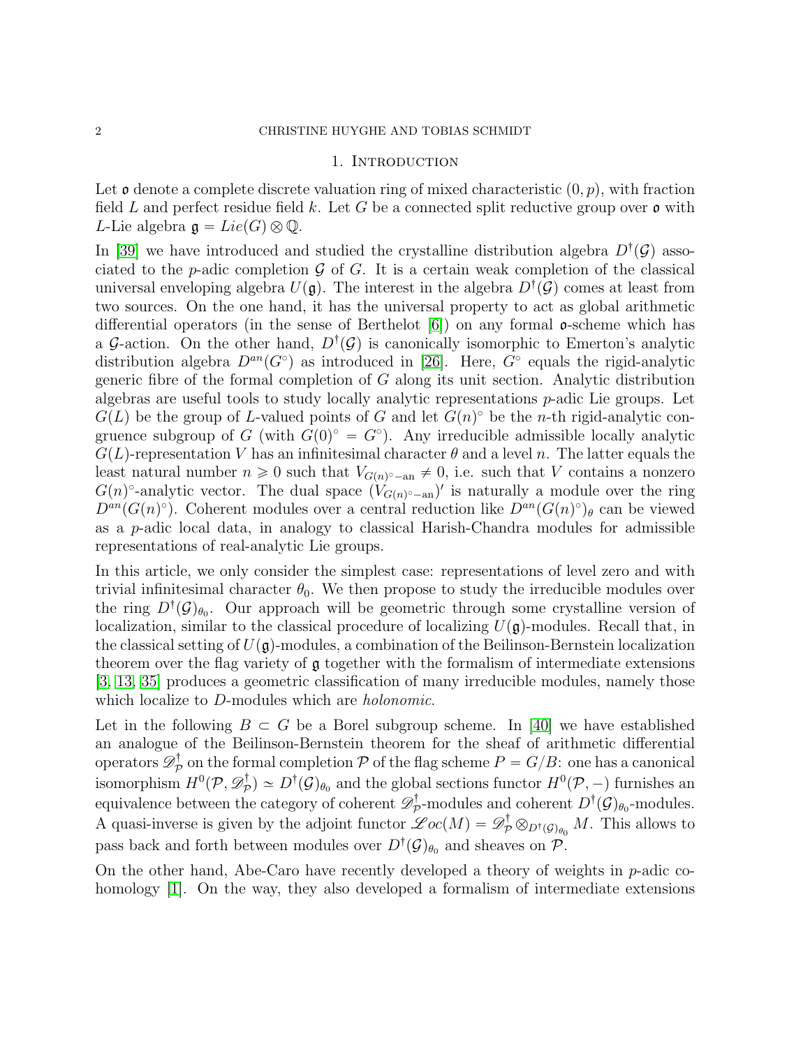## 1. Introduction

Let $\mathfrak{o}$ denote a complete discrete valuation ring of mixed characteristic $(0, p)$, with fraction field $L$ and perfect residue field $k$. Let $G$ be a connected split reductive group over $\mathfrak{o}$ with $L$-Lie algebra $\mathfrak{g} = Lie(G) \otimes \mathbb{Q}$.

In [39] we have introduced and studied the crystalline distribution algebra $D^\dagger(\mathcal{G})$ associated to the $p$-adic completion $\mathcal{G}$ of $G$. It is a certain weak completion of the classical universal enveloping algebra $U(\mathfrak{g})$. The interest in the algebra $D^\dagger(\mathcal{G})$ comes at least from two sources. On the one hand, it has the universal property to act as global arithmetic differential operators (in the sense of Berthelot [6]) on any formal $\mathfrak{o}$-scheme which has a $\mathcal{G}$-action. On the other hand, $D^\dagger(\mathcal{G})$ is canonically isomorphic to Emerton's analytic distribution algebra $D^{an}(G^\circ)$ as introduced in [26]. Here, $G^\circ$ equals the rigid-analytic generic fibre of the formal completion of $G$ along its unit section. Analytic distribution algebras are useful tools to study locally analytic representations $p$-adic Lie groups. Let $G(L)$ be the group of $L$-valued points of $G$ and let $G(n)^\circ$ be the $n$-th rigid-analytic congruence subgroup of $G$ (with $G(0)^\circ = G^\circ$). Any irreducible admissible locally analytic $G(L)$-representation $V$ has an infinitesimal character $\theta$ and a level $n$. The latter equals the least natural number $n \geqslant 0$ such that $V_{G(n)^\circ-\mathrm{an}} \neq 0$, i.e. such that $V$ contains a nonzero $G(n)^\circ$-analytic vector. The dual space $(V_{G(n)^\circ-\mathrm{an}})'$ is naturally a module over the ring $D^{an}(G(n)^\circ)$. Coherent modules over a central reduction like $D^{an}(G(n)^\circ)_\theta$ can be viewed as a $p$-adic local data, in analogy to classical Harish-Chandra modules for admissible representations of real-analytic Lie groups.

In this article, we only consider the simplest case: representations of level zero and with trivial infinitesimal character $\theta_0$. We then propose to study the irreducible modules over the ring $D^\dagger(\mathcal{G})_{\theta_0}$. Our approach will be geometric through some crystalline version of localization, similar to the classical procedure of localizing $U(\mathfrak{g})$-modules. Recall that, in the classical setting of $U(\mathfrak{g})$-modules, a combination of the Beilinson-Bernstein localization theorem over the flag variety of $\mathfrak{g}$ together with the formalism of intermediate extensions [3, 13, 35] produces a geometric classification of many irreducible modules, namely those which localize to $D$-modules which are *holonomic*.

Let in the following $B \subset G$ be a Borel subgroup scheme. In [40] we have established an analogue of the Beilinson-Bernstein theorem for the sheaf of arithmetic differential operators $\mathscr{D}^\dagger_{\mathcal{P}}$ on the formal completion $\mathcal{P}$ of the flag scheme $P = G/B$: one has a canonical isomorphism $H^0(\mathcal{P}, \mathscr{D}^\dagger_{\mathcal{P}}) \simeq D^\dagger(\mathcal{G})_{\theta_0}$ and the global sections functor $H^0(\mathcal{P}, -)$ furnishes an equivalence between the category of coherent $\mathscr{D}^\dagger_{\mathcal{P}}$-modules and coherent $D^\dagger(\mathcal{G})_{\theta_0}$-modules. A quasi-inverse is given by the adjoint functor $\mathscr{L}oc(M) = \mathscr{D}^\dagger_{\mathcal{P}} \otimes_{D^\dagger(\mathcal{G})_{\theta_0}} M$. This allows to pass back and forth between modules over $D^\dagger(\mathcal{G})_{\theta_0}$ and sheaves on $\mathcal{P}$.

On the other hand, Abe-Caro have recently developed a theory of weights in $p$-adic cohomology [1]. On the way, they also developed a formalism of intermediate extensions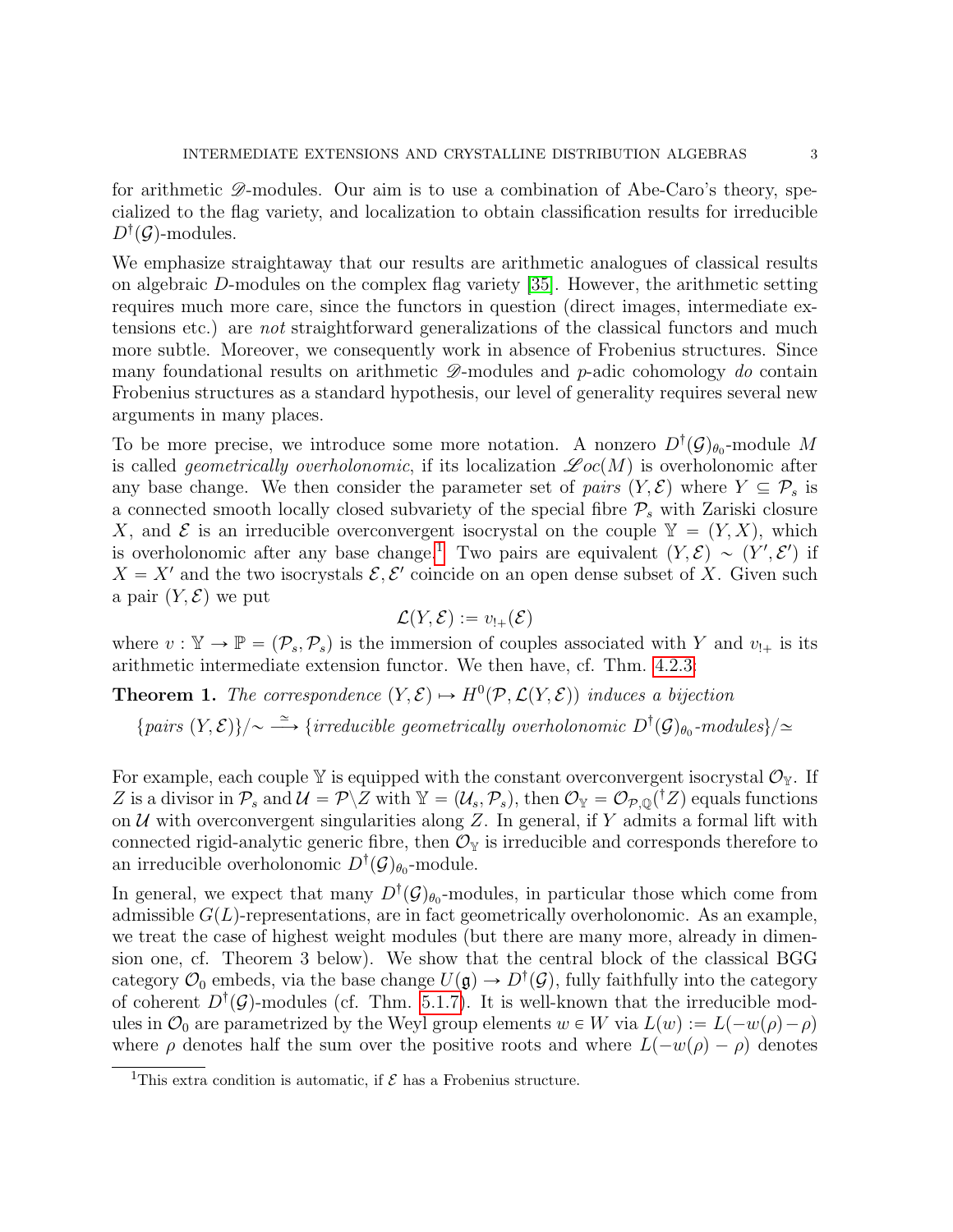for arithmetic $\mathscr{D}$-modules. Our aim is to use a combination of Abe-Caro's theory, specialized to the flag variety, and localization to obtain classification results for irreducible $D^\dagger(\mathcal{G})$-modules.

We emphasize straightaway that our results are arithmetic analogues of classical results on algebraic $D$-modules on the complex flag variety [35]. However, the arithmetic setting requires much more care, since the functors in question (direct images, intermediate extensions etc.) are *not* straightforward generalizations of the classical functors and much more subtle. Moreover, we consequently work in absence of Frobenius structures. Since many foundational results on arithmetic $\mathscr{D}$-modules and $p$-adic cohomology *do* contain Frobenius structures as a standard hypothesis, our level of generality requires several new arguments in many places.

To be more precise, we introduce some more notation. A nonzero $D^\dagger(\mathcal{G})_{\theta_0}$-module $M$ is called *geometrically overholonomic*, if its localization $\mathscr{L}oc(M)$ is overholonomic after any base change. We then consider the parameter set of *pairs* $(Y,\mathcal{E})$ where $Y \subseteq \mathcal{P}_s$ is a connected smooth locally closed subvariety of the special fibre $\mathcal{P}_s$ with Zariski closure $X$, and $\mathcal{E}$ is an irreducible overconvergent isocrystal on the couple $\mathbb{Y} = (Y, X)$, which is overholonomic after any base change.[1] Two pairs are equivalent $(Y,\mathcal{E}) \sim (Y',\mathcal{E}')$ if $X = X'$ and the two isocrystals $\mathcal{E},\mathcal{E}'$ coincide on an open dense subset of $X$. Given such a pair $(Y,\mathcal{E})$ we put

$$\mathcal{L}(Y,\mathcal{E}) := v_{!+}(\mathcal{E})$$

where $v : \mathbb{Y} \to \mathbb{P} = (\mathcal{P}_s, \mathcal{P}_s)$ is the immersion of couples associated with $Y$ and $v_{!+}$ is its arithmetic intermediate extension functor. We then have, cf. Thm. 4.2.3:

**Theorem 1.** *The correspondence $(Y,\mathcal{E}) \mapsto H^0(\mathcal{P}, \mathcal{L}(Y,\mathcal{E}))$ induces a bijection*

$$\{\textit{pairs } (Y,\mathcal{E})\}/\!\sim \;\xrightarrow{\simeq}\; \{\textit{irreducible geometrically overholonomic } D^\dagger(\mathcal{G})_{\theta_0}\textit{-modules}\}/\!\simeq$$

For example, each couple $\mathbb{Y}$ is equipped with the constant overconvergent isocrystal $\mathcal{O}_{\mathbb{Y}}$. If $Z$ is a divisor in $\mathcal{P}_s$ and $\mathcal{U} = \mathcal{P}\backslash Z$ with $\mathbb{Y} = (\mathcal{U}_s, \mathcal{P}_s)$, then $\mathcal{O}_{\mathbb{Y}} = \mathcal{O}_{\mathcal{P},\mathbb{Q}}({}^\dagger Z)$ equals functions on $\mathcal{U}$ with overconvergent singularities along $Z$. In general, if $Y$ admits a formal lift with connected rigid-analytic generic fibre, then $\mathcal{O}_{\mathbb{Y}}$ is irreducible and corresponds therefore to an irreducible overholonomic $D^\dagger(\mathcal{G})_{\theta_0}$-module.

In general, we expect that many $D^\dagger(\mathcal{G})_{\theta_0}$-modules, in particular those which come from admissible $G(L)$-representations, are in fact geometrically overholonomic. As an example, we treat the case of highest weight modules (but there are many more, already in dimension one, cf. Theorem 3 below). We show that the central block of the classical BGG category $\mathcal{O}_0$ embeds, via the base change $U(\mathfrak{g}) \to D^\dagger(\mathcal{G})$, fully faithfully into the category of coherent $D^\dagger(\mathcal{G})$-modules (cf. Thm. 5.1.7). It is well-known that the irreducible modules in $\mathcal{O}_0$ are parametrized by the Weyl group elements $w \in W$ via $L(w) := L(-w(\rho)-\rho)$ where $\rho$ denotes half the sum over the positive roots and where $L(-w(\rho)-\rho)$ denotes

[1] This extra condition is automatic, if $\mathcal{E}$ has a Frobenius structure.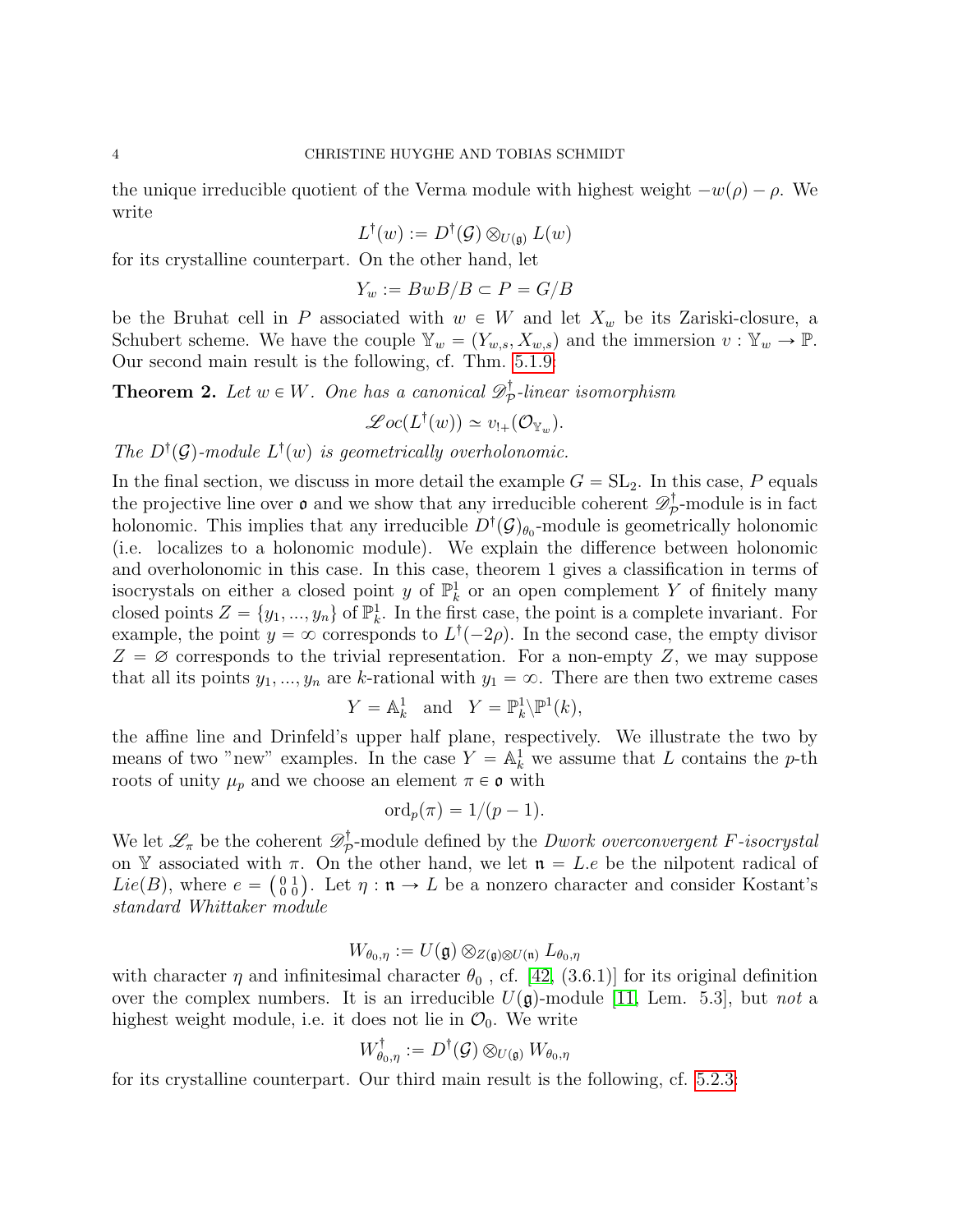the unique irreducible quotient of the Verma module with highest weight $-w(\rho)-\rho$. We write

$$L^\dagger(w) := D^\dagger(\mathcal{G}) \otimes_{U(\mathfrak{g})} L(w)$$

for its crystalline counterpart. On the other hand, let

$$Y_w := BwB/B \subset P = G/B$$

be the Bruhat cell in $P$ associated with $w \in W$ and let $X_w$ be its Zariski-closure, a Schubert scheme. We have the couple $\mathbb{Y}_w = (Y_{w,s}, X_{w,s})$ and the immersion $v : \mathbb{Y}_w \to \mathbb{P}$. Our second main result is the following, cf. Thm. 5.1.9:

**Theorem 2.** *Let $w \in W$. One has a canonical $\mathscr{D}^\dagger_{\mathcal{P}}$-linear isomorphism*

$$\mathscr{L}oc(L^\dagger(w)) \simeq v_{!+}(\mathcal{O}_{\mathbb{Y}_w}).$$

*The $D^\dagger(\mathcal{G})$-module $L^\dagger(w)$ is geometrically overholonomic.*

In the final section, we discuss in more detail the example $G = \mathrm{SL}_2$. In this case, $P$ equals the projective line over $\mathfrak{o}$ and we show that any irreducible coherent $\mathscr{D}^\dagger_{\mathcal{P}}$-module is in fact holonomic. This implies that any irreducible $D^\dagger(\mathcal{G})_{\theta_0}$-module is geometrically holonomic (i.e. localizes to a holonomic module). We explain the difference between holonomic and overholonomic in this case. In this case, theorem 1 gives a classification in terms of isocrystals on either a closed point $y$ of $\mathbb{P}^1_k$ or an open complement $Y$ of finitely many closed points $Z = \{y_1, ..., y_n\}$ of $\mathbb{P}^1_k$. In the first case, the point is a complete invariant. For example, the point $y = \infty$ corresponds to $L^\dagger(-2\rho)$. In the second case, the empty divisor $Z = \varnothing$ corresponds to the trivial representation. For a non-empty $Z$, we may suppose that all its points $y_1, ..., y_n$ are $k$-rational with $y_1 = \infty$. There are then two extreme cases

$$Y = \mathbb{A}^1_k \quad \text{and} \quad Y = \mathbb{P}^1_k \backslash \mathbb{P}^1(k),$$

the affine line and Drinfeld's upper half plane, respectively. We illustrate the two by means of two "new" examples. In the case $Y = \mathbb{A}^1_k$ we assume that $L$ contains the $p$-th roots of unity $\mu_p$ and we choose an element $\pi \in \mathfrak{o}$ with

$$\mathrm{ord}_p(\pi) = 1/(p-1).$$

We let $\mathscr{L}_\pi$ be the coherent $\mathscr{D}^\dagger_{\mathcal{P}}$-module defined by the *Dwork overconvergent $F$-isocrystal* on $\mathbb{Y}$ associated with $\pi$. On the other hand, we let $\mathfrak{n} = L.e$ be the nilpotent radical of $Lie(B)$, where $e = \left(\begin{smallmatrix} 0 & 1 \\ 0 & 0 \end{smallmatrix}\right)$. Let $\eta : \mathfrak{n} \to L$ be a nonzero character and consider Kostant's *standard Whittaker module*

$$W_{\theta_0,\eta} := U(\mathfrak{g}) \otimes_{Z(\mathfrak{g}) \otimes U(\mathfrak{n})} L_{\theta_0,\eta}$$

with character $\eta$ and infinitesimal character $\theta_0$ , cf. [42, (3.6.1)] for its original definition over the complex numbers. It is an irreducible $U(\mathfrak{g})$-module [11, Lem. 5.3], but *not* a highest weight module, i.e. it does not lie in $\mathcal{O}_0$. We write

$$W^\dagger_{\theta_0,\eta} := D^\dagger(\mathcal{G}) \otimes_{U(\mathfrak{g})} W_{\theta_0,\eta}$$

for its crystalline counterpart. Our third main result is the following, cf. 5.2.3: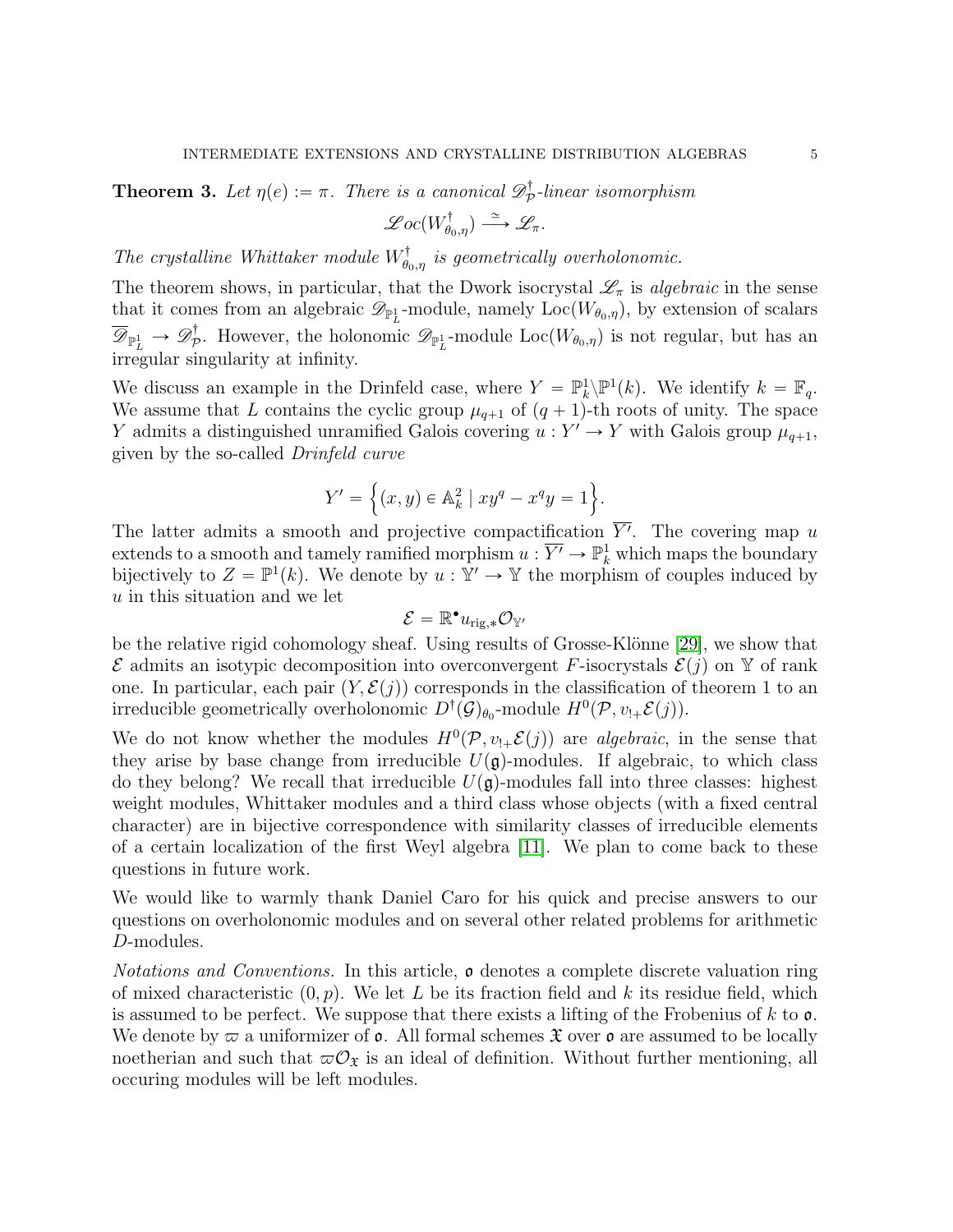**Theorem 3.** *Let $\eta(e) := \pi$. There is a canonical $\mathscr{D}^\dagger_{\mathcal{P}}$-linear isomorphism*

$$\mathscr{L}oc(W^\dagger_{\theta_0,\eta}) \xrightarrow{\simeq} \mathscr{L}_\pi.$$

*The crystalline Whittaker module $W^\dagger_{\theta_0,\eta}$ is geometrically overholonomic.*

The theorem shows, in particular, that the Dwork isocrystal $\mathscr{L}_\pi$ is *algebraic* in the sense that it comes from an algebraic $\mathscr{D}_{\mathbb{P}^1_L}$-module, namely $\mathrm{Loc}(W_{\theta_0,\eta})$, by extension of scalars $\overline{\mathscr{D}}_{\mathbb{P}^1_L} \to \mathscr{D}^\dagger_{\mathcal{P}}$. However, the holonomic $\mathscr{D}_{\mathbb{P}^1_L}$-module $\mathrm{Loc}(W_{\theta_0,\eta})$ is not regular, but has an irregular singularity at infinity.

We discuss an example in the Drinfeld case, where $Y = \mathbb{P}^1_k \backslash \mathbb{P}^1(k)$. We identify $k = \mathbb{F}_q$. We assume that $L$ contains the cyclic group $\mu_{q+1}$ of $(q+1)$-th roots of unity. The space $Y$ admits a distinguished unramified Galois covering $u : Y' \to Y$ with Galois group $\mu_{q+1}$, given by the so-called *Drinfeld curve*

$$Y' = \Big\{(x,y) \in \mathbb{A}^2_k \mid xy^q - x^q y = 1\Big\}.$$

The latter admits a smooth and projective compactification $\overline{Y'}$. The covering map $u$ extends to a smooth and tamely ramified morphism $u : \overline{Y'} \to \mathbb{P}^1_k$ which maps the boundary bijectively to $Z = \mathbb{P}^1(k)$. We denote by $u : \mathbb{Y}' \to \mathbb{Y}$ the morphism of couples induced by $u$ in this situation and we let

$$\mathcal{E} = \mathbb{R}^\bullet u_{\mathrm{rig},*}\mathcal{O}_{\mathbb{Y}'}$$

be the relative rigid cohomology sheaf. Using results of Grosse-Klönne [29], we show that $\mathcal{E}$ admits an isotypic decomposition into overconvergent $F$-isocrystals $\mathcal{E}(j)$ on $\mathbb{Y}$ of rank one. In particular, each pair $(Y, \mathcal{E}(j))$ corresponds in the classification of theorem 1 to an irreducible geometrically overholonomic $D^\dagger(\mathcal{G})_{\theta_0}$-module $H^0(\mathcal{P}, v_{!+}\mathcal{E}(j))$.

We do not know whether the modules $H^0(\mathcal{P}, v_{!+}\mathcal{E}(j))$ are *algebraic*, in the sense that they arise by base change from irreducible $U(\mathfrak{g})$-modules. If algebraic, to which class do they belong? We recall that irreducible $U(\mathfrak{g})$-modules fall into three classes: highest weight modules, Whittaker modules and a third class whose objects (with a fixed central character) are in bijective correspondence with similarity classes of irreducible elements of a certain localization of the first Weyl algebra [11]. We plan to come back to these questions in future work.

We would like to warmly thank Daniel Caro for his quick and precise answers to our questions on overholonomic modules and on several other related problems for arithmetic $D$-modules.

*Notations and Conventions.* In this article, $\mathfrak{o}$ denotes a complete discrete valuation ring of mixed characteristic $(0,p)$. We let $L$ be its fraction field and $k$ its residue field, which is assumed to be perfect. We suppose that there exists a lifting of the Frobenius of $k$ to $\mathfrak{o}$. We denote by $\varpi$ a uniformizer of $\mathfrak{o}$. All formal schemes $\mathfrak{X}$ over $\mathfrak{o}$ are assumed to be locally noetherian and such that $\varpi\mathcal{O}_{\mathfrak{X}}$ is an ideal of definition. Without further mentioning, all occuring modules will be left modules.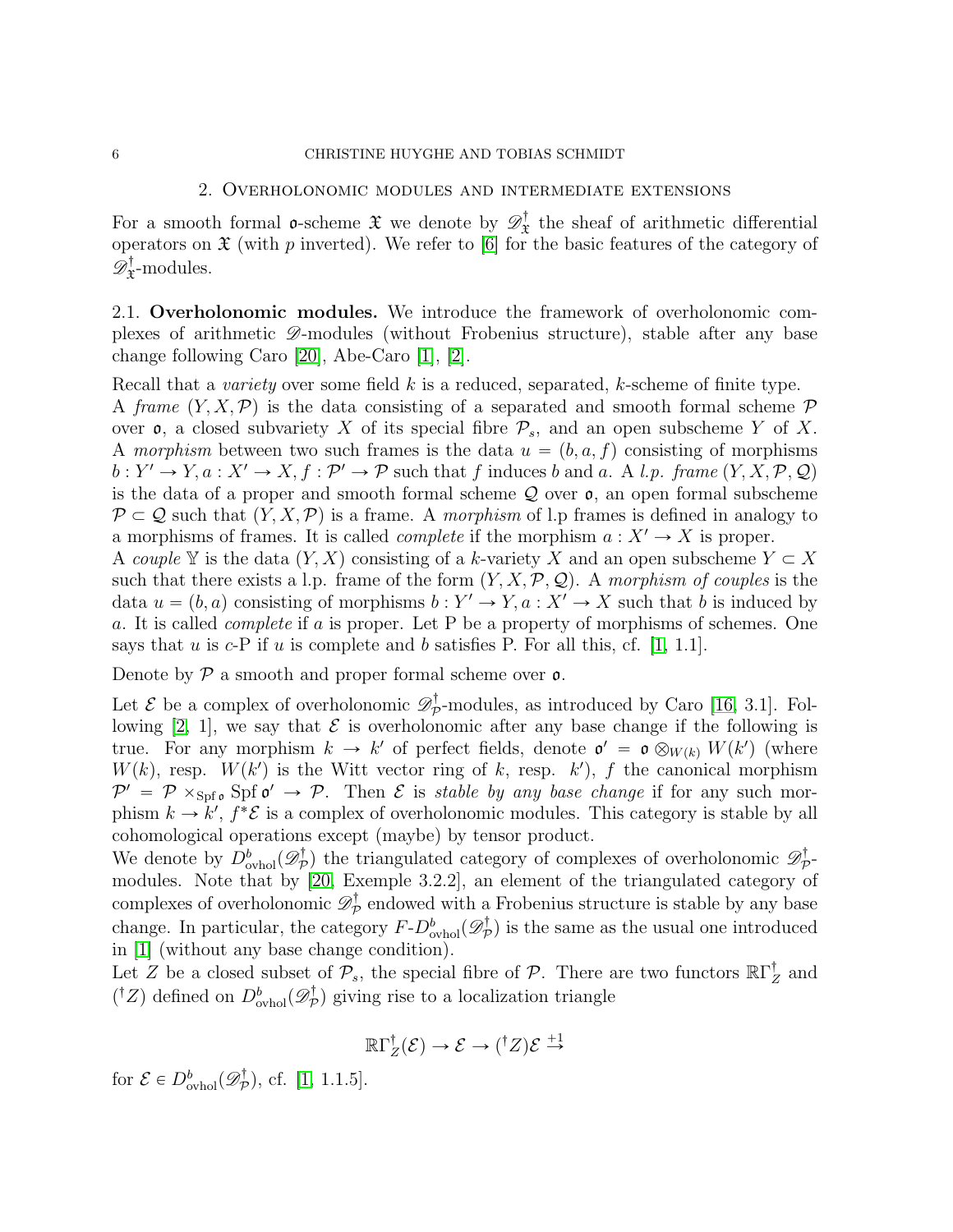## 2. Overholonomic modules and intermediate extensions

For a smooth formal $\mathfrak{o}$-scheme $\mathfrak{X}$ we denote by $\mathscr{D}^\dagger_{\mathfrak{X}}$ the sheaf of arithmetic differential operators on $\mathfrak{X}$ (with $p$ inverted). We refer to [6] for the basic features of the category of $\mathscr{D}^\dagger_{\mathfrak{X}}$-modules.

2.1. **Overholonomic modules.** We introduce the framework of overholonomic complexes of arithmetic $\mathscr{D}$-modules (without Frobenius structure), stable after any base change following Caro [20], Abe-Caro [1], [2].

Recall that a *variety* over some field $k$ is a reduced, separated, $k$-scheme of finite type.

A *frame* $(Y, X, \mathcal{P})$ is the data consisting of a separated and smooth formal scheme $\mathcal{P}$ over $\mathfrak{o}$, a closed subvariety $X$ of its special fibre $\mathcal{P}_s$, and an open subscheme $Y$ of $X$. A *morphism* between two such frames is the data $u = (b, a, f)$ consisting of morphisms $b : Y' \to Y, a : X' \to X, f : \mathcal{P}' \to \mathcal{P}$ such that $f$ induces $b$ and $a$. A *l.p. frame* $(Y, X, \mathcal{P}, \mathcal{Q})$ is the data of a proper and smooth formal scheme $\mathcal{Q}$ over $\mathfrak{o}$, an open formal subscheme $\mathcal{P} \subset \mathcal{Q}$ such that $(Y, X, \mathcal{P})$ is a frame. A *morphism* of l.p frames is defined in analogy to a morphisms of frames. It is called *complete* if the morphism $a : X' \to X$ is proper.

A *couple* $\mathbb{Y}$ is the data $(Y, X)$ consisting of a $k$-variety $X$ and an open subscheme $Y \subset X$ such that there exists a l.p. frame of the form $(Y, X, \mathcal{P}, \mathcal{Q})$. A *morphism of couples* is the data $u = (b, a)$ consisting of morphisms $b : Y' \to Y, a : X' \to X$ such that $b$ is induced by $a$. It is called *complete* if $a$ is proper. Let P be a property of morphisms of schemes. One says that $u$ is *c*-P if $u$ is complete and $b$ satisfies P. For all this, cf. [1, 1.1].

Denote by $\mathcal{P}$ a smooth and proper formal scheme over $\mathfrak{o}$.

Let $\mathcal{E}$ be a complex of overholonomic $\mathscr{D}^\dagger_{\mathcal{P}}$-modules, as introduced by Caro [16, 3.1]. Following [2, 1], we say that $\mathcal{E}$ is overholonomic after any base change if the following is true. For any morphism $k \to k'$ of perfect fields, denote $\mathfrak{o}' = \mathfrak{o} \otimes_{W(k)} W(k')$ (where $W(k)$, resp. $W(k')$ is the Witt vector ring of $k$, resp. $k'$), $f$ the canonical morphism $\mathcal{P}' = \mathcal{P} \times_{\mathrm{Spf}\,\mathfrak{o}} \mathrm{Spf}\,\mathfrak{o}' \to \mathcal{P}$. Then $\mathcal{E}$ is *stable by any base change* if for any such morphism $k \to k'$, $f^*\mathcal{E}$ is a complex of overholonomic modules. This category is stable by all cohomological operations except (maybe) by tensor product.

We denote by $D^b_{\mathrm{ovhol}}(\mathscr{D}^\dagger_{\mathcal{P}})$ the triangulated category of complexes of overholonomic $\mathscr{D}^\dagger_{\mathcal{P}}$-modules. Note that by [20, Exemple 3.2.2], an element of the triangulated category of complexes of overholonomic $\mathscr{D}^\dagger_{\mathcal{P}}$ endowed with a Frobenius structure is stable by any base change. In particular, the category $F\text{-}D^b_{\mathrm{ovhol}}(\mathscr{D}^\dagger_{\mathcal{P}})$ is the same as the usual one introduced in [1] (without any base change condition).

Let $Z$ be a closed subset of $\mathcal{P}_s$, the special fibre of $\mathcal{P}$. There are two functors $\mathbb{R}\Gamma^\dagger_Z$ and $({}^\dagger Z)$ defined on $D^b_{\mathrm{ovhol}}(\mathscr{D}^\dagger_{\mathcal{P}})$ giving rise to a localization triangle

$$\mathbb{R}\Gamma^\dagger_Z(\mathcal{E}) \to \mathcal{E} \to ({}^\dagger Z)\mathcal{E} \xrightarrow{+1}$$

for $\mathcal{E} \in D^b_{\mathrm{ovhol}}(\mathscr{D}^\dagger_{\mathcal{P}})$, cf. [1, 1.1.5].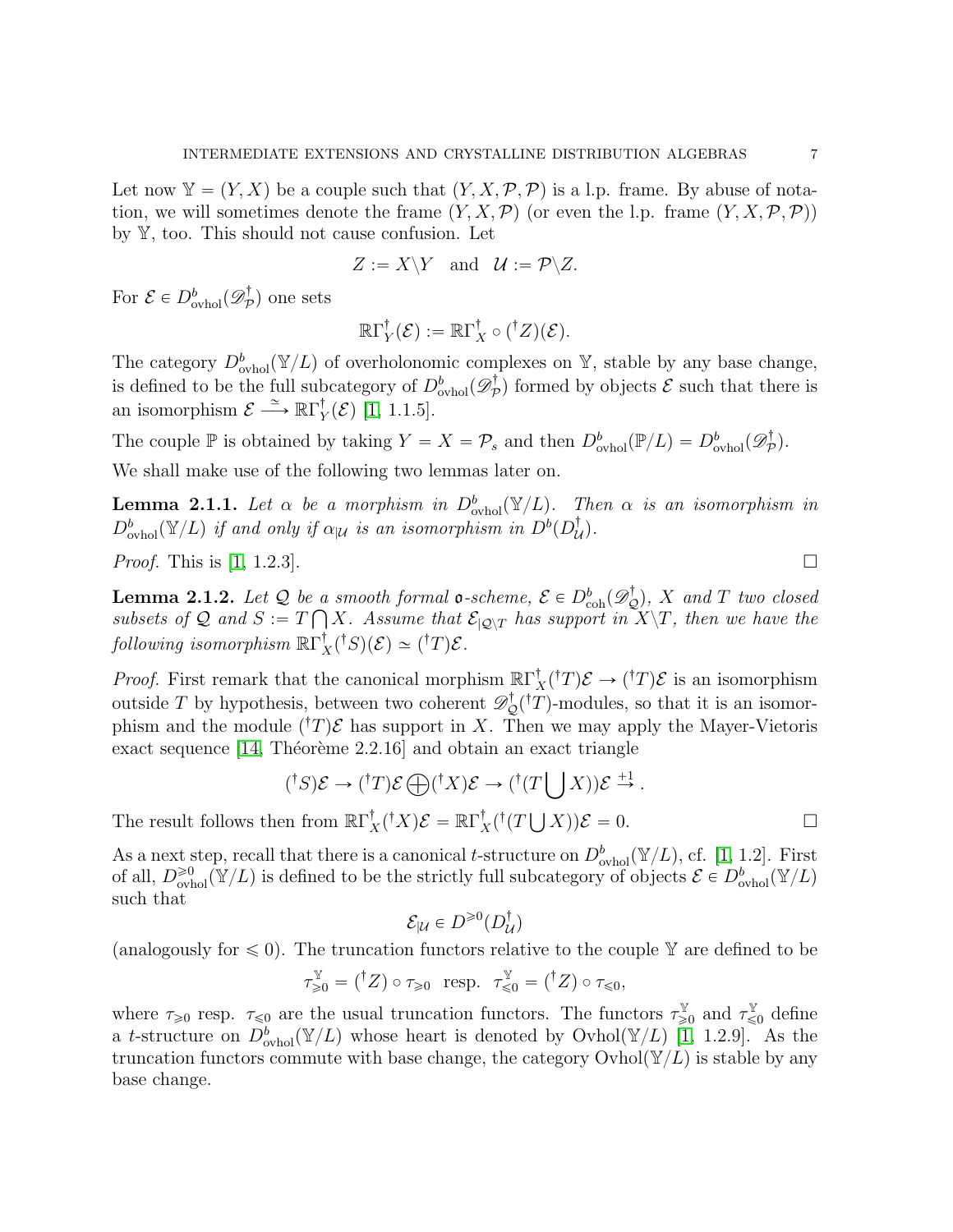Let now $\mathbb{Y} = (Y, X)$ be a couple such that $(Y, X, \mathcal{P}, \mathcal{P})$ is a l.p. frame. By abuse of notation, we will sometimes denote the frame $(Y, X, \mathcal{P})$ (or even the l.p. frame $(Y, X, \mathcal{P}, \mathcal{P})$) by $\mathbb{Y}$, too. This should not cause confusion. Let

$$Z := X \backslash Y \quad \text{and} \quad \mathcal{U} := \mathcal{P} \backslash Z.$$

For $\mathcal{E} \in D^b_{\mathrm{ovhol}}(\mathscr{D}^\dagger_{\mathcal{P}})$ one sets

$$\mathbb{R}\Gamma^\dagger_Y(\mathcal{E}) := \mathbb{R}\Gamma^\dagger_X \circ ({}^\dagger Z)(\mathcal{E}).$$

The category $D^b_{\mathrm{ovhol}}(\mathbb{Y}/L)$ of overholonomic complexes on $\mathbb{Y}$, stable by any base change, is defined to be the full subcategory of $D^b_{\mathrm{ovhol}}(\mathscr{D}^\dagger_{\mathcal{P}})$ formed by objects $\mathcal{E}$ such that there is an isomorphism $\mathcal{E} \xrightarrow{\simeq} \mathbb{R}\Gamma^\dagger_Y(\mathcal{E})$ [1, 1.1.5].

The couple $\mathbb{P}$ is obtained by taking $Y = X = \mathcal{P}_s$ and then $D^b_{\mathrm{ovhol}}(\mathbb{P}/L) = D^b_{\mathrm{ovhol}}(\mathscr{D}^\dagger_{\mathcal{P}})$.

We shall make use of the following two lemmas later on.

**Lemma 2.1.1.** *Let $\alpha$ be a morphism in $D^b_{\mathrm{ovhol}}(\mathbb{Y}/L)$. Then $\alpha$ is an isomorphism in $D^b_{\mathrm{ovhol}}(\mathbb{Y}/L)$ if and only if $\alpha_{|\mathcal{U}}$ is an isomorphism in $D^b(D^\dagger_{\mathcal{U}})$.*

*Proof.* This is [1, 1.2.3]. $\square$

**Lemma 2.1.2.** *Let $\mathcal{Q}$ be a smooth formal $\mathfrak{o}$-scheme, $\mathcal{E} \in D^b_{\mathrm{coh}}(\mathscr{D}^\dagger_{\mathcal{Q}})$, $X$ and $T$ two closed subsets of $\mathcal{Q}$ and $S := T \bigcap X$. Assume that $\mathcal{E}_{|\mathcal{Q}\backslash T}$ has support in $X \backslash T$, then we have the following isomorphism $\mathbb{R}\Gamma^\dagger_X({}^\dagger S)(\mathcal{E}) \simeq ({}^\dagger T)\mathcal{E}$.*

*Proof.* First remark that the canonical morphism $\mathbb{R}\Gamma^\dagger_X({}^\dagger T)\mathcal{E} \to ({}^\dagger T)\mathcal{E}$ is an isomorphism outside $T$ by hypothesis, between two coherent $\mathscr{D}^\dagger_{\mathcal{Q}}({}^\dagger T)$-modules, so that it is an isomorphism and the module $({}^\dagger T)\mathcal{E}$ has support in $X$. Then we may apply the Mayer-Vietoris exact sequence [14, Théorème 2.2.16] and obtain an exact triangle

$$({}^\dagger S)\mathcal{E} \to ({}^\dagger T)\mathcal{E} \bigoplus ({}^\dagger X)\mathcal{E} \to ({}^\dagger (T \bigcup X))\mathcal{E} \xrightarrow{+1}.$$

The result follows then from $\mathbb{R}\Gamma^\dagger_X({}^\dagger X)\mathcal{E} = \mathbb{R}\Gamma^\dagger_X({}^\dagger (T \bigcup X))\mathcal{E} = 0$. $\square$

As a next step, recall that there is a canonical $t$-structure on $D^b_{\mathrm{ovhol}}(\mathbb{Y}/L)$, cf. [1, 1.2]. First of all, $D^{\geqslant 0}_{\mathrm{ovhol}}(\mathbb{Y}/L)$ is defined to be the strictly full subcategory of objects $\mathcal{E} \in D^b_{\mathrm{ovhol}}(\mathbb{Y}/L)$ such that

$$\mathcal{E}_{|\mathcal{U}} \in D^{\geqslant 0}(D^\dagger_{\mathcal{U}})$$

(analogously for $\leqslant 0$). The truncation functors relative to the couple $\mathbb{Y}$ are defined to be

$$\tau^{\mathbb{Y}}_{\geqslant 0} = ({}^\dagger Z) \circ \tau_{\geqslant 0} \;\text{ resp. }\; \tau^{\mathbb{Y}}_{\leqslant 0} = ({}^\dagger Z) \circ \tau_{\leqslant 0},$$

where $\tau_{\geqslant 0}$ resp. $\tau_{\leqslant 0}$ are the usual truncation functors. The functors $\tau^{\mathbb{Y}}_{\geqslant 0}$ and $\tau^{\mathbb{Y}}_{\leqslant 0}$ define a $t$-structure on $D^b_{\mathrm{ovhol}}(\mathbb{Y}/L)$ whose heart is denoted by $\mathrm{Ovhol}(\mathbb{Y}/L)$ [1, 1.2.9]. As the truncation functors commute with base change, the category $\mathrm{Ovhol}(\mathbb{Y}/L)$ is stable by any base change.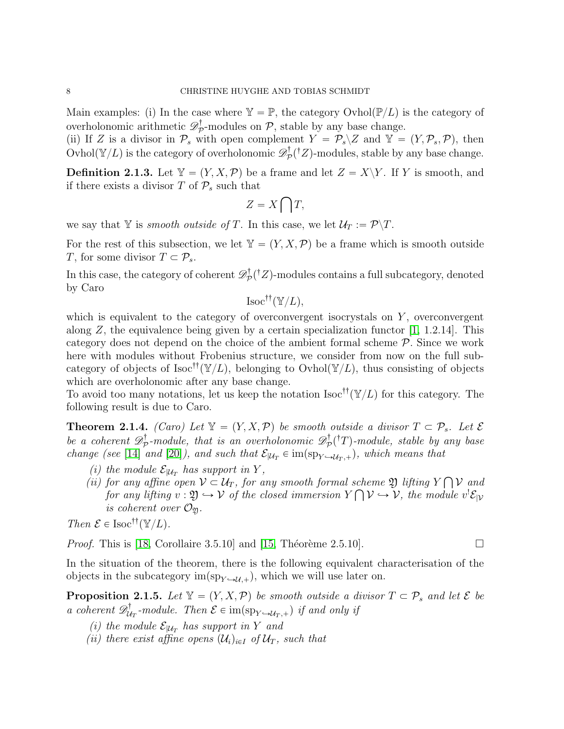Main examples: (i) In the case where $\mathbb{Y} = \mathbb{P}$, the category $\mathrm{Ovhol}(\mathbb{P}/L)$ is the category of overholonomic arithmetic $\mathscr{D}^{\dagger}_{\mathcal{P}}$-modules on $\mathcal{P}$, stable by any base change.
(ii) If $Z$ is a divisor in $\mathcal{P}_s$ with open complement $Y = \mathcal{P}_s \backslash Z$ and $\mathbb{Y} = (Y, \mathcal{P}_s, \mathcal{P})$, then $\mathrm{Ovhol}(\mathbb{Y}/L)$ is the category of overholonomic $\mathscr{D}^{\dagger}_{\mathcal{P}}({}^{\dagger}Z)$-modules, stable by any base change.

**Definition 2.1.3.** Let $\mathbb{Y} = (Y, X, \mathcal{P})$ be a frame and let $Z = X \backslash Y$. If $Y$ is smooth, and if there exists a divisor $T$ of $\mathcal{P}_s$ such that

$$Z = X \bigcap T,$$

we say that $\mathbb{Y}$ is *smooth outside of* $T$. In this case, we let $\mathcal{U}_T := \mathcal{P} \backslash T$.

For the rest of this subsection, we let $\mathbb{Y} = (Y, X, \mathcal{P})$ be a frame which is smooth outside $T$, for some divisor $T \subset \mathcal{P}_s$.

In this case, the category of coherent $\mathscr{D}^{\dagger}_{\mathcal{P}}({}^{\dagger}Z)$-modules contains a full subcategory, denoted by Caro

$$\mathrm{Isoc}^{\dagger\dagger}(\mathbb{Y}/L),$$

which is equivalent to the category of overconvergent isocrystals on $Y$, overconvergent along $Z$, the equivalence being given by a certain specialization functor [1, 1.2.14]. This category does not depend on the choice of the ambient formal scheme $\mathcal{P}$. Since we work here with modules without Frobenius structure, we consider from now on the full subcategory of objects of $\mathrm{Isoc}^{\dagger\dagger}(\mathbb{Y}/L)$, belonging to $\mathrm{Ovhol}(\mathbb{Y}/L)$, thus consisting of objects which are overholonomic after any base change.

To avoid too many notations, let us keep the notation $\mathrm{Isoc}^{\dagger\dagger}(\mathbb{Y}/L)$ for this category. The following result is due to Caro.

**Theorem 2.1.4.** *(Caro) Let $\mathbb{Y} = (Y, X, \mathcal{P})$ be smooth outside a divisor $T \subset \mathcal{P}_s$. Let $\mathcal{E}$ be a coherent $\mathscr{D}^{\dagger}_{\mathcal{P}}$-module, that is an overholonomic $\mathscr{D}^{\dagger}_{\mathcal{P}}({}^{\dagger}T)$-module, stable by any base change (see [14] and [20]), and such that $\mathcal{E}_{|\mathcal{U}_T} \in \mathrm{im}(\mathrm{sp}_{Y \hookrightarrow \mathcal{U}_T,+})$, which means that*

*(i) the module $\mathcal{E}_{|\mathcal{U}_T}$ has support in $Y$,*

*(ii) for any affine open $\mathcal{V} \subset \mathcal{U}_T$, for any smooth formal scheme $\mathfrak{Y}$ lifting $Y \bigcap \mathcal{V}$ and for any lifting $v : \mathfrak{Y} \hookrightarrow \mathcal{V}$ of the closed immersion $Y \bigcap \mathcal{V} \hookrightarrow \mathcal{V}$, the module $v^{!}\mathcal{E}_{|\mathcal{V}}$ is coherent over $\mathcal{O}_{\mathfrak{Y}}$.*

*Then $\mathcal{E} \in \mathrm{Isoc}^{\dagger\dagger}(\mathbb{Y}/L)$.*

*Proof.* This is [18, Corollaire 3.5.10] and [15, Théorème 2.5.10]. □

In the situation of the theorem, there is the following equivalent characterisation of the objects in the subcategory $\mathrm{im}(\mathrm{sp}_{Y \hookrightarrow \mathcal{U},+})$, which we will use later on.

**Proposition 2.1.5.** *Let $\mathbb{Y} = (Y, X, \mathcal{P})$ be smooth outside a divisor $T \subset \mathcal{P}_s$ and let $\mathcal{E}$ be a coherent $\mathscr{D}^{\dagger}_{\mathcal{U}_T}$-module. Then $\mathcal{E} \in \mathrm{im}(\mathrm{sp}_{Y \hookrightarrow \mathcal{U}_T,+})$ if and only if*

*(i) the module $\mathcal{E}_{|\mathcal{U}_T}$ has support in $Y$ and*

*(ii) there exist affine opens $(\mathcal{U}_i)_{i \in I}$ of $\mathcal{U}_T$, such that*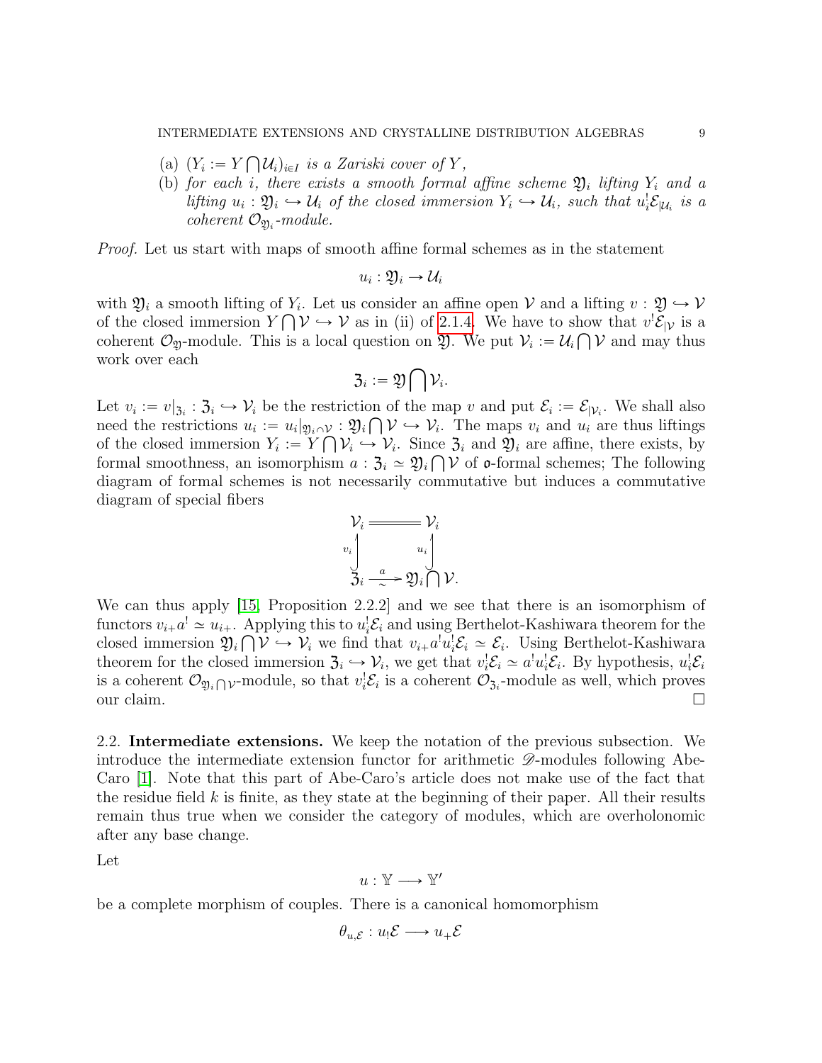(a) $(Y_i := Y \bigcap \mathcal{U}_i)_{i \in I}$ *is a Zariski cover of* $Y$,

(b) *for each* $i$, *there exists a smooth formal affine scheme* $\mathfrak{Y}_i$ *lifting* $Y_i$ *and a lifting* $u_i : \mathfrak{Y}_i \hookrightarrow \mathcal{U}_i$ *of the closed immersion* $Y_i \hookrightarrow \mathcal{U}_i$, *such that* $u_i^! \mathcal{E}_{|\mathcal{U}_i}$ *is a coherent* $\mathcal{O}_{\mathfrak{Y}_i}$*-module.*

*Proof.* Let us start with maps of smooth affine formal schemes as in the statement

$$u_i : \mathfrak{Y}_i \to \mathcal{U}_i$$

with $\mathfrak{Y}_i$ a smooth lifting of $Y_i$. Let us consider an affine open $\mathcal{V}$ and a lifting $v : \mathfrak{Y} \hookrightarrow \mathcal{V}$ of the closed immersion $Y \bigcap \mathcal{V} \hookrightarrow \mathcal{V}$ as in (ii) of 2.1.4. We have to show that $v^! \mathcal{E}_{|\mathcal{V}}$ is a coherent $\mathcal{O}_{\mathfrak{Y}}$-module. This is a local question on $\mathfrak{Y}$. We put $\mathcal{V}_i := \mathcal{U}_i \bigcap \mathcal{V}$ and may thus work over each

$$\mathfrak{Z}_i := \mathfrak{Y} \bigcap \mathcal{V}_i.$$

Let $v_i := v|_{\mathfrak{Z}_i} : \mathfrak{Z}_i \hookrightarrow \mathcal{V}_i$ be the restriction of the map $v$ and put $\mathcal{E}_i := \mathcal{E}_{|\mathcal{V}_i}$. We shall also need the restrictions $u_i := u_i|_{\mathfrak{Y}_i \cap \mathcal{V}} : \mathfrak{Y}_i \bigcap \mathcal{V} \hookrightarrow \mathcal{V}_i$. The maps $v_i$ and $u_i$ are thus liftings of the closed immersion $Y_i := Y \bigcap \mathcal{V}_i \hookrightarrow \mathcal{V}_i$. Since $\mathfrak{Z}_i$ and $\mathfrak{Y}_i$ are affine, there exists, by formal smoothness, an isomorphism $a : \mathfrak{Z}_i \simeq \mathfrak{Y}_i \bigcap \mathcal{V}$ of $\mathfrak{o}$-formal schemes; The following diagram of formal schemes is not necessarily commutative but induces a commutative diagram of special fibers

$$\begin{array}{ccc} \mathcal{V}_i & = & \mathcal{V}_i \\ {\scriptstyle v_i}\uparrow & & \uparrow{\scriptstyle u_i} \\ \mathfrak{Z}_i & \xrightarrow[\sim]{a} & \mathfrak{Y}_i \bigcap \mathcal{V}. \end{array}$$

We can thus apply [15, Proposition 2.2.2] and we see that there is an isomorphism of functors $v_{i+} a^! \simeq u_{i+}$. Applying this to $u_i^! \mathcal{E}_i$ and using Berthelot-Kashiwara theorem for the closed immersion $\mathfrak{Y}_i \bigcap \mathcal{V} \hookrightarrow \mathcal{V}_i$ we find that $v_{i+} a^! u_i^! \mathcal{E}_i \simeq \mathcal{E}_i$. Using Berthelot-Kashiwara theorem for the closed immersion $\mathfrak{Z}_i \hookrightarrow \mathcal{V}_i$, we get that $v_i^! \mathcal{E}_i \simeq a^! u_i^! \mathcal{E}_i$. By hypothesis, $u_i^! \mathcal{E}_i$ is a coherent $\mathcal{O}_{\mathfrak{Y}_i \bigcap \mathcal{V}}$-module, so that $v_i^! \mathcal{E}_i$ is a coherent $\mathcal{O}_{\mathfrak{Z}_i}$-module as well, which proves our claim. $\square$

2.2. **Intermediate extensions.** We keep the notation of the previous subsection. We introduce the intermediate extension functor for arithmetic $\mathscr{D}$-modules following Abe-Caro [1]. Note that this part of Abe-Caro's article does not make use of the fact that the residue field $k$ is finite, as they state at the beginning of their paper. All their results remain thus true when we consider the category of modules, which are overholonomic after any base change.

Let

$$u : \mathbb{Y} \longrightarrow \mathbb{Y}'$$

be a complete morphism of couples. There is a canonical homomorphism

$$\theta_{u,\mathcal{E}} : u_! \mathcal{E} \longrightarrow u_+ \mathcal{E}$$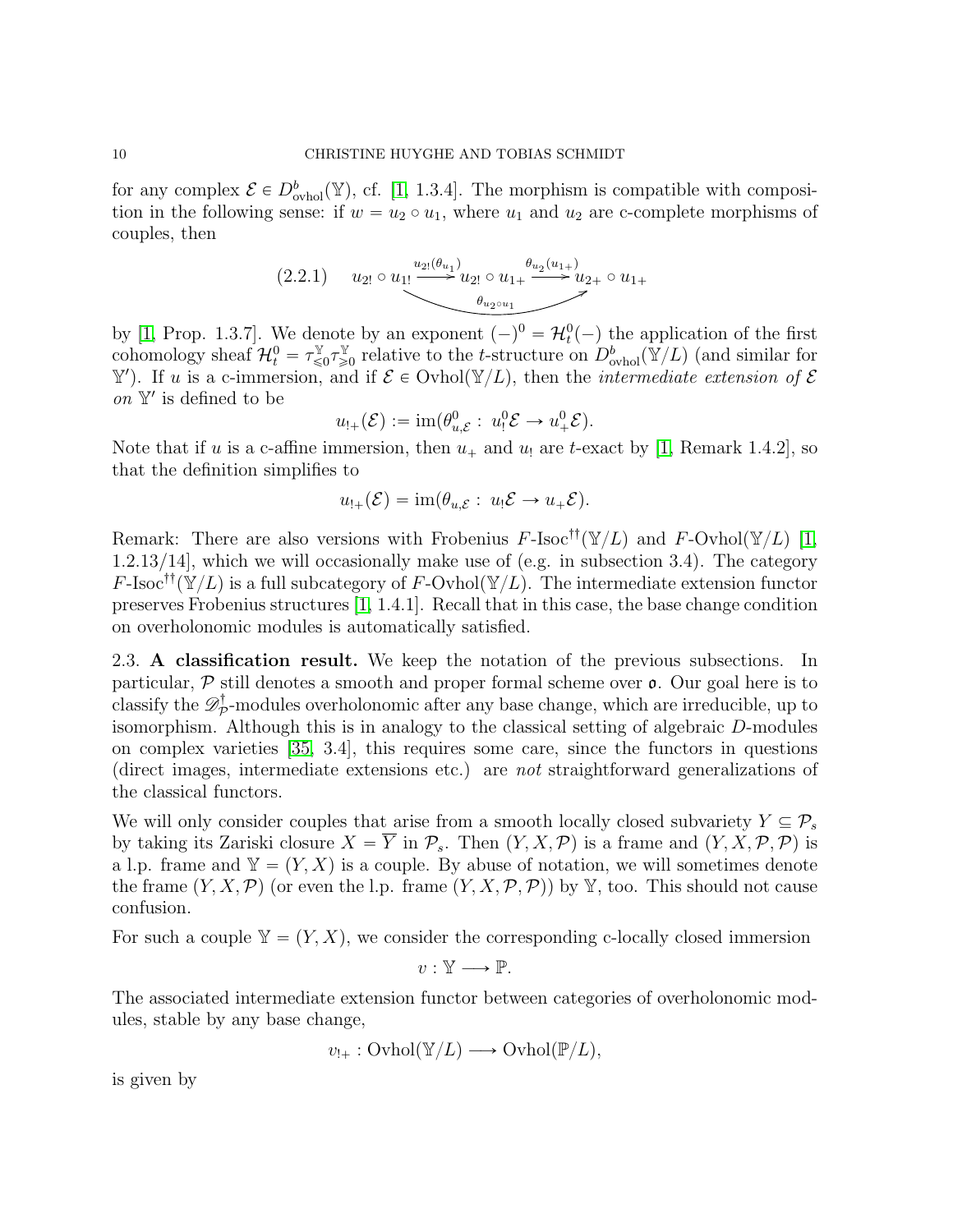for any complex $\mathcal{E} \in D^b_{\rm ovhol}(\mathbb{Y})$, cf. [1, 1.3.4]. The morphism is compatible with composition in the following sense: if $w = u_2 \circ u_1$, where $u_1$ and $u_2$ are c-complete morphisms of couples, then

$$
(2.2.1) \qquad u_{2!} \circ u_{1!} \xrightarrow{u_{2!}(\theta_{u_1})} u_{2!} \circ u_{1+} \xrightarrow{\theta_{u_2}(u_{1+})} u_{2+} \circ u_{1+}
$$

(with the composite arrow $u_{2!} \circ u_{1!} \to u_{2+} \circ u_{1+}$ labeled $\theta_{u_2 \circ u_1}$)

by [1, Prop. 1.3.7]. We denote by an exponent $(-)^0 = \mathcal{H}^0_t(-)$ the application of the first cohomology sheaf $\mathcal{H}^0_t = \tau^{\mathbb{Y}}_{\leqslant 0}\tau^{\mathbb{Y}}_{\geqslant 0}$ relative to the $t$-structure on $D^b_{\rm ovhol}(\mathbb{Y}/L)$ (and similar for $\mathbb{Y}'$). If $u$ is a c-immersion, and if $\mathcal{E} \in \mathrm{Ovhol}(\mathbb{Y}/L)$, then the *intermediate extension of* $\mathcal{E}$ *on* $\mathbb{Y}'$ is defined to be

$$
u_{!+}(\mathcal{E}) := \mathrm{im}(\theta^0_{u,\mathcal{E}} : \ u^0_!\mathcal{E} \to u^0_+\mathcal{E}).
$$

Note that if $u$ is a c-affine immersion, then $u_+$ and $u_!$ are $t$-exact by [1, Remark 1.4.2], so that the definition simplifies to

$$
u_{!+}(\mathcal{E}) = \mathrm{im}(\theta_{u,\mathcal{E}} : \ u_!\mathcal{E} \to u_+\mathcal{E}).
$$

Remark: There are also versions with Frobenius $F$-$\mathrm{Isoc}^{\dagger\dagger}(\mathbb{Y}/L)$ and $F$-$\mathrm{Ovhol}(\mathbb{Y}/L)$ [1, 1.2.13/14], which we will occasionally make use of (e.g. in subsection 3.4). The category $F$-$\mathrm{Isoc}^{\dagger\dagger}(\mathbb{Y}/L)$ is a full subcategory of $F$-$\mathrm{Ovhol}(\mathbb{Y}/L)$. The intermediate extension functor preserves Frobenius structures [1, 1.4.1]. Recall that in this case, the base change condition on overholonomic modules is automatically satisfied.

## 2.3. A classification result.

We keep the notation of the previous subsections. In particular, $\mathcal{P}$ still denotes a smooth and proper formal scheme over $\mathfrak{o}$. Our goal here is to classify the $\mathscr{D}^\dagger_{\mathcal{P}}$-modules overholonomic after any base change, which are irreducible, up to isomorphism. Although this is in analogy to the classical setting of algebraic $D$-modules on complex varieties [35, 3.4], this requires some care, since the functors in questions (direct images, intermediate extensions etc.) are *not* straightforward generalizations of the classical functors.

We will only consider couples that arise from a smooth locally closed subvariety $Y \subseteq \mathcal{P}_s$ by taking its Zariski closure $X = \overline{Y}$ in $\mathcal{P}_s$. Then $(Y, X, \mathcal{P})$ is a frame and $(Y, X, \mathcal{P}, \mathcal{P})$ is a l.p. frame and $\mathbb{Y} = (Y, X)$ is a couple. By abuse of notation, we will sometimes denote the frame $(Y, X, \mathcal{P})$ (or even the l.p. frame $(Y, X, \mathcal{P}, \mathcal{P})$) by $\mathbb{Y}$, too. This should not cause confusion.

For such a couple $\mathbb{Y} = (Y, X)$, we consider the corresponding c-locally closed immersion

$$
v : \mathbb{Y} \longrightarrow \mathbb{P}.
$$

The associated intermediate extension functor between categories of overholonomic modules, stable by any base change,

$$
v_{!+} : \mathrm{Ovhol}(\mathbb{Y}/L) \longrightarrow \mathrm{Ovhol}(\mathbb{P}/L),
$$

is given by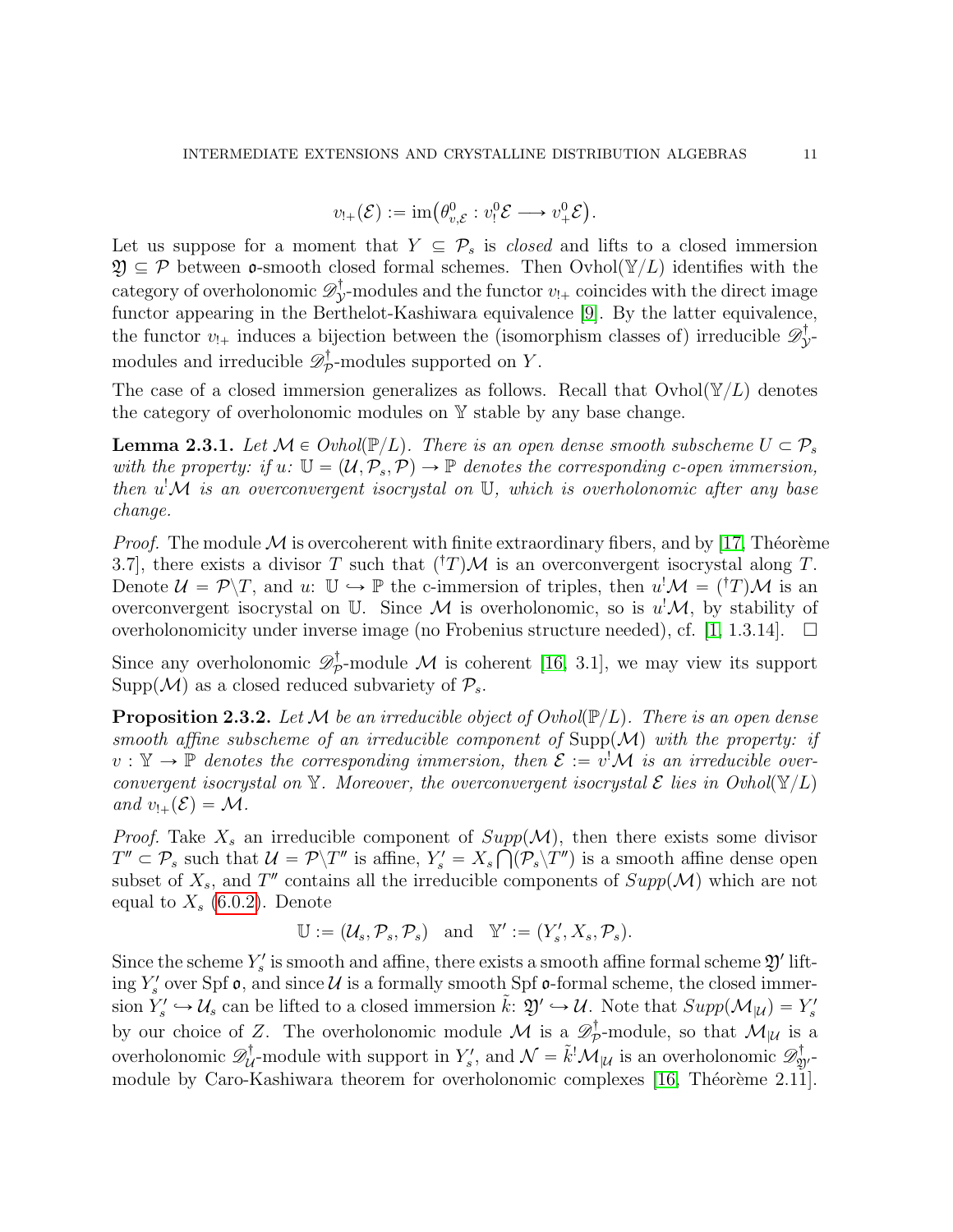$$v_{!+}(\mathcal{E}) := \operatorname{im}\big(\theta^0_{v,\mathcal{E}} : v^0_!\mathcal{E} \longrightarrow v^0_+\mathcal{E}\big).$$

Let us suppose for a moment that $Y \subseteq \mathcal{P}_s$ is *closed* and lifts to a closed immersion $\mathfrak{Y} \subseteq \mathcal{P}$ between $\mathfrak{o}$-smooth closed formal schemes. Then $\mathrm{Ovhol}(\mathbb{Y}/L)$ identifies with the category of overholonomic $\mathscr{D}^\dagger_{\mathcal{Y}}$-modules and the functor $v_{!+}$ coincides with the direct image functor appearing in the Berthelot-Kashiwara equivalence [9]. By the latter equivalence, the functor $v_{!+}$ induces a bijection between the (isomorphism classes of) irreducible $\mathscr{D}^\dagger_{\mathcal{Y}}$-modules and irreducible $\mathscr{D}^\dagger_{\mathcal{P}}$-modules supported on $Y$.

The case of a closed immersion generalizes as follows. Recall that $\mathrm{Ovhol}(\mathbb{Y}/L)$ denotes the category of overholonomic modules on $\mathbb{Y}$ stable by any base change.

**Lemma 2.3.1.** *Let $\mathcal{M} \in Ovhol(\mathbb{P}/L)$. There is an open dense smooth subscheme $U \subset \mathcal{P}_s$ with the property: if $u\colon \mathbb{U} = (\mathcal{U}, \mathcal{P}_s, \mathcal{P}) \to \mathbb{P}$ denotes the corresponding c-open immersion, then $u^!\mathcal{M}$ is an overconvergent isocrystal on $\mathbb{U}$, which is overholonomic after any base change.*

*Proof.* The module $\mathcal{M}$ is overcoherent with finite extraordinary fibers, and by [17, Théorème 3.7], there exists a divisor $T$ such that $({}^\dagger T)\mathcal{M}$ is an overconvergent isocrystal along $T$. Denote $\mathcal{U} = \mathcal{P}\backslash T$, and $u\colon \mathbb{U} \hookrightarrow \mathbb{P}$ the c-immersion of triples, then $u^!\mathcal{M} = ({}^\dagger T)\mathcal{M}$ is an overconvergent isocrystal on $\mathbb{U}$. Since $\mathcal{M}$ is overholonomic, so is $u^!\mathcal{M}$, by stability of overholonomicity under inverse image (no Frobenius structure needed), cf. [1, 1.3.14]. $\square$

Since any overholonomic $\mathscr{D}^\dagger_{\mathcal{P}}$-module $\mathcal{M}$ is coherent [16, 3.1], we may view its support $\mathrm{Supp}(\mathcal{M})$ as a closed reduced subvariety of $\mathcal{P}_s$.

**Proposition 2.3.2.** *Let $\mathcal{M}$ be an irreducible object of $Ovhol(\mathbb{P}/L)$. There is an open dense smooth affine subscheme of an irreducible component of $\mathrm{Supp}(\mathcal{M})$ with the property: if $v : \mathbb{Y} \to \mathbb{P}$ denotes the corresponding immersion, then $\mathcal{E} := v^!\mathcal{M}$ is an irreducible overconvergent isocrystal on $\mathbb{Y}$. Moreover, the overconvergent isocrystal $\mathcal{E}$ lies in $Ovhol(\mathbb{Y}/L)$ and $v_{!+}(\mathcal{E}) = \mathcal{M}$.*

*Proof.* Take $X_s$ an irreducible component of $Supp(\mathcal{M})$, then there exists some divisor $T'' \subset \mathcal{P}_s$ such that $\mathcal{U} = \mathcal{P}\backslash T''$ is affine, $Y'_s = X_s \bigcap (\mathcal{P}_s\backslash T'')$ is a smooth affine dense open subset of $X_s$, and $T''$ contains all the irreducible components of $Supp(\mathcal{M})$ which are not equal to $X_s$ (6.0.2). Denote

$$\mathbb{U} := (\mathcal{U}_s, \mathcal{P}_s, \mathcal{P}_s) \quad \text{and} \quad \mathbb{Y}' := (Y'_s, X_s, \mathcal{P}_s).$$

Since the scheme $Y'_s$ is smooth and affine, there exists a smooth affine formal scheme $\mathfrak{Y}'$ lifting $Y'_s$ over $\mathrm{Spf}\,\mathfrak{o}$, and since $\mathcal{U}$ is a formally smooth $\mathrm{Spf}\,\mathfrak{o}$-formal scheme, the closed immersion $Y'_s \hookrightarrow \mathcal{U}_s$ can be lifted to a closed immersion $\tilde{k}\colon \mathfrak{Y}' \hookrightarrow \mathcal{U}$. Note that $Supp(\mathcal{M}_{|\mathcal{U}}) = Y'_s$ by our choice of $Z$. The overholonomic module $\mathcal{M}$ is a $\mathscr{D}^\dagger_{\mathcal{P}}$-module, so that $\mathcal{M}_{|\mathcal{U}}$ is a overholonomic $\mathscr{D}^\dagger_{\mathcal{U}}$-module with support in $Y'_s$, and $\mathcal{N} = \tilde{k}^!\mathcal{M}_{|\mathcal{U}}$ is an overholonomic $\mathscr{D}^\dagger_{\mathfrak{Y}'}$-module by Caro-Kashiwara theorem for overholonomic complexes [16, Théorème 2.11].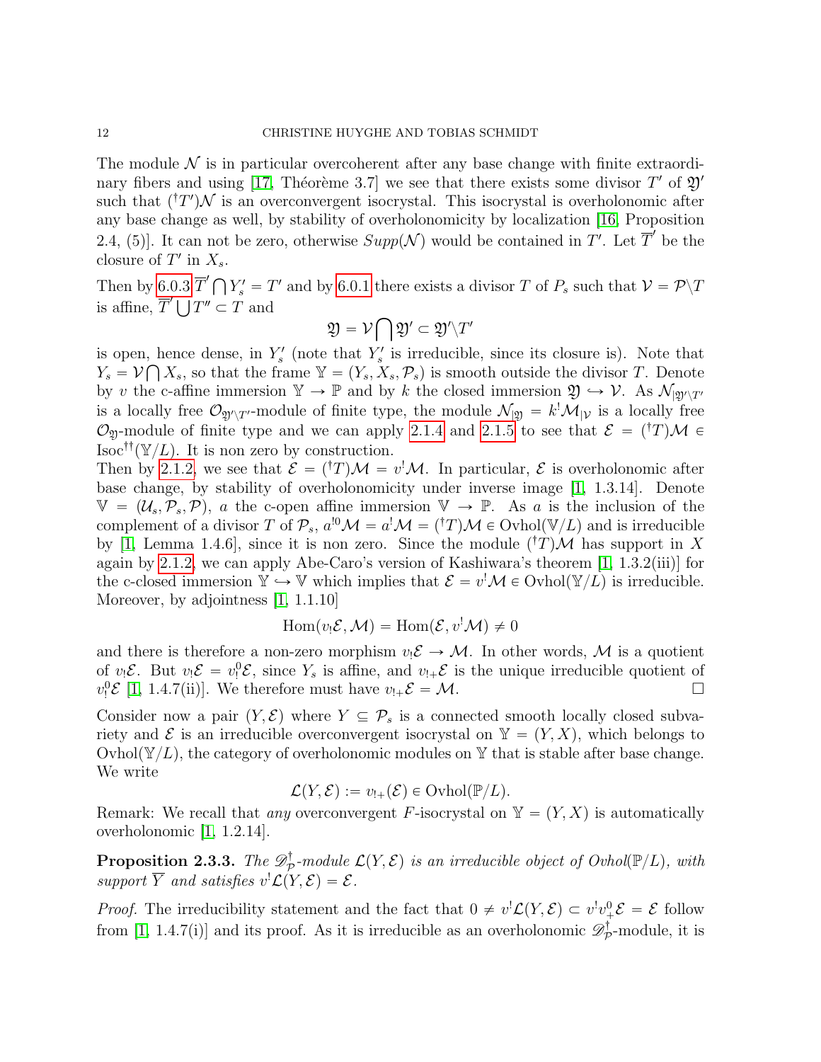The module $\mathcal{N}$ is in particular overcoherent after any base change with finite extraordinary fibers and using [17, Théorème 3.7] we see that there exists some divisor $T'$ of $\mathfrak{Y}'$ such that $({}^\dagger T')\mathcal{N}$ is an overconvergent isocrystal. This isocrystal is overholonomic after any base change as well, by stability of overholonomicity by localization [16, Proposition 2.4, (5)]. It can not be zero, otherwise $Supp(\mathcal{N})$ would be contained in $T'$. Let $\overline{T}'$ be the closure of $T'$ in $X_s$.

Then by 6.0.3 $\overline{T}' \bigcap Y'_s = T'$ and by 6.0.1 there exists a divisor $T$ of $P_s$ such that $\mathcal{V} = \mathcal{P}\backslash T$ is affine, $\overline{T}' \bigcup T'' \subset T$ and

$$\mathfrak{Y} = \mathcal{V} \bigcap \mathfrak{Y}' \subset \mathfrak{Y}'\backslash T'$$

is open, hence dense, in $Y'_s$ (note that $Y'_s$ is irreducible, since its closure is). Note that $Y_s = \mathcal{V} \bigcap X_s$, so that the frame $\mathbb{Y} = (Y_s, X_s, \mathcal{P}_s)$ is smooth outside the divisor $T$. Denote by $v$ the c-affine immersion $\mathbb{Y} \to \mathbb{P}$ and by $k$ the closed immersion $\mathfrak{Y} \hookrightarrow \mathcal{V}$. As $\mathcal{N}_{|\mathfrak{Y}'\backslash T'}$ is a locally free $\mathcal{O}_{\mathfrak{Y}'\backslash T'}$-module of finite type, the module $\mathcal{N}_{|\mathfrak{Y}} = k^!\mathcal{M}_{|\mathcal{V}}$ is a locally free $\mathcal{O}_{\mathfrak{Y}}$-module of finite type and we can apply 2.1.4 and 2.1.5 to see that $\mathcal{E} = ({}^\dagger T)\mathcal{M} \in \mathrm{Isoc}^{\dagger\dagger}(\mathbb{Y}/L)$. It is non zero by construction.

Then by 2.1.2, we see that $\mathcal{E} = ({}^\dagger T)\mathcal{M} = v^!\mathcal{M}$. In particular, $\mathcal{E}$ is overholonomic after base change, by stability of overholonomicity under inverse image [1, 1.3.14]. Denote $\mathbb{V} = (\mathcal{U}_s, \mathcal{P}_s, \mathcal{P})$, $a$ the c-open affine immersion $\mathbb{V} \to \mathbb{P}$. As $a$ is the inclusion of the complement of a divisor $T$ of $\mathcal{P}_s$, $a^{!0}\mathcal{M} = a^!\mathcal{M} = ({}^\dagger T)\mathcal{M} \in \mathrm{Ovhol}(\mathbb{V}/L)$ and is irreducible by [1, Lemma 1.4.6], since it is non zero. Since the module $({}^\dagger T)\mathcal{M}$ has support in $X$ again by 2.1.2, we can apply Abe-Caro's version of Kashiwara's theorem [1, 1.3.2(iii)] for the c-closed immersion $\mathbb{Y} \hookrightarrow \mathbb{V}$ which implies that $\mathcal{E} = v^!\mathcal{M} \in \mathrm{Ovhol}(\mathbb{Y}/L)$ is irreducible. Moreover, by adjointness [1, 1.1.10]

$$\mathrm{Hom}(v_!\mathcal{E}, \mathcal{M}) = \mathrm{Hom}(\mathcal{E}, v^!\mathcal{M}) \neq 0$$

and there is therefore a non-zero morphism $v_!\mathcal{E} \to \mathcal{M}$. In other words, $\mathcal{M}$ is a quotient of $v_!\mathcal{E}$. But $v_!\mathcal{E} = v_!^0\mathcal{E}$, since $Y_s$ is affine, and $v_{!+}\mathcal{E}$ is the unique irreducible quotient of $v_!^0\mathcal{E}$ [1, 1.4.7(ii)]. We therefore must have $v_{!+}\mathcal{E} = \mathcal{M}$. □

Consider now a pair $(Y, \mathcal{E})$ where $Y \subseteq \mathcal{P}_s$ is a connected smooth locally closed subvariety and $\mathcal{E}$ is an irreducible overconvergent isocrystal on $\mathbb{Y} = (Y, X)$, which belongs to $\mathrm{Ovhol}(\mathbb{Y}/L)$, the category of overholonomic modules on $\mathbb{Y}$ that is stable after base change. We write

$$\mathcal{L}(Y, \mathcal{E}) := v_{!+}(\mathcal{E}) \in \mathrm{Ovhol}(\mathbb{P}/L).$$

Remark: We recall that *any* overconvergent $F$-isocrystal on $\mathbb{Y} = (Y, X)$ is automatically overholonomic [1, 1.2.14].

**Proposition 2.3.3.** *The $\mathscr{D}^\dagger_{\mathcal{P}}$-module $\mathcal{L}(Y, \mathcal{E})$ is an irreducible object of Ovhol$(\mathbb{P}/L)$, with support $\overline{Y}$ and satisfies $v^!\mathcal{L}(Y, \mathcal{E}) = \mathcal{E}$.*

*Proof.* The irreducibility statement and the fact that $0 \neq v^!\mathcal{L}(Y, \mathcal{E}) \subset v^!v_+^0\mathcal{E} = \mathcal{E}$ follow from [1, 1.4.7(i)] and its proof. As it is irreducible as an overholonomic $\mathscr{D}^\dagger_{\mathcal{P}}$-module, it is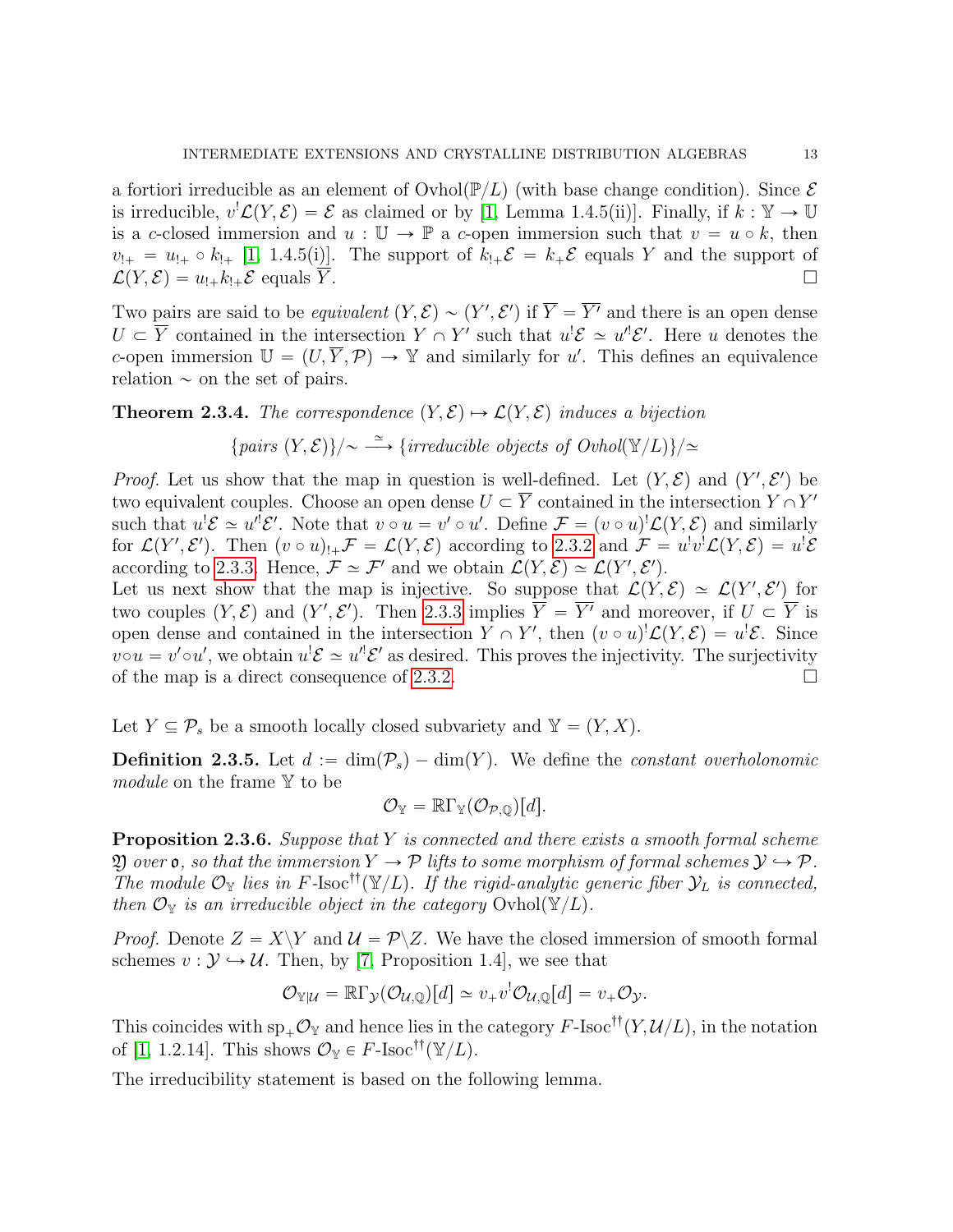a fortiori irreducible as an element of $\mathrm{Ovhol}(\mathbb{P}/L)$ (with base change condition). Since $\mathcal{E}$ is irreducible, $v^!\mathcal{L}(Y,\mathcal{E}) = \mathcal{E}$ as claimed or by [1, Lemma 1.4.5(ii)]. Finally, if $k : \mathbb{Y} \to \mathbb{U}$ is a $c$-closed immersion and $u : \mathbb{U} \to \mathbb{P}$ a $c$-open immersion such that $v = u \circ k$, then $v_{!+} = u_{!+} \circ k_{!+}$ [1, 1.4.5(i)]. The support of $k_{!+}\mathcal{E} = k_+\mathcal{E}$ equals $Y$ and the support of $\mathcal{L}(Y,\mathcal{E}) = u_{!+}k_{!+}\mathcal{E}$ equals $\overline{Y}$. $\square$

Two pairs are said to be *equivalent* $(Y,\mathcal{E}) \sim (Y',\mathcal{E}')$ if $\overline{Y} = \overline{Y'}$ and there is an open dense $U \subset \overline{Y}$ contained in the intersection $Y \cap Y'$ such that $u^!\mathcal{E} \simeq u'^!\mathcal{E}'$. Here $u$ denotes the $c$-open immersion $\mathbb{U} = (U, \overline{Y}, \mathcal{P}) \to \mathbb{Y}$ and similarly for $u'$. This defines an equivalence relation $\sim$ on the set of pairs.

**Theorem 2.3.4.** *The correspondence $(Y,\mathcal{E}) \mapsto \mathcal{L}(Y,\mathcal{E})$ induces a bijection*

$$\{\textit{pairs } (Y,\mathcal{E})\}/\sim \;\xrightarrow{\simeq}\; \{\textit{irreducible objects of } \mathrm{Ovhol}(\mathbb{Y}/L)\}/\simeq$$

*Proof.* Let us show that the map in question is well-defined. Let $(Y,\mathcal{E})$ and $(Y',\mathcal{E}')$ be two equivalent couples. Choose an open dense $U \subset \overline{Y}$ contained in the intersection $Y \cap Y'$ such that $u^!\mathcal{E} \simeq u'^!\mathcal{E}'$. Note that $v \circ u = v' \circ u'$. Define $\mathcal{F} = (v \circ u)^!\mathcal{L}(Y,\mathcal{E})$ and similarly for $\mathcal{L}(Y',\mathcal{E}')$. Then $(v \circ u)_{!+}\mathcal{F} = \mathcal{L}(Y,\mathcal{E})$ according to 2.3.2 and $\mathcal{F} = u^!v^!\mathcal{L}(Y,\mathcal{E}) = u^!\mathcal{E}$ according to 2.3.3. Hence, $\mathcal{F} \simeq \mathcal{F}'$ and we obtain $\mathcal{L}(Y,\mathcal{E}) \simeq \mathcal{L}(Y',\mathcal{E}')$.
Let us next show that the map is injective. So suppose that $\mathcal{L}(Y,\mathcal{E}) \simeq \mathcal{L}(Y',\mathcal{E}')$ for two couples $(Y,\mathcal{E})$ and $(Y',\mathcal{E}')$. Then 2.3.3 implies $\overline{Y} = \overline{Y'}$ and moreover, if $U \subset \overline{Y}$ is open dense and contained in the intersection $Y \cap Y'$, then $(v \circ u)^!\mathcal{L}(Y,\mathcal{E}) = u^!\mathcal{E}$. Since $v \circ u = v' \circ u'$, we obtain $u^!\mathcal{E} \simeq u'^!\mathcal{E}'$ as desired. This proves the injectivity. The surjectivity of the map is a direct consequence of 2.3.2. $\square$

Let $Y \subseteq \mathcal{P}_s$ be a smooth locally closed subvariety and $\mathbb{Y} = (Y, X)$.

**Definition 2.3.5.** Let $d := \dim(\mathcal{P}_s) - \dim(Y)$. We define the *constant overholonomic module* on the frame $\mathbb{Y}$ to be

$$\mathcal{O}_{\mathbb{Y}} = \mathbb{R}\Gamma_{\mathbb{Y}}(\mathcal{O}_{\mathcal{P},\mathbb{Q}})[d].$$

**Proposition 2.3.6.** *Suppose that $Y$ is connected and there exists a smooth formal scheme $\mathfrak{Y}$ over $\mathfrak{o}$, so that the immersion $Y \to \mathcal{P}$ lifts to some morphism of formal schemes $\mathcal{Y} \hookrightarrow \mathcal{P}$. The module $\mathcal{O}_{\mathbb{Y}}$ lies in $F\text{-}\mathrm{Isoc}^{\dagger\dagger}(\mathbb{Y}/L)$. If the rigid-analytic generic fiber $\mathcal{Y}_L$ is connected, then $\mathcal{O}_{\mathbb{Y}}$ is an irreducible object in the category $\mathrm{Ovhol}(\mathbb{Y}/L)$.*

*Proof.* Denote $Z = X \backslash Y$ and $\mathcal{U} = \mathcal{P} \backslash Z$. We have the closed immersion of smooth formal schemes $v : \mathcal{Y} \hookrightarrow \mathcal{U}$. Then, by [7, Proposition 1.4], we see that

$$\mathcal{O}_{\mathbb{Y}|\mathcal{U}} = \mathbb{R}\Gamma_{\mathcal{Y}}(\mathcal{O}_{\mathcal{U},\mathbb{Q}})[d] \simeq v_+v^!\mathcal{O}_{\mathcal{U},\mathbb{Q}}[d] = v_+\mathcal{O}_{\mathcal{Y}}.$$

This coincides with $\mathrm{sp}_+\mathcal{O}_{\mathbb{Y}}$ and hence lies in the category $F\text{-}\mathrm{Isoc}^{\dagger\dagger}(Y,\mathcal{U}/L)$, in the notation of [1, 1.2.14]. This shows $\mathcal{O}_{\mathbb{Y}} \in F\text{-}\mathrm{Isoc}^{\dagger\dagger}(\mathbb{Y}/L)$.

The irreducibility statement is based on the following lemma.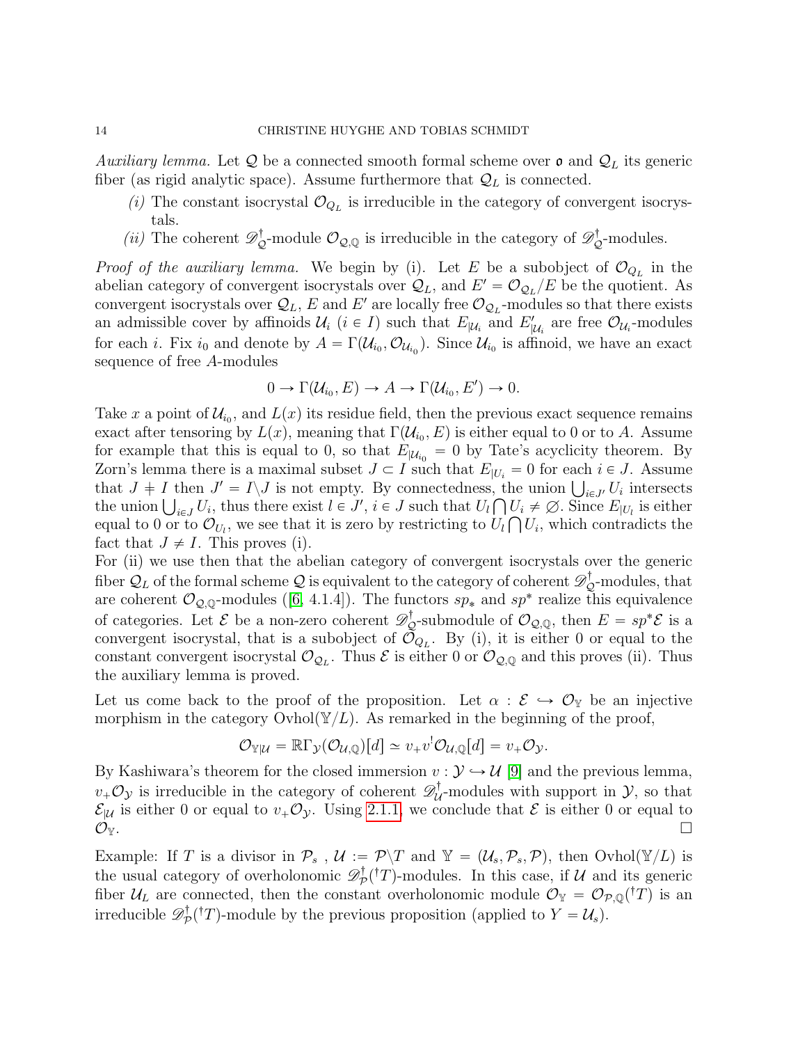*Auxiliary lemma.* Let $\mathcal{Q}$ be a connected smooth formal scheme over $\mathfrak{o}$ and $\mathcal{Q}_L$ its generic fiber (as rigid analytic space). Assume furthermore that $\mathcal{Q}_L$ is connected.

*(i)* The constant isocrystal $\mathcal{O}_{Q_L}$ is irreducible in the category of convergent isocrystals.

*(ii)* The coherent $\mathscr{D}^{\dagger}_{\mathcal{Q}}$-module $\mathcal{O}_{\mathcal{Q},\mathbb{Q}}$ is irreducible in the category of $\mathscr{D}^{\dagger}_{\mathcal{Q}}$-modules.

*Proof of the auxiliary lemma.* We begin by (i). Let $E$ be a subobject of $\mathcal{O}_{Q_L}$ in the abelian category of convergent isocrystals over $\mathcal{Q}_L$, and $E' = \mathcal{O}_{\mathcal{Q}_L}/E$ be the quotient. As convergent isocrystals over $\mathcal{Q}_L$, $E$ and $E'$ are locally free $\mathcal{O}_{\mathcal{Q}_L}$-modules so that there exists an admissible cover by affinoids $\mathcal{U}_i$ $(i \in I)$ such that $E_{|\mathcal{U}_i}$ and $E'_{|\mathcal{U}_i}$ are free $\mathcal{O}_{\mathcal{U}_i}$-modules for each $i$. Fix $i_0$ and denote by $A = \Gamma(\mathcal{U}_{i_0}, \mathcal{O}_{\mathcal{U}_{i_0}})$. Since $\mathcal{U}_{i_0}$ is affinoid, we have an exact sequence of free $A$-modules

$$0 \to \Gamma(\mathcal{U}_{i_0}, E) \to A \to \Gamma(\mathcal{U}_{i_0}, E') \to 0.$$

Take $x$ a point of $\mathcal{U}_{i_0}$, and $L(x)$ its residue field, then the previous exact sequence remains exact after tensoring by $L(x)$, meaning that $\Gamma(\mathcal{U}_{i_0}, E)$ is either equal to 0 or to $A$. Assume for example that this is equal to 0, so that $E_{|\mathcal{U}_{i_0}} = 0$ by Tate's acyclicity theorem. By Zorn's lemma there is a maximal subset $J \subset I$ such that $E_{|U_i} = 0$ for each $i \in J$. Assume that $J \neq I$ then $J' = I \backslash J$ is not empty. By connectedness, the union $\bigcup_{i \in J'} U_i$ intersects the union $\bigcup_{i \in J} U_i$, thus there exist $l \in J'$, $i \in J$ such that $U_l \bigcap U_i \neq \varnothing$. Since $E_{|U_l}$ is either equal to 0 or to $\mathcal{O}_{U_l}$, we see that it is zero by restricting to $U_l \bigcap U_i$, which contradicts the fact that $J \neq I$. This proves (i).

For (ii) we use then that the abelian category of convergent isocrystals over the generic fiber $\mathcal{Q}_L$ of the formal scheme $\mathcal{Q}$ is equivalent to the category of coherent $\mathscr{D}^{\dagger}_{\mathcal{Q}}$-modules, that are coherent $\mathcal{O}_{\mathcal{Q},\mathbb{Q}}$-modules ([6, 4.1.4]). The functors $sp_*$ and $sp^*$ realize this equivalence of categories. Let $\mathcal{E}$ be a non-zero coherent $\mathscr{D}^{\dagger}_{\mathcal{Q}}$-submodule of $\mathcal{O}_{\mathcal{Q},\mathbb{Q}}$, then $E = sp^*\mathcal{E}$ is a convergent isocrystal, that is a subobject of $\mathcal{O}_{\mathcal{Q}_L}$. By (i), it is either 0 or equal to the constant convergent isocrystal $\mathcal{O}_{\mathcal{Q}_L}$. Thus $\mathcal{E}$ is either 0 or $\mathcal{O}_{\mathcal{Q},\mathbb{Q}}$ and this proves (ii). Thus the auxiliary lemma is proved.

Let us come back to the proof of the proposition. Let $\alpha : \mathcal{E} \hookrightarrow \mathcal{O}_{\mathbb{Y}}$ be an injective morphism in the category $\mathrm{Ovhol}(\mathbb{Y}/L)$. As remarked in the beginning of the proof,

$$\mathcal{O}_{\mathbb{Y}|\mathcal{U}} = \mathbb{R}\Gamma_{\mathcal{Y}}(\mathcal{O}_{\mathcal{U},\mathbb{Q}})[d] \simeq v_+ v^! \mathcal{O}_{\mathcal{U},\mathbb{Q}}[d] = v_+\mathcal{O}_{\mathcal{Y}}.$$

By Kashiwara's theorem for the closed immersion $v : \mathcal{Y} \hookrightarrow \mathcal{U}$ [9] and the previous lemma, $v_+\mathcal{O}_{\mathcal{Y}}$ is irreducible in the category of coherent $\mathscr{D}^{\dagger}_{\mathcal{U}}$-modules with support in $\mathcal{Y}$, so that $\mathcal{E}_{|\mathcal{U}}$ is either 0 or equal to $v_+\mathcal{O}_{\mathcal{Y}}$. Using 2.1.1, we conclude that $\mathcal{E}$ is either 0 or equal to $\mathcal{O}_{\mathbb{Y}}$. $\square$

Example: If $T$ is a divisor in $\mathcal{P}_s$ , $\mathcal{U} := \mathcal{P} \backslash T$ and $\mathbb{Y} = (\mathcal{U}_s, \mathcal{P}_s, \mathcal{P})$, then $\mathrm{Ovhol}(\mathbb{Y}/L)$ is the usual category of overholonomic $\mathscr{D}^{\dagger}_{\mathcal{P}}({}^{\dagger}T)$-modules. In this case, if $\mathcal{U}$ and its generic fiber $\mathcal{U}_L$ are connected, then the constant overholonomic module $\mathcal{O}_{\mathbb{Y}} = \mathcal{O}_{\mathcal{P},\mathbb{Q}}({}^{\dagger}T)$ is an irreducible $\mathscr{D}^{\dagger}_{\mathcal{P}}({}^{\dagger}T)$-module by the previous proposition (applied to $Y = \mathcal{U}_s$).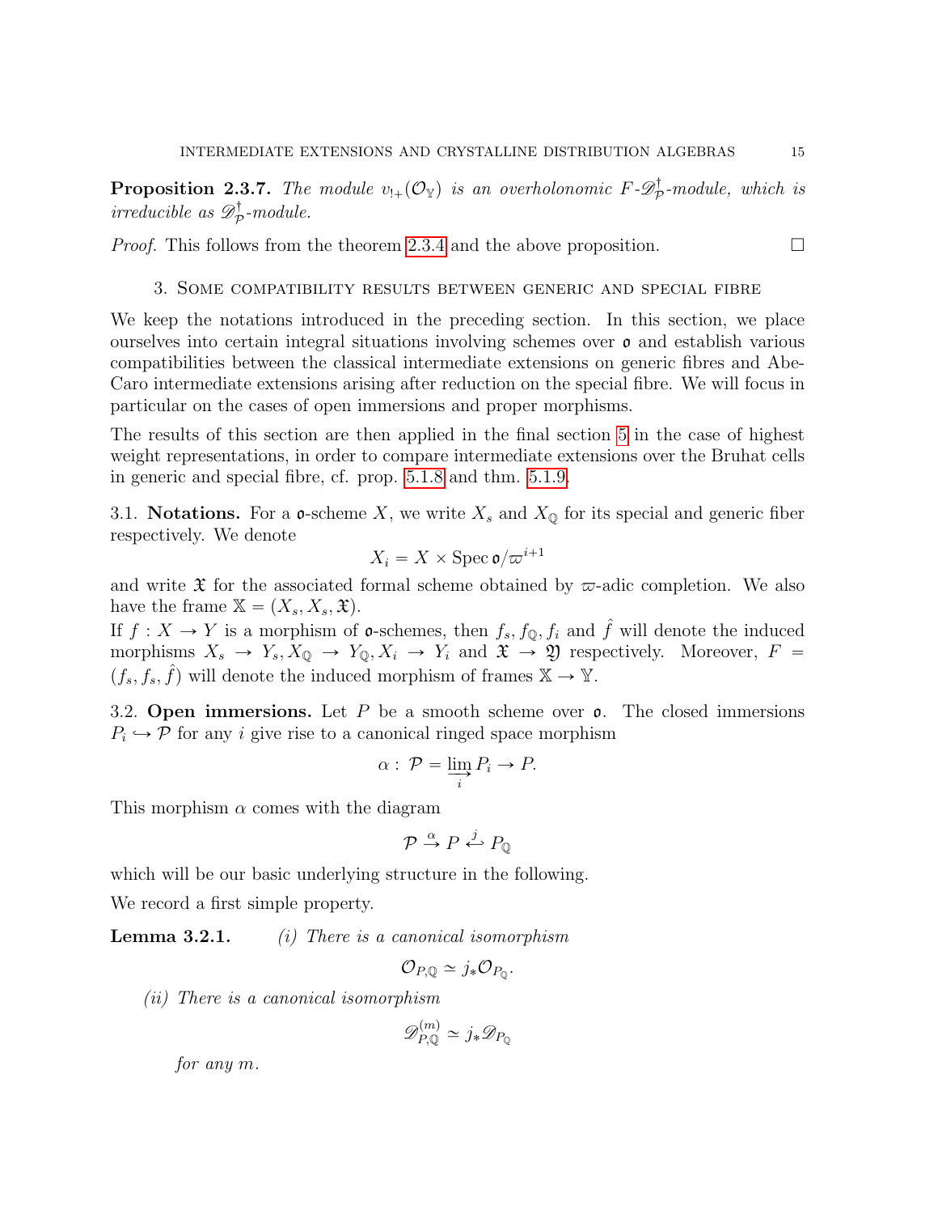**Proposition 2.3.7.** *The module $v_{!+}(\mathcal{O}_{\mathbb{Y}})$ is an overholonomic $F$-$\mathscr{D}^\dagger_{\mathcal{P}}$-module, which is irreducible as $\mathscr{D}^\dagger_{\mathcal{P}}$-module.*

*Proof.* This follows from the theorem 2.3.4 and the above proposition. □

## 3. Some compatibility results between generic and special fibre

We keep the notations introduced in the preceding section. In this section, we place ourselves into certain integral situations involving schemes over $\mathfrak{o}$ and establish various compatibilities between the classical intermediate extensions on generic fibres and Abe-Caro intermediate extensions arising after reduction on the special fibre. We will focus in particular on the cases of open immersions and proper morphisms.

The results of this section are then applied in the final section 5 in the case of highest weight representations, in order to compare intermediate extensions over the Bruhat cells in generic and special fibre, cf. prop. 5.1.8 and thm. 5.1.9.

### 3.1. Notations.

For a $\mathfrak{o}$-scheme $X$, we write $X_s$ and $X_{\mathbb{Q}}$ for its special and generic fiber respectively. We denote

$$X_i = X \times \operatorname{Spec} \mathfrak{o}/\varpi^{i+1}$$

and write $\mathfrak{X}$ for the associated formal scheme obtained by $\varpi$-adic completion. We also have the frame $\mathbb{X} = (X_s, X_s, \mathfrak{X})$.

If $f : X \to Y$ is a morphism of $\mathfrak{o}$-schemes, then $f_s, f_{\mathbb{Q}}, f_i$ and $\hat{f}$ will denote the induced morphisms $X_s \to Y_s, X_{\mathbb{Q}} \to Y_{\mathbb{Q}}, X_i \to Y_i$ and $\mathfrak{X} \to \mathfrak{Y}$ respectively. Moreover, $F = (f_s, f_s, \hat{f})$ will denote the induced morphism of frames $\mathbb{X} \to \mathbb{Y}$.

### 3.2. Open immersions.

Let $P$ be a smooth scheme over $\mathfrak{o}$. The closed immersions $P_i \hookrightarrow \mathcal{P}$ for any $i$ give rise to a canonical ringed space morphism

$$\alpha : \mathcal{P} = \varinjlim_i P_i \to P.$$

This morphism $\alpha$ comes with the diagram

$$\mathcal{P} \xrightarrow{\alpha} P \xhookleftarrow{j} P_{\mathbb{Q}}$$

which will be our basic underlying structure in the following.

We record a first simple property.

**Lemma 3.2.1.** *(i) There is a canonical isomorphism*

$$\mathcal{O}_{P,\mathbb{Q}} \simeq j_* \mathcal{O}_{P_{\mathbb{Q}}}.$$

*(ii) There is a canonical isomorphism*

$$\mathscr{D}^{(m)}_{P,\mathbb{Q}} \simeq j_* \mathscr{D}_{P_{\mathbb{Q}}}$$

*for any $m$.*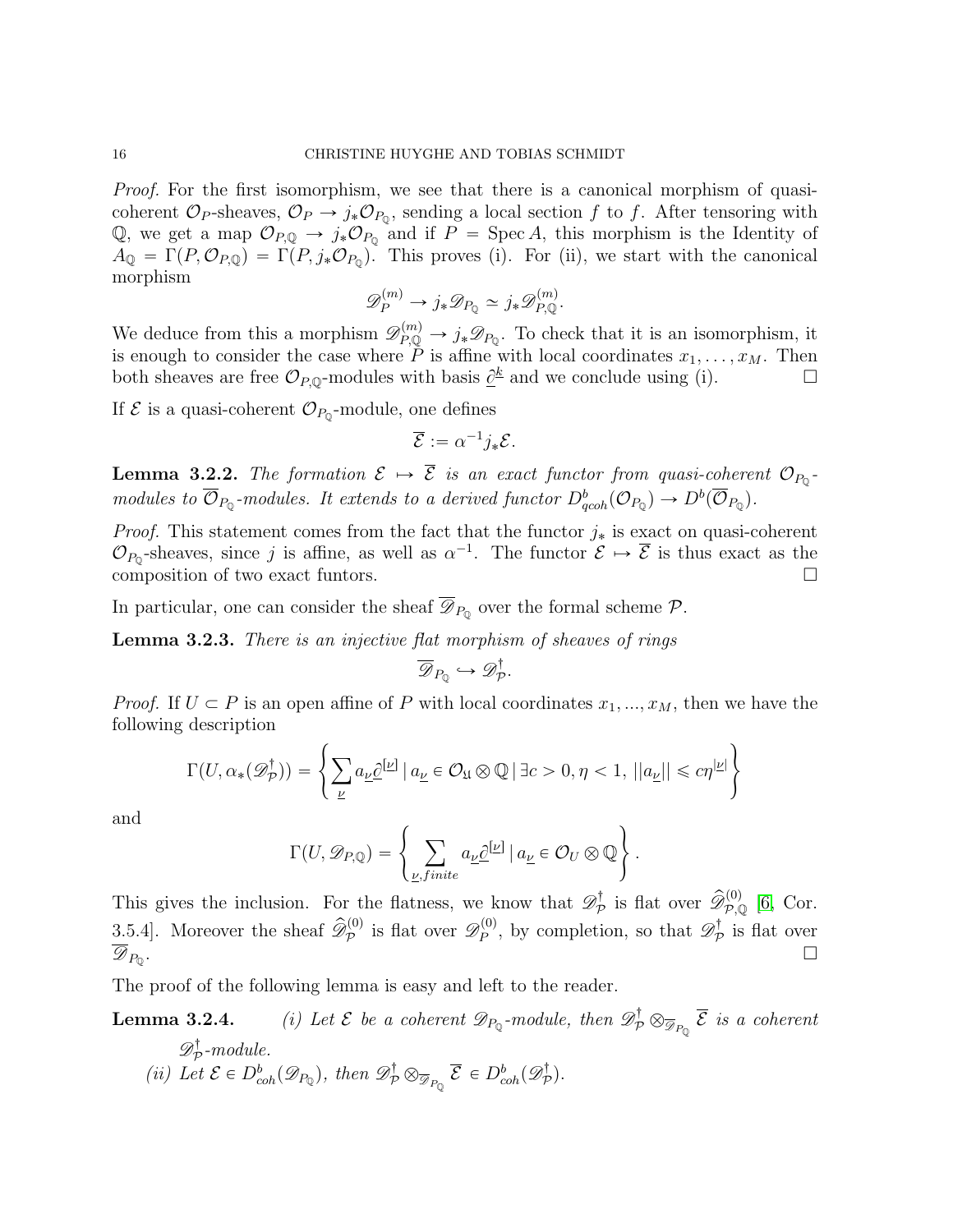*Proof.* For the first isomorphism, we see that there is a canonical morphism of quasi-coherent $\mathcal{O}_P$-sheaves, $\mathcal{O}_P \to j_*\mathcal{O}_{P_{\mathbb{Q}}}$, sending a local section $f$ to $f$. After tensoring with $\mathbb{Q}$, we get a map $\mathcal{O}_{P,\mathbb{Q}} \to j_*\mathcal{O}_{P_{\mathbb{Q}}}$ and if $P = \operatorname{Spec} A$, this morphism is the Identity of $A_{\mathbb{Q}} = \Gamma(P, \mathcal{O}_{P,\mathbb{Q}}) = \Gamma(P, j_*\mathcal{O}_{P_{\mathbb{Q}}})$. This proves (i). For (ii), we start with the canonical morphism

$$\mathscr{D}_P^{(m)} \to j_*\mathscr{D}_{P_{\mathbb{Q}}} \simeq j_*\mathscr{D}_{P,\mathbb{Q}}^{(m)}.$$

We deduce from this a morphism $\mathscr{D}_{P,\mathbb{Q}}^{(m)} \to j_*\mathscr{D}_{P_{\mathbb{Q}}}$. To check that it is an isomorphism, it is enough to consider the case where $P$ is affine with local coordinates $x_1, \ldots, x_M$. Then both sheaves are free $\mathcal{O}_{P,\mathbb{Q}}$-modules with basis $\underline{\partial}^{\underline{k}}$ and we conclude using (i). □

If $\mathcal{E}$ is a quasi-coherent $\mathcal{O}_{P_{\mathbb{Q}}}$-module, one defines

$$\overline{\mathcal{E}} := \alpha^{-1}j_*\mathcal{E}.$$

**Lemma 3.2.2.** *The formation $\mathcal{E} \mapsto \overline{\mathcal{E}}$ is an exact functor from quasi-coherent $\mathcal{O}_{P_{\mathbb{Q}}}$-modules to $\overline{\mathcal{O}}_{P_{\mathbb{Q}}}$-modules. It extends to a derived functor $D^b_{qcoh}(\mathcal{O}_{P_{\mathbb{Q}}}) \to D^b(\overline{\mathcal{O}}_{P_{\mathbb{Q}}})$.*

*Proof.* This statement comes from the fact that the functor $j_*$ is exact on quasi-coherent $\mathcal{O}_{P_{\mathbb{Q}}}$-sheaves, since $j$ is affine, as well as $\alpha^{-1}$. The functor $\mathcal{E} \mapsto \overline{\mathcal{E}}$ is thus exact as the composition of two exact funtors. □

In particular, one can consider the sheaf $\overline{\mathscr{D}}_{P_{\mathbb{Q}}}$ over the formal scheme $\mathcal{P}$.

**Lemma 3.2.3.** *There is an injective flat morphism of sheaves of rings*

$$\overline{\mathscr{D}}_{P_{\mathbb{Q}}} \hookrightarrow \mathscr{D}^{\dagger}_{\mathcal{P}}.$$

*Proof.* If $U \subset P$ is an open affine of $P$ with local coordinates $x_1, ..., x_M$, then we have the following description

$$\Gamma(U, \alpha_*(\mathscr{D}^{\dagger}_{\mathcal{P}})) = \left\{ \sum_{\underline{\nu}} a_{\underline{\nu}} \underline{\partial}^{[\underline{\nu}]} \,|\, a_{\underline{\nu}} \in \mathcal{O}_{\mathfrak{U}} \otimes \mathbb{Q} \,|\, \exists c > 0, \eta < 1, \, ||a_{\underline{\nu}}|| \leqslant c\eta^{|\underline{\nu}|} \right\}$$

and

$$\Gamma(U, \mathscr{D}_{P,\mathbb{Q}}) = \left\{ \sum_{\underline{\nu}, finite} a_{\underline{\nu}} \underline{\partial}^{[\underline{\nu}]} \,|\, a_{\underline{\nu}} \in \mathcal{O}_U \otimes \mathbb{Q} \right\}.$$

This gives the inclusion. For the flatness, we know that $\mathscr{D}^{\dagger}_{\mathcal{P}}$ is flat over $\widehat{\mathscr{D}}^{(0)}_{\mathcal{P},\mathbb{Q}}$ [6, Cor. 3.5.4]. Moreover the sheaf $\widehat{\mathscr{D}}^{(0)}_{\mathcal{P}}$ is flat over $\mathscr{D}^{(0)}_P$, by completion, so that $\mathscr{D}^{\dagger}_{\mathcal{P}}$ is flat over $\overline{\mathscr{D}}_{P_{\mathbb{Q}}}$. □

The proof of the following lemma is easy and left to the reader.

**Lemma 3.2.4.** *(i) Let $\mathcal{E}$ be a coherent $\mathscr{D}_{P_{\mathbb{Q}}}$-module, then $\mathscr{D}^{\dagger}_{\mathcal{P}} \otimes_{\overline{\mathscr{D}}_{P_{\mathbb{Q}}}} \overline{\mathcal{E}}$ is a coherent $\mathscr{D}^{\dagger}_{\mathcal{P}}$-module.*

*(ii) Let $\mathcal{E} \in D^b_{coh}(\mathscr{D}_{P_{\mathbb{Q}}})$, then $\mathscr{D}^{\dagger}_{\mathcal{P}} \otimes_{\overline{\mathscr{D}}_{P_{\mathbb{Q}}}} \overline{\mathcal{E}} \in D^b_{coh}(\mathscr{D}^{\dagger}_{\mathcal{P}})$.*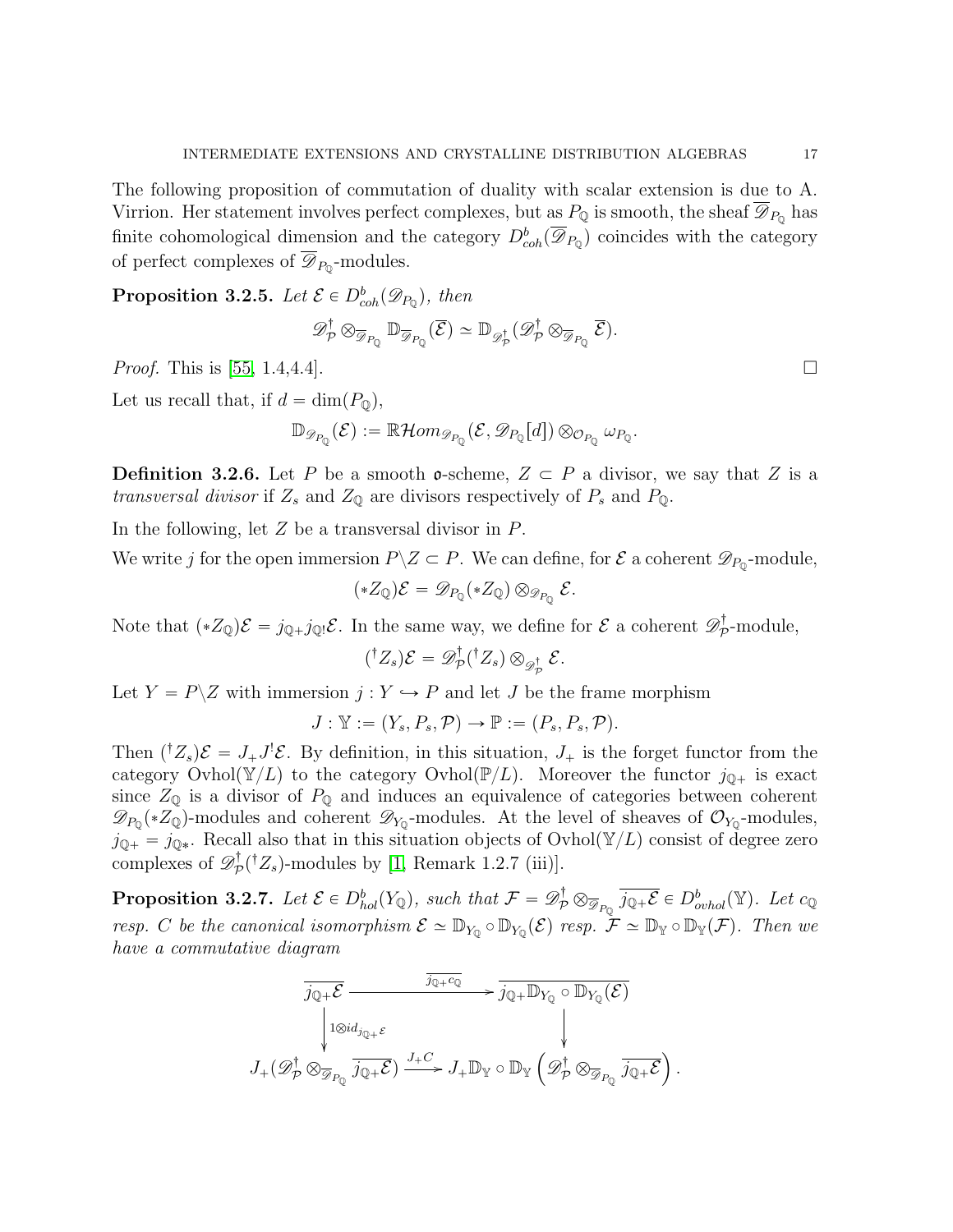The following proposition of commutation of duality with scalar extension is due to A. Virrion. Her statement involves perfect complexes, but as $P_{\mathbb{Q}}$ is smooth, the sheaf $\overline{\mathscr{D}}_{P_{\mathbb{Q}}}$ has finite cohomological dimension and the category $D^b_{coh}(\overline{\mathscr{D}}_{P_{\mathbb{Q}}})$ coincides with the category of perfect complexes of $\overline{\mathscr{D}}_{P_{\mathbb{Q}}}$-modules.

**Proposition 3.2.5.** *Let $\mathcal{E} \in D^b_{coh}(\mathscr{D}_{P_{\mathbb{Q}}})$, then*

$$\mathscr{D}^{\dagger}_{\mathcal{P}} \otimes_{\overline{\mathscr{D}}_{P_{\mathbb{Q}}}} \mathbb{D}_{\overline{\mathscr{D}}_{P_{\mathbb{Q}}}}(\overline{\mathcal{E}}) \simeq \mathbb{D}_{\mathscr{D}^{\dagger}_{\mathcal{P}}}(\mathscr{D}^{\dagger}_{\mathcal{P}} \otimes_{\overline{\mathscr{D}}_{P_{\mathbb{Q}}}} \overline{\mathcal{E}}).$$

*Proof.* This is [55, 1.4,4.4]. □

Let us recall that, if $d = \dim(P_{\mathbb{Q}})$,

$$\mathbb{D}_{\mathscr{D}_{P_{\mathbb{Q}}}}(\mathcal{E}) := \mathbb{R}\mathcal{H}om_{\mathscr{D}_{P_{\mathbb{Q}}}}(\mathcal{E}, \mathscr{D}_{P_{\mathbb{Q}}}[d]) \otimes_{\mathcal{O}_{P_{\mathbb{Q}}}} \omega_{P_{\mathbb{Q}}}.$$

**Definition 3.2.6.** Let $P$ be a smooth $\mathfrak{o}$-scheme, $Z \subset P$ a divisor, we say that $Z$ is a *transversal divisor* if $Z_s$ and $Z_{\mathbb{Q}}$ are divisors respectively of $P_s$ and $P_{\mathbb{Q}}$.

In the following, let $Z$ be a transversal divisor in $P$.

We write $j$ for the open immersion $P\backslash Z \subset P$. We can define, for $\mathcal{E}$ a coherent $\mathscr{D}_{P_{\mathbb{Q}}}$-module,

$$(*Z_{\mathbb{Q}})\mathcal{E} = \mathscr{D}_{P_{\mathbb{Q}}}(*Z_{\mathbb{Q}}) \otimes_{\mathscr{D}_{P_{\mathbb{Q}}}} \mathcal{E}.$$

Note that $(*Z_{\mathbb{Q}})\mathcal{E} = j_{\mathbb{Q}+}j_{\mathbb{Q}!}\mathcal{E}$. In the same way, we define for $\mathcal{E}$ a coherent $\mathscr{D}^{\dagger}_{\mathcal{P}}$-module,

$$({}^{\dagger}Z_s)\mathcal{E} = \mathscr{D}^{\dagger}_{\mathcal{P}}({}^{\dagger}Z_s) \otimes_{\mathscr{D}^{\dagger}_{\mathcal{P}}} \mathcal{E}.$$

Let $Y = P\backslash Z$ with immersion $j : Y \hookrightarrow P$ and let $J$ be the frame morphism

$$J : \mathbb{Y} := (Y_s, P_s, \mathcal{P}) \to \mathbb{P} := (P_s, P_s, \mathcal{P}).$$

Then $({}^{\dagger}Z_s)\mathcal{E} = J_+J^!\mathcal{E}$. By definition, in this situation, $J_+$ is the forget functor from the category $\mathrm{Ovhol}(\mathbb{Y}/L)$ to the category $\mathrm{Ovhol}(\mathbb{P}/L)$. Moreover the functor $j_{\mathbb{Q}+}$ is exact since $Z_{\mathbb{Q}}$ is a divisor of $P_{\mathbb{Q}}$ and induces an equivalence of categories between coherent $\mathscr{D}_{P_{\mathbb{Q}}}(*Z_{\mathbb{Q}})$-modules and coherent $\mathscr{D}_{Y_{\mathbb{Q}}}$-modules. At the level of sheaves of $\mathcal{O}_{Y_{\mathbb{Q}}}$-modules, $j_{\mathbb{Q}+} = j_{\mathbb{Q}*}$. Recall also that in this situation objects of $\mathrm{Ovhol}(\mathbb{Y}/L)$ consist of degree zero complexes of $\mathscr{D}^{\dagger}_{\mathcal{P}}({}^{\dagger}Z_s)$-modules by [1, Remark 1.2.7 (iii)].

**Proposition 3.2.7.** *Let $\mathcal{E} \in D^b_{hol}(Y_{\mathbb{Q}})$, such that $\mathcal{F} = \mathscr{D}^{\dagger}_{\mathcal{P}} \otimes_{\overline{\mathscr{D}}_{P_{\mathbb{Q}}}} \overline{j_{\mathbb{Q}+}\mathcal{E}} \in D^b_{ovhol}(\mathbb{Y})$. Let $c_{\mathbb{Q}}$ resp. $C$ be the canonical isomorphism $\mathcal{E} \simeq \mathbb{D}_{Y_{\mathbb{Q}}} \circ \mathbb{D}_{Y_{\mathbb{Q}}}(\mathcal{E})$ resp. $\mathcal{F} \simeq \mathbb{D}_{\mathbb{Y}} \circ \mathbb{D}_{\mathbb{Y}}(\mathcal{F})$. Then we have a commutative diagram*

$$\begin{array}{ccc}
\overline{j_{\mathbb{Q}+}\mathcal{E}} & \xrightarrow{\overline{j_{\mathbb{Q}+}c_{\mathbb{Q}}}} & \overline{j_{\mathbb{Q}+}\mathbb{D}_{Y_{\mathbb{Q}}} \circ \mathbb{D}_{Y_{\mathbb{Q}}}(\mathcal{E})} \\
\Big\downarrow {\scriptstyle 1\otimes id_{j_{\mathbb{Q}+}\mathcal{E}}} & & \Big\downarrow \\
J_+(\mathscr{D}^{\dagger}_{\mathcal{P}} \otimes_{\overline{\mathscr{D}}_{P_{\mathbb{Q}}}} \overline{j_{\mathbb{Q}+}\mathcal{E}}) & \xrightarrow{J_+C} & J_+\mathbb{D}_{\mathbb{Y}} \circ \mathbb{D}_{\mathbb{Y}}\left(\mathscr{D}^{\dagger}_{\mathcal{P}} \otimes_{\overline{\mathscr{D}}_{P_{\mathbb{Q}}}} \overline{j_{\mathbb{Q}+}\mathcal{E}}\right).
\end{array}$$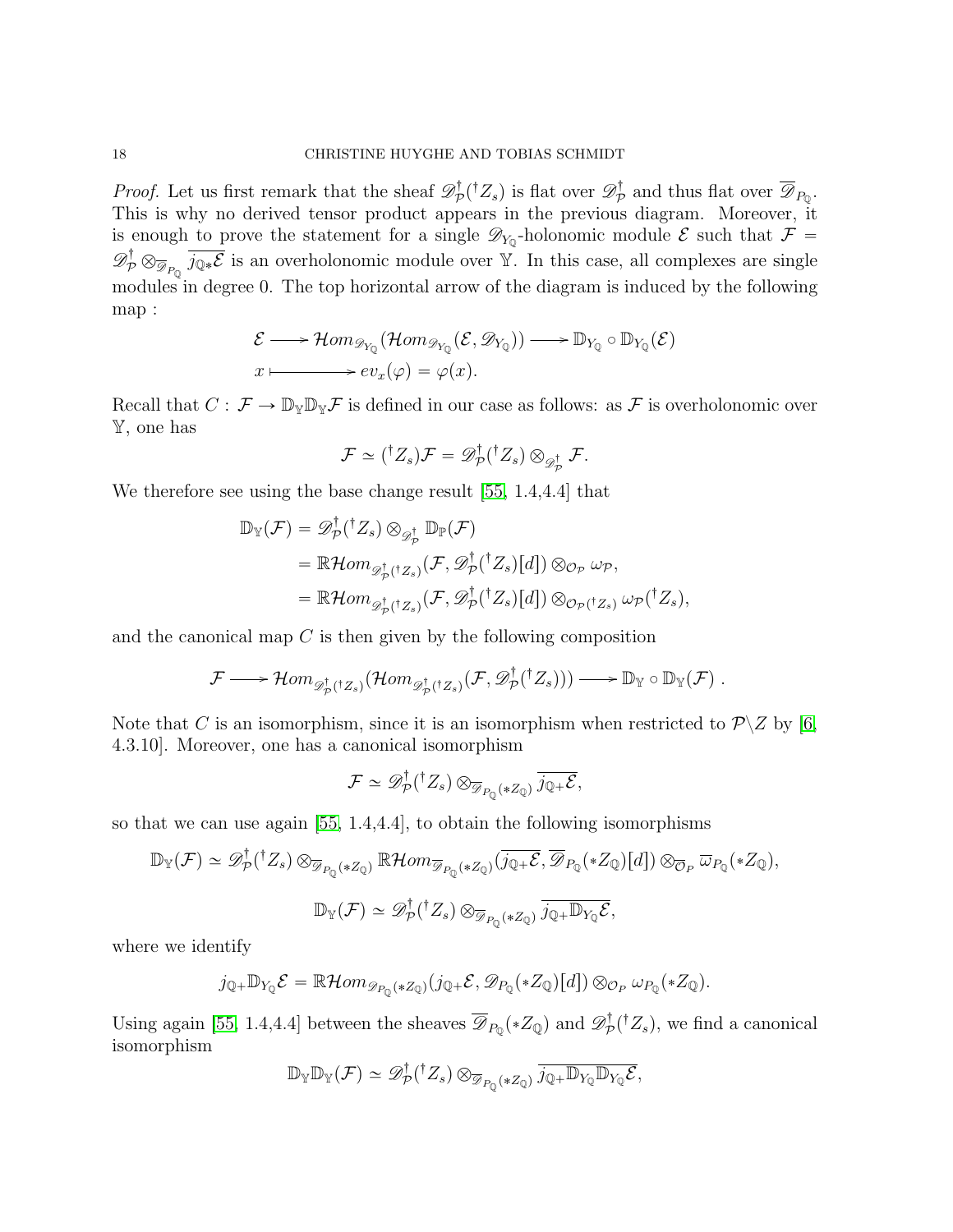*Proof.* Let us first remark that the sheaf $\mathscr{D}^\dagger_{\mathcal{P}}({}^\dagger Z_s)$ is flat over $\mathscr{D}^\dagger_{\mathcal{P}}$ and thus flat over $\overline{\mathscr{D}}_{P_{\mathbb{Q}}}$. This is why no derived tensor product appears in the previous diagram. Moreover, it is enough to prove the statement for a single $\mathscr{D}_{Y_{\mathbb{Q}}}$-holonomic module $\mathcal{E}$ such that $\mathcal{F} = \mathscr{D}^\dagger_{\mathcal{P}} \otimes_{\overline{\mathscr{D}}_{P_{\mathbb{Q}}}} \overline{j_{\mathbb{Q}*}\mathcal{E}}$ is an overholonomic module over $\mathbb{Y}$. In this case, all complexes are single modules in degree 0. The top horizontal arrow of the diagram is induced by the following map :

$$\begin{array}{ccccc} \mathcal{E} & \longrightarrow & \mathcal{H}om_{\mathscr{D}_{Y_{\mathbb{Q}}}}(\mathcal{H}om_{\mathscr{D}_{Y_{\mathbb{Q}}}}(\mathcal{E}, \mathscr{D}_{Y_{\mathbb{Q}}})) & \longrightarrow & \mathbb{D}_{Y_{\mathbb{Q}}} \circ \mathbb{D}_{Y_{\mathbb{Q}}}(\mathcal{E}) \\ x & \longmapsto & ev_x(\varphi) = \varphi(x). & & \end{array}$$

Recall that $C : \mathcal{F} \to \mathbb{D}_{\mathbb{Y}}\mathbb{D}_{\mathbb{Y}}\mathcal{F}$ is defined in our case as follows: as $\mathcal{F}$ is overholonomic over $\mathbb{Y}$, one has

$$\mathcal{F} \simeq ({}^\dagger Z_s)\mathcal{F} = \mathscr{D}^\dagger_{\mathcal{P}}({}^\dagger Z_s) \otimes_{\mathscr{D}^\dagger_{\mathcal{P}}} \mathcal{F}.$$

We therefore see using the base change result [55, 1.4,4.4] that

$$\begin{aligned} \mathbb{D}_{\mathbb{Y}}(\mathcal{F}) &= \mathscr{D}^\dagger_{\mathcal{P}}({}^\dagger Z_s) \otimes_{\mathscr{D}^\dagger_{\mathcal{P}}} \mathbb{D}_{\mathbb{P}}(\mathcal{F}) \\ &= \mathbb{R}\mathcal{H}om_{\mathscr{D}^\dagger_{\mathcal{P}}({}^\dagger Z_s)}(\mathcal{F}, \mathscr{D}^\dagger_{\mathcal{P}}({}^\dagger Z_s)[d]) \otimes_{\mathcal{O}_{\mathcal{P}}} \omega_{\mathcal{P}}, \\ &= \mathbb{R}\mathcal{H}om_{\mathscr{D}^\dagger_{\mathcal{P}}({}^\dagger Z_s)}(\mathcal{F}, \mathscr{D}^\dagger_{\mathcal{P}}({}^\dagger Z_s)[d]) \otimes_{\mathcal{O}_{\mathcal{P}}({}^\dagger Z_s)} \omega_{\mathcal{P}}({}^\dagger Z_s), \end{aligned}$$

and the canonical map $C$ is then given by the following composition

$$\mathcal{F} \longrightarrow \mathcal{H}om_{\mathscr{D}^\dagger_{\mathcal{P}}({}^\dagger Z_s)}(\mathcal{H}om_{\mathscr{D}^\dagger_{\mathcal{P}}({}^\dagger Z_s)}(\mathcal{F}, \mathscr{D}^\dagger_{\mathcal{P}}({}^\dagger Z_s))) \longrightarrow \mathbb{D}_{\mathbb{Y}} \circ \mathbb{D}_{\mathbb{Y}}(\mathcal{F}) .$$

Note that $C$ is an isomorphism, since it is an isomorphism when restricted to $\mathcal{P}\backslash Z$ by [6, 4.3.10]. Moreover, one has a canonical isomorphism

$$\mathcal{F} \simeq \mathscr{D}^\dagger_{\mathcal{P}}({}^\dagger Z_s) \otimes_{\overline{\mathscr{D}}_{P_{\mathbb{Q}}}(*Z_{\mathbb{Q}})} \overline{j_{\mathbb{Q}+}\mathcal{E}},$$

so that we can use again [55, 1.4,4.4], to obtain the following isomorphisms

$$\mathbb{D}_{\mathbb{Y}}(\mathcal{F}) \simeq \mathscr{D}^\dagger_{\mathcal{P}}({}^\dagger Z_s) \otimes_{\overline{\mathscr{D}}_{P_{\mathbb{Q}}}(*Z_{\mathbb{Q}})} \mathbb{R}\mathcal{H}om_{\overline{\mathscr{D}}_{P_{\mathbb{Q}}}(*Z_{\mathbb{Q}})}(\overline{j_{\mathbb{Q}+}\mathcal{E}}, \overline{\mathscr{D}}_{P_{\mathbb{Q}}}(*Z_{\mathbb{Q}})[d]) \otimes_{\overline{\mathcal{O}}_P} \overline{\omega}_{P_{\mathbb{Q}}}(*Z_{\mathbb{Q}}),$$

$$\mathbb{D}_{\mathbb{Y}}(\mathcal{F}) \simeq \mathscr{D}^\dagger_{\mathcal{P}}({}^\dagger Z_s) \otimes_{\overline{\mathscr{D}}_{P_{\mathbb{Q}}}(*Z_{\mathbb{Q}})} \overline{j_{\mathbb{Q}+}\mathbb{D}_{Y_{\mathbb{Q}}}\mathcal{E}},$$

where we identify

$$j_{\mathbb{Q}+}\mathbb{D}_{Y_{\mathbb{Q}}}\mathcal{E} = \mathbb{R}\mathcal{H}om_{\mathscr{D}_{P_{\mathbb{Q}}}(*Z_{\mathbb{Q}})}(j_{\mathbb{Q}+}\mathcal{E}, \mathscr{D}_{P_{\mathbb{Q}}}(*Z_{\mathbb{Q}})[d]) \otimes_{\mathcal{O}_P} \omega_{P_{\mathbb{Q}}}(*Z_{\mathbb{Q}}).$$

Using again [55, 1.4,4.4] between the sheaves $\overline{\mathscr{D}}_{P_{\mathbb{Q}}}(*Z_{\mathbb{Q}})$ and $\mathscr{D}^\dagger_{\mathcal{P}}({}^\dagger Z_s)$, we find a canonical isomorphism

$$\mathbb{D}_{\mathbb{Y}}\mathbb{D}_{\mathbb{Y}}(\mathcal{F}) \simeq \mathscr{D}^\dagger_{\mathcal{P}}({}^\dagger Z_s) \otimes_{\overline{\mathscr{D}}_{P_{\mathbb{Q}}}(*Z_{\mathbb{Q}})} \overline{j_{\mathbb{Q}+}\mathbb{D}_{Y_{\mathbb{Q}}}\mathbb{D}_{Y_{\mathbb{Q}}}\mathcal{E}},$$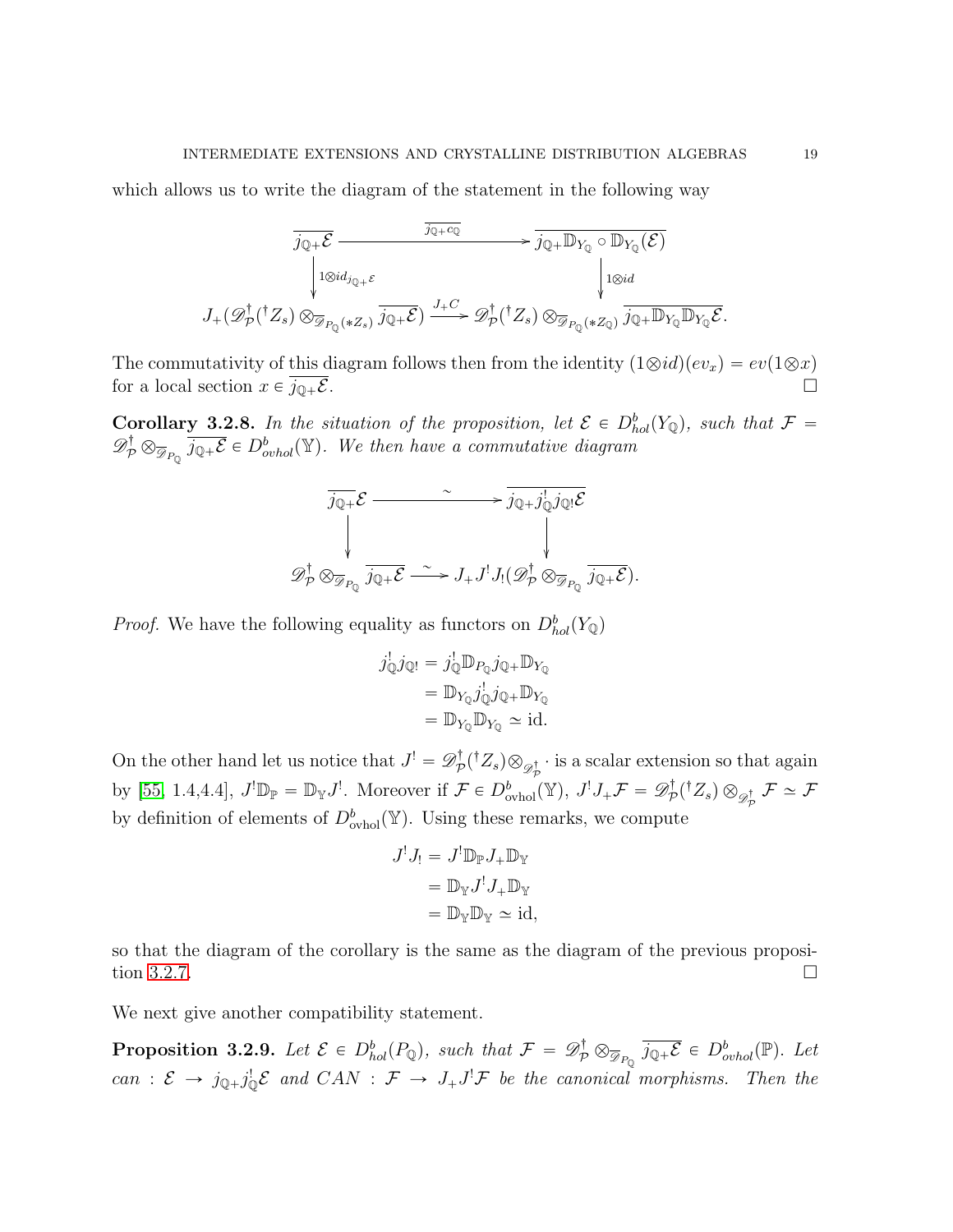which allows us to write the diagram of the statement in the following way

$$\begin{array}{ccc}
\overline{j_{\mathbb{Q}+}\mathcal{E}} & \xrightarrow{\overline{j_{\mathbb{Q}+}c_{\mathbb{Q}}}} & \overline{j_{\mathbb{Q}+}\mathbb{D}_{Y_{\mathbb{Q}}} \circ \mathbb{D}_{Y_{\mathbb{Q}}}(\mathcal{E})} \\
\big\downarrow 1\otimes id_{j_{\mathbb{Q}+}\mathcal{E}} & & \big\downarrow 1\otimes id \\
J_+(\mathscr{D}^\dagger_{\mathcal{P}}({}^\dagger Z_s) \otimes_{\overline{\mathscr{D}}_{P_{\mathbb{Q}}}(*Z_s)} \overline{j_{\mathbb{Q}+}\mathcal{E}}) & \xrightarrow{J_+C} & \mathscr{D}^\dagger_{\mathcal{P}}({}^\dagger Z_s) \otimes_{\overline{\mathscr{D}}_{P_{\mathbb{Q}}}(*Z_{\mathbb{Q}})} \overline{j_{\mathbb{Q}+}\mathbb{D}_{Y_{\mathbb{Q}}}\mathbb{D}_{Y_{\mathbb{Q}}}\mathcal{E}}.
\end{array}$$

The commutativity of this diagram follows then from the identity $(1\otimes id)(ev_x) = ev(1\otimes x)$ for a local section $x \in \overline{j_{\mathbb{Q}+}\mathcal{E}}$. ☐

**Corollary 3.2.8.** *In the situation of the proposition, let $\mathcal{E} \in D^b_{hol}(Y_{\mathbb{Q}})$, such that $\mathcal{F} = \mathscr{D}^\dagger_{\mathcal{P}} \otimes_{\overline{\mathscr{D}}_{P_{\mathbb{Q}}}} \overline{j_{\mathbb{Q}+}\mathcal{E}} \in D^b_{ovhol}(\mathbb{Y})$. We then have a commutative diagram*

$$\begin{array}{ccc}
\overline{j_{\mathbb{Q}+}\mathcal{E}} & \xrightarrow{\sim} & \overline{j_{\mathbb{Q}+}j^!_{\mathbb{Q}}j_{\mathbb{Q}!}\mathcal{E}} \\
\big\downarrow & & \big\downarrow \\
\mathscr{D}^\dagger_{\mathcal{P}} \otimes_{\overline{\mathscr{D}}_{P_{\mathbb{Q}}}} \overline{j_{\mathbb{Q}+}\mathcal{E}} & \xrightarrow{\sim} & J_+J^!J_!(\mathscr{D}^\dagger_{\mathcal{P}} \otimes_{\overline{\mathscr{D}}_{P_{\mathbb{Q}}}} \overline{j_{\mathbb{Q}+}\mathcal{E}}).
\end{array}$$

*Proof.* We have the following equality as functors on $D^b_{hol}(Y_{\mathbb{Q}})$

$$\begin{aligned}
j^!_{\mathbb{Q}}j_{\mathbb{Q}!} &= j^!_{\mathbb{Q}}\mathbb{D}_{P_{\mathbb{Q}}}j_{\mathbb{Q}+}\mathbb{D}_{Y_{\mathbb{Q}}} \\
&= \mathbb{D}_{Y_{\mathbb{Q}}}j^!_{\mathbb{Q}}j_{\mathbb{Q}+}\mathbb{D}_{Y_{\mathbb{Q}}} \\
&= \mathbb{D}_{Y_{\mathbb{Q}}}\mathbb{D}_{Y_{\mathbb{Q}}} \simeq \text{id}.
\end{aligned}$$

On the other hand let us notice that $J^! = \mathscr{D}^\dagger_{\mathcal{P}}({}^\dagger Z_s)\otimes_{\mathscr{D}^\dagger_{\mathcal{P}}} \cdot$ is a scalar extension so that again by [55, 1.4,4.4], $J^!\mathbb{D}_{\mathbb{P}} = \mathbb{D}_{\mathbb{Y}}J^!$. Moreover if $\mathcal{F} \in D^b_{\text{ovhol}}(\mathbb{Y})$, $J^!J_+\mathcal{F} = \mathscr{D}^\dagger_{\mathcal{P}}({}^\dagger Z_s) \otimes_{\mathscr{D}^\dagger_{\mathcal{P}}} \mathcal{F} \simeq \mathcal{F}$ by definition of elements of $D^b_{\text{ovhol}}(\mathbb{Y})$. Using these remarks, we compute

$$\begin{aligned}
J^!J_! &= J^!\mathbb{D}_{\mathbb{P}}J_+\mathbb{D}_{\mathbb{Y}} \\
&= \mathbb{D}_{\mathbb{Y}}J^!J_+\mathbb{D}_{\mathbb{Y}} \\
&= \mathbb{D}_{\mathbb{Y}}\mathbb{D}_{\mathbb{Y}} \simeq \text{id},
\end{aligned}$$

so that the diagram of the corollary is the same as the diagram of the previous proposition 3.2.7. ☐

We next give another compatibility statement.

**Proposition 3.2.9.** *Let $\mathcal{E} \in D^b_{hol}(P_{\mathbb{Q}})$, such that $\mathcal{F} = \mathscr{D}^\dagger_{\mathcal{P}} \otimes_{\overline{\mathscr{D}}_{P_{\mathbb{Q}}}} \overline{j_{\mathbb{Q}+}\mathcal{E}} \in D^b_{ovhol}(\mathbb{P})$. Let $can : \mathcal{E} \to j_{\mathbb{Q}+}j^!_{\mathbb{Q}}\mathcal{E}$ and $CAN : \mathcal{F} \to J_+J^!\mathcal{F}$ be the canonical morphisms. Then the*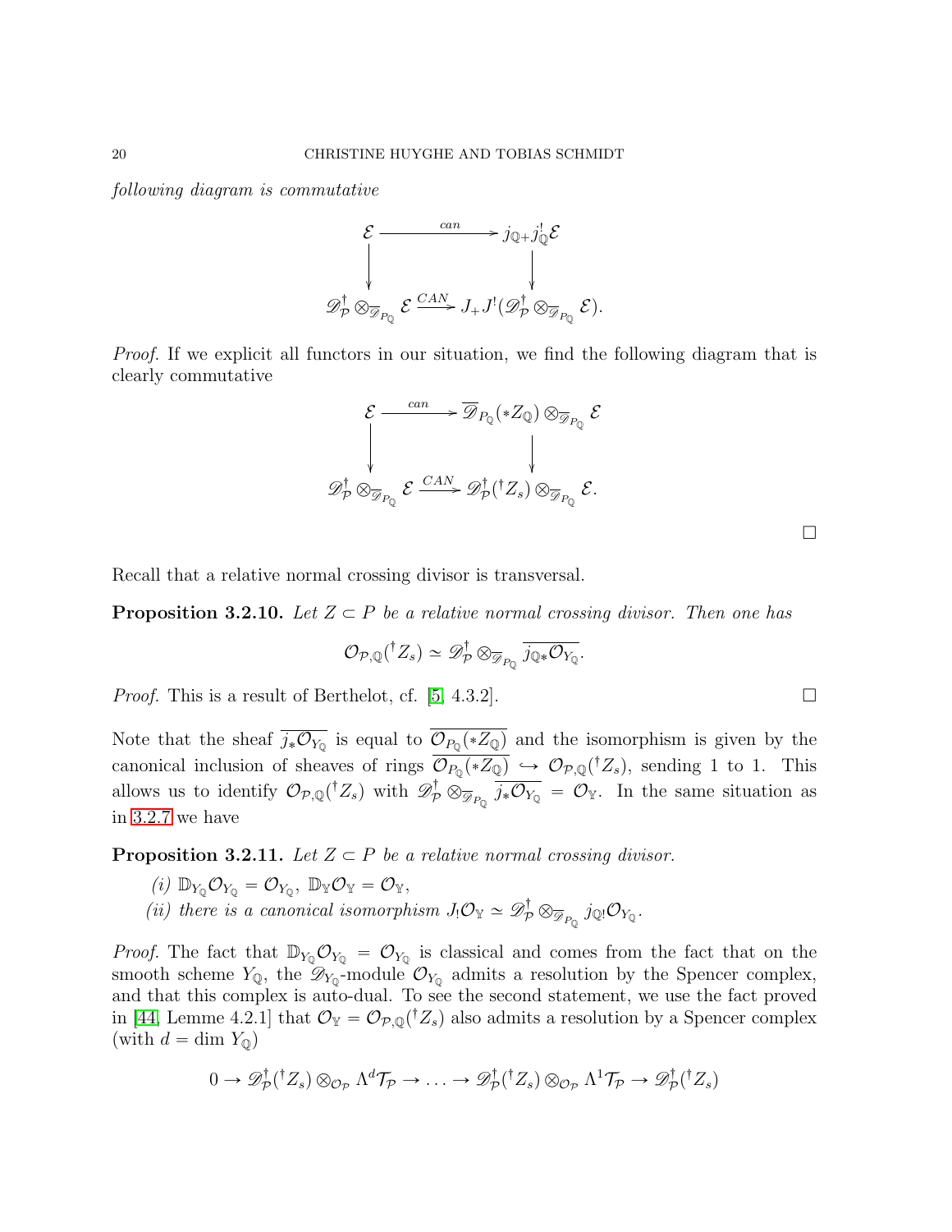*following diagram is commutative*

$$\begin{array}{ccc}
\mathcal{E} & \xrightarrow{\ can\ } & j_{\mathbb{Q}+}j_{\mathbb{Q}}^{!}\mathcal{E} \\
\downarrow & & \downarrow \\
\mathscr{D}^{\dagger}_{\mathcal{P}} \otimes_{\overline{\mathscr{D}}_{P_{\mathbb{Q}}}} \mathcal{E} & \xrightarrow{CAN} & J_{+}J^{!}(\mathscr{D}^{\dagger}_{\mathcal{P}} \otimes_{\overline{\mathscr{D}}_{P_{\mathbb{Q}}}} \mathcal{E}).
\end{array}$$

*Proof.* If we explicit all functors in our situation, we find the following diagram that is clearly commutative

$$\begin{array}{ccc}
\mathcal{E} & \xrightarrow{\ can\ } & \overline{\mathscr{D}}_{P_{\mathbb{Q}}}(*Z_{\mathbb{Q}}) \otimes_{\overline{\mathscr{D}}_{P_{\mathbb{Q}}}} \mathcal{E} \\
\downarrow & & \downarrow \\
\mathscr{D}^{\dagger}_{\mathcal{P}} \otimes_{\overline{\mathscr{D}}_{P_{\mathbb{Q}}}} \mathcal{E} & \xrightarrow{CAN} & \mathscr{D}^{\dagger}_{\mathcal{P}}({}^{\dagger}Z_s) \otimes_{\overline{\mathscr{D}}_{P_{\mathbb{Q}}}} \mathcal{E}.
\end{array}$$

□

Recall that a relative normal crossing divisor is transversal.

**Proposition 3.2.10.** *Let $Z \subset P$ be a relative normal crossing divisor. Then one has*

$$\mathcal{O}_{\mathcal{P},\mathbb{Q}}({}^{\dagger}Z_s) \simeq \mathscr{D}^{\dagger}_{\mathcal{P}} \otimes_{\overline{\mathscr{D}}_{P_{\mathbb{Q}}}} \overline{j_{\mathbb{Q}*}\mathcal{O}_{Y_{\mathbb{Q}}}}.$$

*Proof.* This is a result of Berthelot, cf. [5, 4.3.2]. □

Note that the sheaf $\overline{j_*\mathcal{O}_{Y_{\mathbb{Q}}}}$ is equal to $\overline{\mathcal{O}_{P_{\mathbb{Q}}}(*Z_{\mathbb{Q}})}$ and the isomorphism is given by the canonical inclusion of sheaves of rings $\overline{\mathcal{O}_{P_{\mathbb{Q}}}(*Z_{\mathbb{Q}})} \hookrightarrow \mathcal{O}_{\mathcal{P},\mathbb{Q}}({}^{\dagger}Z_s)$, sending 1 to 1. This allows us to identify $\mathcal{O}_{\mathcal{P},\mathbb{Q}}({}^{\dagger}Z_s)$ with $\mathscr{D}^{\dagger}_{\mathcal{P}} \otimes_{\overline{\mathscr{D}}_{P_{\mathbb{Q}}}} \overline{j_*\mathcal{O}_{Y_{\mathbb{Q}}}} = \mathcal{O}_{\mathbb{Y}}$. In the same situation as in 3.2.7 we have

**Proposition 3.2.11.** *Let $Z \subset P$ be a relative normal crossing divisor.*

*(i)* $\mathbb{D}_{Y_{\mathbb{Q}}}\mathcal{O}_{Y_{\mathbb{Q}}} = \mathcal{O}_{Y_{\mathbb{Q}}}$, $\mathbb{D}_{\mathbb{Y}}\mathcal{O}_{\mathbb{Y}} = \mathcal{O}_{\mathbb{Y}}$,

*(ii) there is a canonical isomorphism* $J_!\mathcal{O}_{\mathbb{Y}} \simeq \mathscr{D}^{\dagger}_{\mathcal{P}} \otimes_{\overline{\mathscr{D}}_{P_{\mathbb{Q}}}} j_{\mathbb{Q}!}\mathcal{O}_{Y_{\mathbb{Q}}}$.

*Proof.* The fact that $\mathbb{D}_{Y_{\mathbb{Q}}}\mathcal{O}_{Y_{\mathbb{Q}}} = \mathcal{O}_{Y_{\mathbb{Q}}}$ is classical and comes from the fact that on the smooth scheme $Y_{\mathbb{Q}}$, the $\mathscr{D}_{Y_{\mathbb{Q}}}$-module $\mathcal{O}_{Y_{\mathbb{Q}}}$ admits a resolution by the Spencer complex, and that this complex is auto-dual. To see the second statement, we use the fact proved in [44, Lemme 4.2.1] that $\mathcal{O}_{\mathbb{Y}} = \mathcal{O}_{\mathcal{P},\mathbb{Q}}({}^{\dagger}Z_s)$ also admits a resolution by a Spencer complex (with $d = \dim Y_{\mathbb{Q}}$)

$$0 \to \mathscr{D}^{\dagger}_{\mathcal{P}}({}^{\dagger}Z_s) \otimes_{\mathcal{O}_{\mathcal{P}}} \Lambda^{d}\mathcal{T}_{\mathcal{P}} \to \ldots \to \mathscr{D}^{\dagger}_{\mathcal{P}}({}^{\dagger}Z_s) \otimes_{\mathcal{O}_{\mathcal{P}}} \Lambda^{1}\mathcal{T}_{\mathcal{P}} \to \mathscr{D}^{\dagger}_{\mathcal{P}}({}^{\dagger}Z_s)$$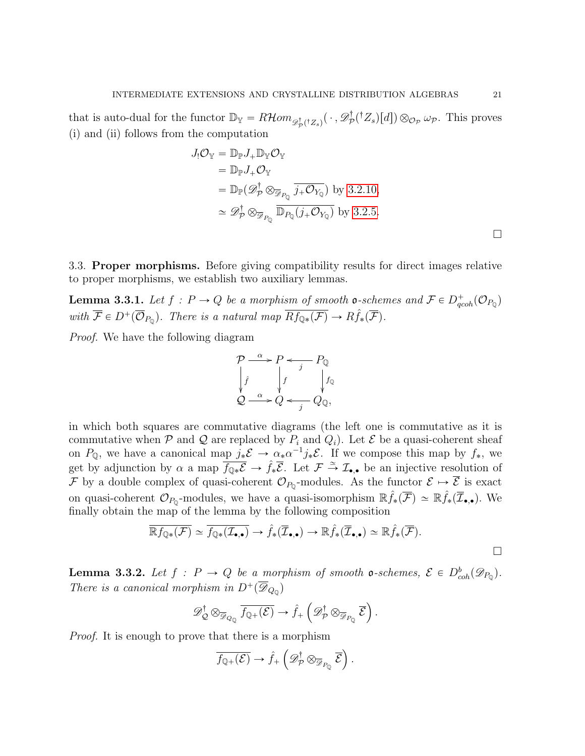that is auto-dual for the functor $\mathbb{D}_{\mathbb{Y}} = R\mathcal{H}om_{\mathscr{D}^\dagger_{\mathcal{P}}({}^\dagger Z_s)}(\,\cdot\,, \mathscr{D}^\dagger_{\mathcal{P}}({}^\dagger Z_s)[d]) \otimes_{\mathcal{O}_{\mathcal{P}}} \omega_{\mathcal{P}}$. This proves (i) and (ii) follows from the computation

$$
\begin{aligned}
J_! \mathcal{O}_{\mathbb{Y}} &= \mathbb{D}_{\mathbb{P}} J_+ \mathbb{D}_{\mathbb{Y}} \mathcal{O}_{\mathbb{Y}} \\
&= \mathbb{D}_{\mathbb{P}} J_+ \mathcal{O}_{\mathbb{Y}} \\
&= \mathbb{D}_{\mathbb{P}} (\mathscr{D}^\dagger_{\mathcal{P}} \otimes_{\overline{\mathscr{D}}_{P_{\mathbb{Q}}}} \overline{j_+ \mathcal{O}_{Y_{\mathbb{Q}}}}) \text{ by 3.2.10,} \\
&\simeq \mathscr{D}^\dagger_{\mathcal{P}} \otimes_{\overline{\mathscr{D}}_{P_{\mathbb{Q}}}} \overline{\mathbb{D}_{P_{\mathbb{Q}}}(j_+ \mathcal{O}_{Y_{\mathbb{Q}}})} \text{ by 3.2.5.}
\end{aligned}
$$

□

3.3. **Proper morphisms.** Before giving compatibility results for direct images relative to proper morphisms, we establish two auxiliary lemmas.

**Lemma 3.3.1.** *Let $f : P \to Q$ be a morphism of smooth $\mathfrak{o}$-schemes and $\mathcal{F} \in D^+_{qcoh}(\mathcal{O}_{P_{\mathbb{Q}}})$ with $\overline{\mathcal{F}} \in D^+(\overline{\mathcal{O}}_{P_{\mathbb{Q}}})$. There is a natural map $\overline{Rf_{\mathbb{Q}*}(\mathcal{F})} \to R\hat{f}_*(\overline{\mathcal{F}})$.*

*Proof.* We have the following diagram

$$
\begin{array}{ccccc}
\mathcal{P} & \xrightarrow{\alpha} & P & \xleftarrow{j} & P_{\mathbb{Q}} \\
\downarrow{\hat{f}} & & \downarrow{f} & & \downarrow{f_{\mathbb{Q}}} \\
\mathcal{Q} & \xrightarrow{\alpha} & Q & \xleftarrow{j} & Q_{\mathbb{Q}},
\end{array}
$$

in which both squares are commutative diagrams (the left one is commutative as it is commutative when $\mathcal{P}$ and $\mathcal{Q}$ are replaced by $P_i$ and $Q_i$). Let $\mathcal{E}$ be a quasi-coherent sheaf on $P_{\mathbb{Q}}$, we have a canonical map $j_*\mathcal{E} \to \alpha_*\alpha^{-1}j_*\mathcal{E}$. If we compose this map by $f_*$, we get by adjunction by $\alpha$ a map $\overline{f_{\mathbb{Q}*}\mathcal{E}} \to \hat{f}_*\overline{\mathcal{E}}$. Let $\mathcal{F} \xrightarrow{\simeq} \mathcal{I}_{\bullet,\bullet}$ be an injective resolution of $\mathcal{F}$ by a double complex of quasi-coherent $\mathcal{O}_{P_{\mathbb{Q}}}$-modules. As the functor $\mathcal{E} \mapsto \overline{\mathcal{E}}$ is exact on quasi-coherent $\mathcal{O}_{P_{\mathbb{Q}}}$-modules, we have a quasi-isomorphism $\mathbb{R}\hat{f}_*(\overline{\mathcal{F}}) \simeq \mathbb{R}\hat{f}_*(\overline{\mathcal{I}}_{\bullet,\bullet})$. We finally obtain the map of the lemma by the following composition

$$
\overline{\mathbb{R}f_{\mathbb{Q}*}(\mathcal{F})} \simeq \overline{f_{\mathbb{Q}*}(\mathcal{I}_{\bullet,\bullet})} \to \hat{f}_*(\overline{\mathcal{I}}_{\bullet,\bullet}) \to \mathbb{R}\hat{f}_*(\overline{\mathcal{I}}_{\bullet,\bullet}) \simeq \mathbb{R}\hat{f}_*(\overline{\mathcal{F}}).
$$

□

**Lemma 3.3.2.** *Let $f : P \to Q$ be a morphism of smooth $\mathfrak{o}$-schemes, $\mathcal{E} \in D^b_{coh}(\mathscr{D}_{P_{\mathbb{Q}}})$. There is a canonical morphism in $D^+(\overline{\mathscr{D}}_{Q_{\mathbb{Q}}})$*

$$
\mathscr{D}^\dagger_{\mathcal{Q}} \otimes_{\overline{\mathscr{D}}_{Q_{\mathbb{Q}}}} \overline{f_{\mathbb{Q}+}(\mathcal{E})} \to \hat{f}_+\left(\mathscr{D}^\dagger_{\mathcal{P}} \otimes_{\overline{\mathscr{D}}_{P_{\mathbb{Q}}}} \overline{\mathcal{E}}\right).
$$

*Proof.* It is enough to prove that there is a morphism

$$
\overline{f_{\mathbb{Q}+}(\mathcal{E})} \to \hat{f}_+\left(\mathscr{D}^\dagger_{\mathcal{P}} \otimes_{\overline{\mathscr{D}}_{P_{\mathbb{Q}}}} \overline{\mathcal{E}}\right).
$$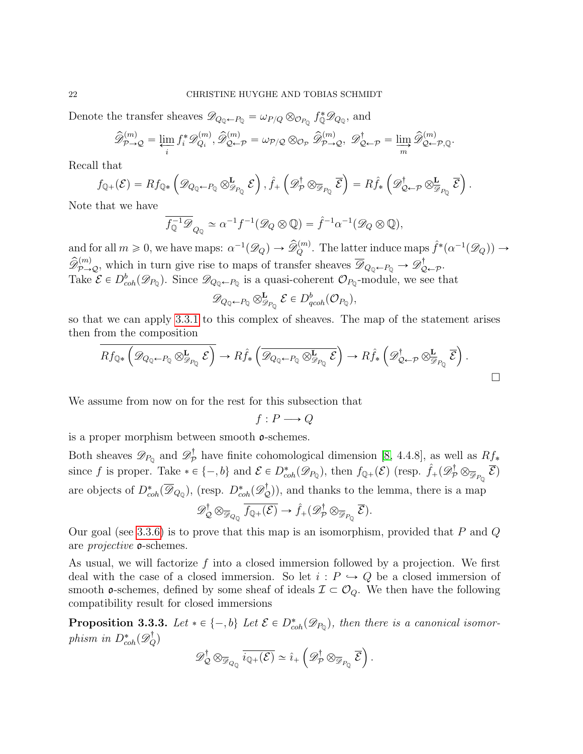Denote the transfer sheaves $\mathscr{D}_{Q_{\mathbb{Q}}\leftarrow P_{\mathbb{Q}}} = \omega_{P/Q}\otimes_{\mathcal{O}_{P_{\mathbb{Q}}}} f_{\mathbb{Q}}^{*}\mathscr{D}_{Q_{\mathbb{Q}}}$, and

$$\widehat{\mathscr{D}}^{(m)}_{\mathcal{P}\to\mathcal{Q}} = \varprojlim_i f_i^{*}\mathscr{D}^{(m)}_{Q_i},\, \widehat{\mathscr{D}}^{(m)}_{\mathcal{Q}\leftarrow\mathcal{P}} = \omega_{\mathcal{P}/\mathcal{Q}}\otimes_{\mathcal{O}_{\mathcal{P}}}\widehat{\mathscr{D}}^{(m)}_{\mathcal{P}\to\mathcal{Q}},\ \mathscr{D}^{\dagger}_{\mathcal{Q}\leftarrow\mathcal{P}} = \varinjlim_m \widehat{\mathscr{D}}^{(m)}_{\mathcal{Q}\leftarrow\mathcal{P},\mathbb{Q}}.$$

Recall that

$$f_{\mathbb{Q}+}(\mathcal{E}) = Rf_{\mathbb{Q}*}\left(\mathscr{D}_{Q_{\mathbb{Q}}\leftarrow P_{\mathbb{Q}}}\otimes^{\mathbf{L}}_{\mathscr{D}_{P_{\mathbb{Q}}}}\mathcal{E}\right),\, \hat{f}_{+}\left(\mathscr{D}^{\dagger}_{\mathcal{P}}\otimes_{\overline{\mathscr{D}}_{P_{\mathbb{Q}}}}\overline{\mathcal{E}}\right) = R\hat{f}_{*}\left(\mathscr{D}^{\dagger}_{\mathcal{Q}\leftarrow\mathcal{P}}\otimes^{\mathbf{L}}_{\overline{\mathscr{D}}_{P_{\mathbb{Q}}}}\overline{\mathcal{E}}\right).$$

Note that we have

$$\overline{f_{\mathbb{Q}}^{-1}\mathscr{D}}_{Q_{\mathbb{Q}}} \simeq \alpha^{-1}f^{-1}(\mathscr{D}_Q\otimes\mathbb{Q}) = \hat{f}^{-1}\alpha^{-1}(\mathscr{D}_Q\otimes\mathbb{Q}),$$

and for all $m\geqslant 0$, we have maps: $\alpha^{-1}(\mathscr{D}_Q)\to\widehat{\mathscr{D}}^{(m)}_{Q}$. The latter induce maps $\hat{f}^{*}(\alpha^{-1}(\mathscr{D}_Q))\to\widehat{\mathscr{D}}^{(m)}_{\mathcal{P}\to\mathcal{Q}}$, which in turn give rise to maps of transfer sheaves $\overline{\mathscr{D}}_{Q_{\mathbb{Q}}\leftarrow P_{\mathbb{Q}}}\to\mathscr{D}^{\dagger}_{\mathcal{Q}\leftarrow\mathcal{P}}$.
Take $\mathcal{E}\in D^b_{coh}(\mathscr{D}_{P_{\mathbb{Q}}})$. Since $\mathscr{D}_{Q_{\mathbb{Q}}\leftarrow P_{\mathbb{Q}}}$ is a quasi-coherent $\mathcal{O}_{P_{\mathbb{Q}}}$-module, we see that

$$\mathscr{D}_{Q_{\mathbb{Q}}\leftarrow P_{\mathbb{Q}}}\otimes^{\mathbf{L}}_{\mathscr{D}_{P_{\mathbb{Q}}}}\mathcal{E}\in D^b_{qcoh}(\mathcal{O}_{P_{\mathbb{Q}}}),$$

so that we can apply 3.3.1 to this complex of sheaves. The map of the statement arises then from the composition

$$\overline{Rf_{\mathbb{Q}*}\left(\mathscr{D}_{Q_{\mathbb{Q}}\leftarrow P_{\mathbb{Q}}}\otimes^{\mathbf{L}}_{\mathscr{D}_{P_{\mathbb{Q}}}}\mathcal{E}\right)}\to R\hat{f}_{*}\left(\overline{\mathscr{D}_{Q_{\mathbb{Q}}\leftarrow P_{\mathbb{Q}}}\otimes^{\mathbf{L}}_{\mathscr{D}_{P_{\mathbb{Q}}}}\mathcal{E}}\right)\to R\hat{f}_{*}\left(\mathscr{D}^{\dagger}_{\mathcal{Q}\leftarrow\mathcal{P}}\otimes^{\mathbf{L}}_{\overline{\mathscr{D}}_{P_{\mathbb{Q}}}}\overline{\mathcal{E}}\right).$$

□

We assume from now on for the rest for this subsection that

$$f: P\longrightarrow Q$$

is a proper morphism between smooth $\mathfrak{o}$-schemes.

Both sheaves $\mathscr{D}_{P_{\mathbb{Q}}}$ and $\mathscr{D}^{\dagger}_{\mathcal{P}}$ have finite cohomological dimension [8, 4.4.8], as well as $Rf_{*}$ since $f$ is proper. Take $*\in\{-,b\}$ and $\mathcal{E}\in D^{*}_{coh}(\mathscr{D}_{P_{\mathbb{Q}}})$, then $f_{\mathbb{Q}+}(\mathcal{E})$ (resp. $\hat{f}_{+}(\mathscr{D}^{\dagger}_{\mathcal{P}}\otimes_{\overline{\mathscr{D}}_{P_{\mathbb{Q}}}}\overline{\mathcal{E}})$ are objects of $D^{*}_{coh}(\overline{\mathscr{D}}_{Q_{\mathbb{Q}}})$, (resp. $D^{*}_{coh}(\mathscr{D}^{\dagger}_{\mathcal{Q}})$), and thanks to the lemma, there is a map

$$\mathscr{D}^{\dagger}_{\mathcal{Q}}\otimes_{\overline{\mathscr{D}}_{Q_{\mathbb{Q}}}}\overline{f_{\mathbb{Q}+}(\mathcal{E})}\to\hat{f}_{+}(\mathscr{D}^{\dagger}_{\mathcal{P}}\otimes_{\overline{\mathscr{D}}_{P_{\mathbb{Q}}}}\overline{\mathcal{E}}).$$

Our goal (see 3.3.6) is to prove that this map is an isomorphism, provided that $P$ and $Q$ are *projective* $\mathfrak{o}$-schemes.

As usual, we will factorize $f$ into a closed immersion followed by a projection. We first deal with the case of a closed immersion. So let $i: P\hookrightarrow Q$ be a closed immersion of smooth $\mathfrak{o}$-schemes, defined by some sheaf of ideals $\mathcal{I}\subset\mathcal{O}_Q$. We then have the following compatibility result for closed immersions

**Proposition 3.3.3.** *Let $*\in\{-,b\}$ Let $\mathcal{E}\in D^{*}_{coh}(\mathscr{D}_{P_{\mathbb{Q}}})$, then there is a canonical isomorphism in $D^{*}_{coh}(\mathscr{D}^{\dagger}_{Q})$*

$$\mathscr{D}^{\dagger}_{\mathcal{Q}}\otimes_{\overline{\mathscr{D}}_{Q_{\mathbb{Q}}}}\overline{i_{\mathbb{Q}+}(\mathcal{E})}\simeq\hat{\imath}_{+}\left(\mathscr{D}^{\dagger}_{\mathcal{P}}\otimes_{\overline{\mathscr{D}}_{P_{\mathbb{Q}}}}\overline{\mathcal{E}}\right).$$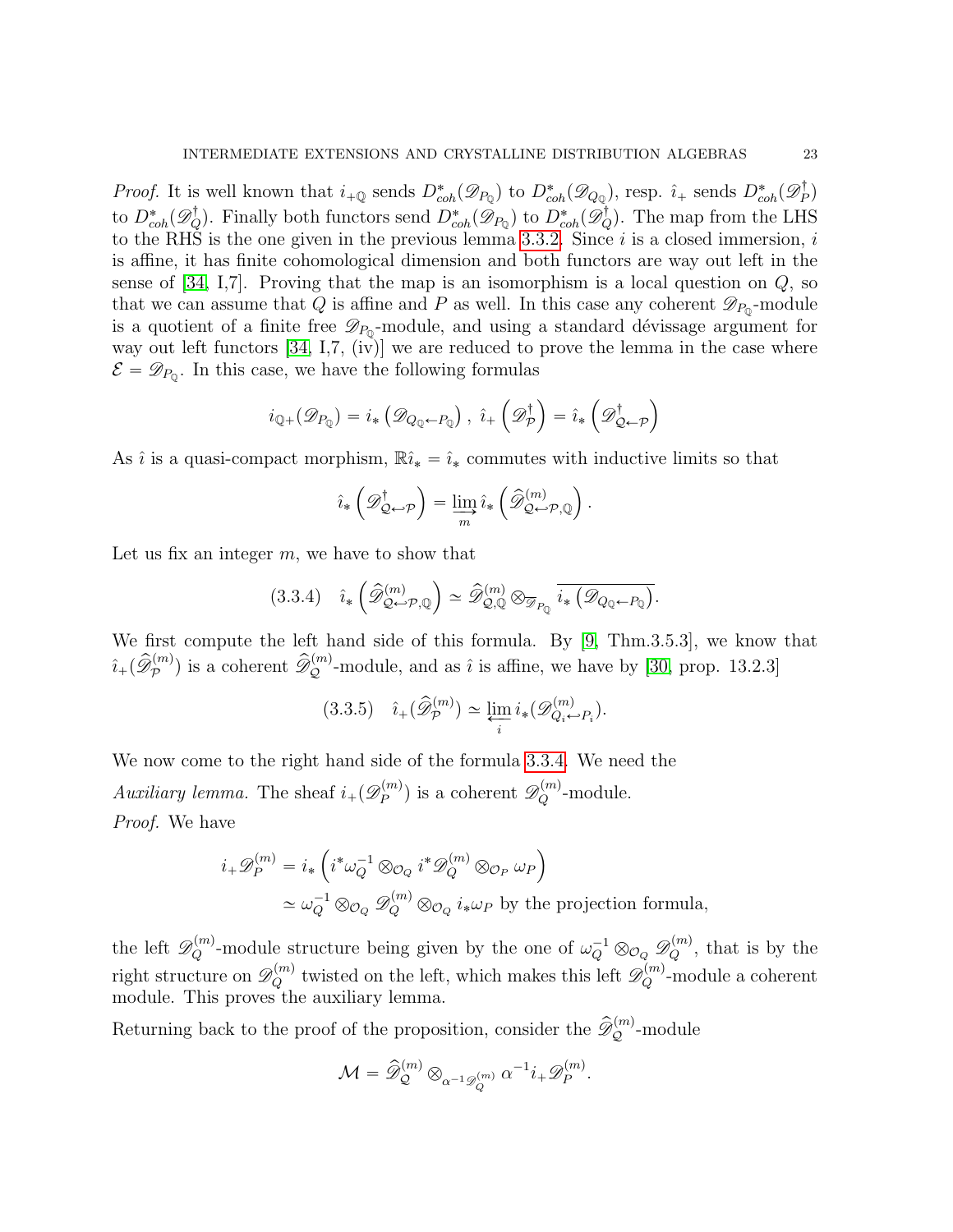*Proof.* It is well known that $i_{+\mathbb{Q}}$ sends $D^*_{coh}(\mathscr{D}_{P_\mathbb{Q}})$ to $D^*_{coh}(\mathscr{D}_{Q_\mathbb{Q}})$, resp. $\hat{\imath}_+$ sends $D^*_{coh}(\mathscr{D}^\dagger_P)$ to $D^*_{coh}(\mathscr{D}^\dagger_Q)$. Finally both functors send $D^*_{coh}(\mathscr{D}_{P_\mathbb{Q}})$ to $D^*_{coh}(\mathscr{D}^\dagger_Q)$. The map from the LHS to the RHS is the one given in the previous lemma 3.3.2. Since $i$ is a closed immersion, $i$ is affine, it has finite cohomological dimension and both functors are way out left in the sense of [34, I,7]. Proving that the map is an isomorphism is a local question on $Q$, so that we can assume that $Q$ is affine and $P$ as well. In this case any coherent $\mathscr{D}_{P_\mathbb{Q}}$-module is a quotient of a finite free $\mathscr{D}_{P_\mathbb{Q}}$-module, and using a standard dévissage argument for way out left functors [34, I,7, (iv)] we are reduced to prove the lemma in the case where $\mathcal{E} = \mathscr{D}_{P_\mathbb{Q}}$. In this case, we have the following formulas

$$i_{\mathbb{Q}+}(\mathscr{D}_{P_\mathbb{Q}}) = i_*\left(\mathscr{D}_{Q_\mathbb{Q}\leftarrow P_\mathbb{Q}}\right),\ \hat{\imath}_+\left(\mathscr{D}^\dagger_{\mathcal{P}}\right) = \hat{\imath}_*\left(\mathscr{D}^\dagger_{\mathcal{Q}\leftarrow\mathcal{P}}\right)$$

As $\hat{\imath}$ is a quasi-compact morphism, $\mathbb{R}\hat{\imath}_* = \hat{\imath}_*$ commutes with inductive limits so that

$$\hat{\imath}_*\left(\mathscr{D}^\dagger_{\mathcal{Q}\hookleftarrow\mathcal{P}}\right) = \varinjlim_m \hat{\imath}_*\left(\widehat{\mathscr{D}}^{(m)}_{\mathcal{Q}\hookleftarrow\mathcal{P},\mathbb{Q}}\right).$$

Let us fix an integer $m$, we have to show that

$$(3.3.4)\quad \hat{\imath}_*\left(\widehat{\mathscr{D}}^{(m)}_{\mathcal{Q}\hookleftarrow\mathcal{P},\mathbb{Q}}\right) \simeq \widehat{\mathscr{D}}^{(m)}_{\mathcal{Q},\mathbb{Q}} \otimes_{\overline{\mathscr{D}_{P_\mathbb{Q}}}} \overline{i_*\left(\mathscr{D}_{Q_\mathbb{Q}\leftarrow P_\mathbb{Q}}\right)}.$$

We first compute the left hand side of this formula. By [9, Thm.3.5.3], we know that $\hat{\imath}_+(\widehat{\mathscr{D}}^{(m)}_{\mathcal{P}})$ is a coherent $\widehat{\mathscr{D}}^{(m)}_{\mathcal{Q}}$-module, and as $\hat{\imath}$ is affine, we have by [30, prop. 13.2.3]

$$(3.3.5)\quad \hat{\imath}_+(\widehat{\mathscr{D}}^{(m)}_{\mathcal{P}}) \simeq \varprojlim_i i_*(\mathscr{D}^{(m)}_{Q_i\hookleftarrow P_i}).$$

We now come to the right hand side of the formula 3.3.4. We need the

*Auxiliary lemma.* The sheaf $i_+(\mathscr{D}^{(m)}_P)$ is a coherent $\mathscr{D}^{(m)}_Q$-module.

*Proof.* We have

$$\begin{aligned} i_+\mathscr{D}^{(m)}_P &= i_*\left(i^*\omega_Q^{-1}\otimes_{\mathcal{O}_Q} i^*\mathscr{D}^{(m)}_Q \otimes_{\mathcal{O}_P}\omega_P\right) \\ &\simeq \omega_Q^{-1}\otimes_{\mathcal{O}_Q}\mathscr{D}^{(m)}_Q\otimes_{\mathcal{O}_Q} i_*\omega_P \text{ by the projection formula,} \end{aligned}$$

the left $\mathscr{D}^{(m)}_Q$-module structure being given by the one of $\omega_Q^{-1}\otimes_{\mathcal{O}_Q}\mathscr{D}^{(m)}_Q$, that is by the right structure on $\mathscr{D}^{(m)}_Q$ twisted on the left, which makes this left $\mathscr{D}^{(m)}_Q$-module a coherent module. This proves the auxiliary lemma.

Returning back to the proof of the proposition, consider the $\widehat{\mathscr{D}}^{(m)}_{\mathcal{Q}}$-module

$$\mathcal{M} = \widehat{\mathscr{D}}^{(m)}_{\mathcal{Q}} \otimes_{\alpha^{-1}\mathscr{D}^{(m)}_Q} \alpha^{-1} i_+\mathscr{D}^{(m)}_P.$$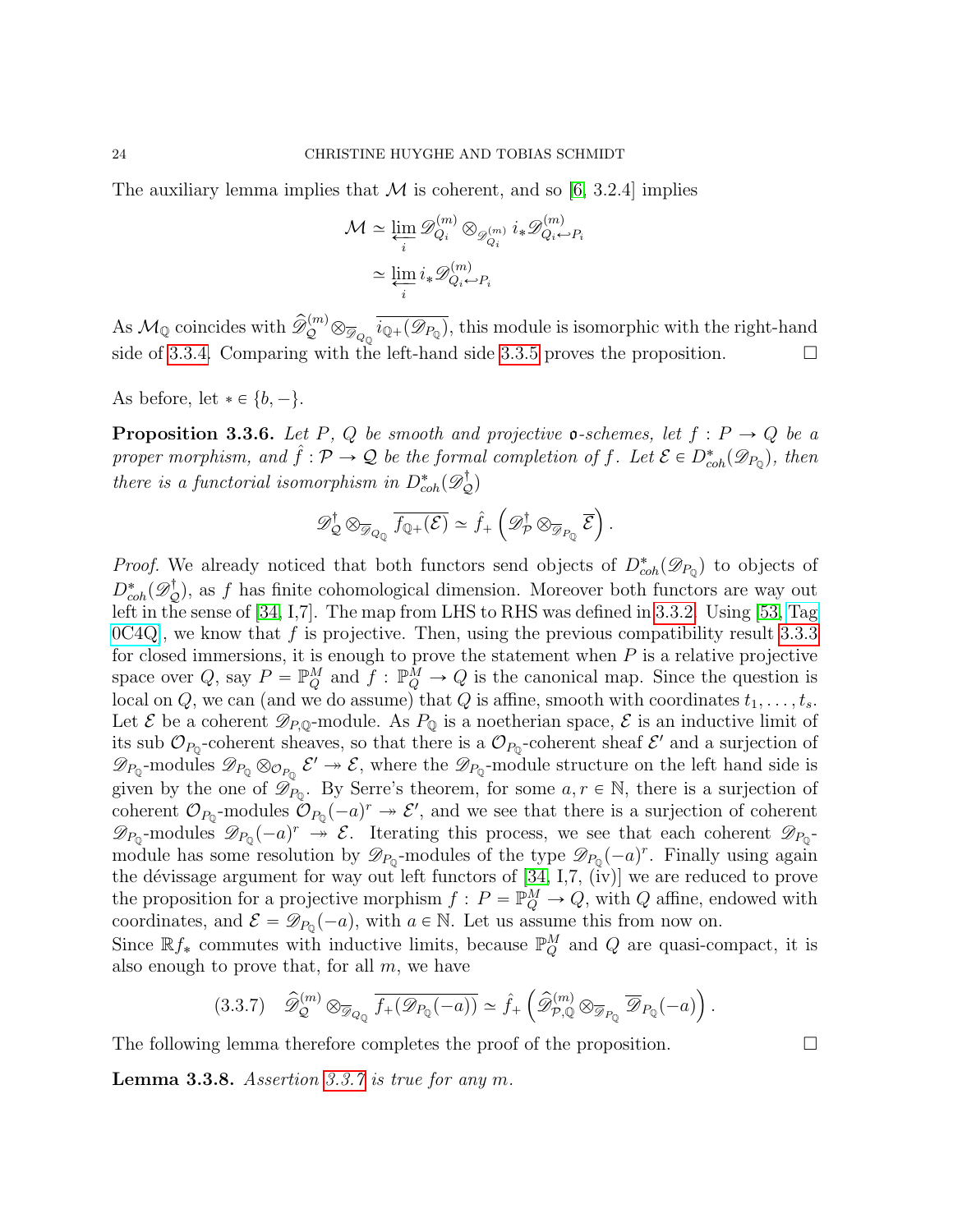The auxiliary lemma implies that $\mathcal{M}$ is coherent, and so [6, 3.2.4] implies

$$\begin{aligned}\mathcal{M} &\simeq \varprojlim_i \mathscr{D}^{(m)}_{Q_i} \otimes_{\mathscr{D}^{(m)}_{Q_i}} i_* \mathscr{D}^{(m)}_{Q_i \hookleftarrow P_i} \\ &\simeq \varprojlim_i i_* \mathscr{D}^{(m)}_{Q_i \hookleftarrow P_i}\end{aligned}$$

As $\mathcal{M}_{\mathbb{Q}}$ coincides with $\widehat{\mathscr{D}}^{(m)}_{\mathcal{Q}} \otimes_{\overline{\mathscr{D}}_{Q_{\mathbb{Q}}}} \overline{i_{\mathbb{Q}+}(\mathscr{D}_{P_{\mathbb{Q}}})}$, this module is isomorphic with the right-hand side of 3.3.4. Comparing with the left-hand side 3.3.5 proves the proposition. $\square$

As before, let $* \in \{b, -\}$.

**Proposition 3.3.6.** *Let $P$, $Q$ be smooth and projective $\mathfrak{o}$-schemes, let $f : P \to Q$ be a proper morphism, and $\hat{f} : \mathcal{P} \to \mathcal{Q}$ be the formal completion of $f$. Let $\mathcal{E} \in D^*_{coh}(\mathscr{D}_{P_{\mathbb{Q}}})$, then there is a functorial isomorphism in $D^*_{coh}(\mathscr{D}^\dagger_{\mathcal{Q}})$*

$$\mathscr{D}^\dagger_{\mathcal{Q}} \otimes_{\overline{\mathscr{D}}_{Q_{\mathbb{Q}}}} \overline{f_{\mathbb{Q}+}(\mathcal{E})} \simeq \hat{f}_+ \left( \mathscr{D}^\dagger_{\mathcal{P}} \otimes_{\overline{\mathscr{D}}_{P_{\mathbb{Q}}}} \overline{\mathcal{E}} \right).$$

*Proof.* We already noticed that both functors send objects of $D^*_{coh}(\mathscr{D}_{P_{\mathbb{Q}}})$ to objects of $D^*_{coh}(\mathscr{D}^\dagger_{\mathcal{Q}})$, as $f$ has finite cohomological dimension. Moreover both functors are way out left in the sense of [34, I,7]. The map from LHS to RHS was defined in 3.3.2. Using [53, Tag 0C4Q], we know that $f$ is projective. Then, using the previous compatibility result 3.3.3 for closed immersions, it is enough to prove the statement when $P$ is a relative projective space over $Q$, say $P = \mathbb{P}^M_Q$ and $f : \mathbb{P}^M_Q \to Q$ is the canonical map. Since the question is local on $Q$, we can (and we do assume) that $Q$ is affine, smooth with coordinates $t_1, \dots, t_s$. Let $\mathcal{E}$ be a coherent $\mathscr{D}_{P,\mathbb{Q}}$-module. As $P_{\mathbb{Q}}$ is a noetherian space, $\mathcal{E}$ is an inductive limit of its sub $\mathcal{O}_{P_{\mathbb{Q}}}$-coherent sheaves, so that there is a $\mathcal{O}_{P_{\mathbb{Q}}}$-coherent sheaf $\mathcal{E}'$ and a surjection of $\mathscr{D}_{P_{\mathbb{Q}}}$-modules $\mathscr{D}_{P_{\mathbb{Q}}} \otimes_{\mathcal{O}_{P_{\mathbb{Q}}}} \mathcal{E}' \twoheadrightarrow \mathcal{E}$, where the $\mathscr{D}_{P_{\mathbb{Q}}}$-module structure on the left hand side is given by the one of $\mathscr{D}_{P_{\mathbb{Q}}}$. By Serre's theorem, for some $a, r \in \mathbb{N}$, there is a surjection of coherent $\mathcal{O}_{P_{\mathbb{Q}}}$-modules $\mathcal{O}_{P_{\mathbb{Q}}}(-a)^r \twoheadrightarrow \mathcal{E}'$, and we see that there is a surjection of coherent $\mathscr{D}_{P_{\mathbb{Q}}}$-modules $\mathscr{D}_{P_{\mathbb{Q}}}(-a)^r \twoheadrightarrow \mathcal{E}$. Iterating this process, we see that each coherent $\mathscr{D}_{P_{\mathbb{Q}}}$-module has some resolution by $\mathscr{D}_{P_{\mathbb{Q}}}$-modules of the type $\mathscr{D}_{P_{\mathbb{Q}}}(-a)^r$. Finally using again the dévissage argument for way out left functors of [34, I,7, (iv)] we are reduced to prove the proposition for a projective morphism $f : P = \mathbb{P}^M_Q \to Q$, with $Q$ affine, endowed with coordinates, and $\mathcal{E} = \mathscr{D}_{P_{\mathbb{Q}}}(-a)$, with $a \in \mathbb{N}$. Let us assume this from now on.
Since $\mathbb{R}f_*$ commutes with inductive limits, because $\mathbb{P}^M_Q$ and $Q$ are quasi-compact, it is also enough to prove that, for all $m$, we have

$$\widehat{\mathscr{D}}^{(m)}_{\mathcal{Q}} \otimes_{\overline{\mathscr{D}}_{Q_{\mathbb{Q}}}} \overline{f_+(\mathscr{D}_{P_{\mathbb{Q}}}(-a))} \simeq \hat{f}_+ \left( \widehat{\mathscr{D}}^{(m)}_{\mathcal{P},\mathbb{Q}} \otimes_{\overline{\mathscr{D}}_{P_{\mathbb{Q}}}} \overline{\mathscr{D}}_{P_{\mathbb{Q}}}(-a) \right). \tag{3.3.7}$$

The following lemma therefore completes the proof of the proposition. $\square$

**Lemma 3.3.8.** *Assertion 3.3.7 is true for any $m$.*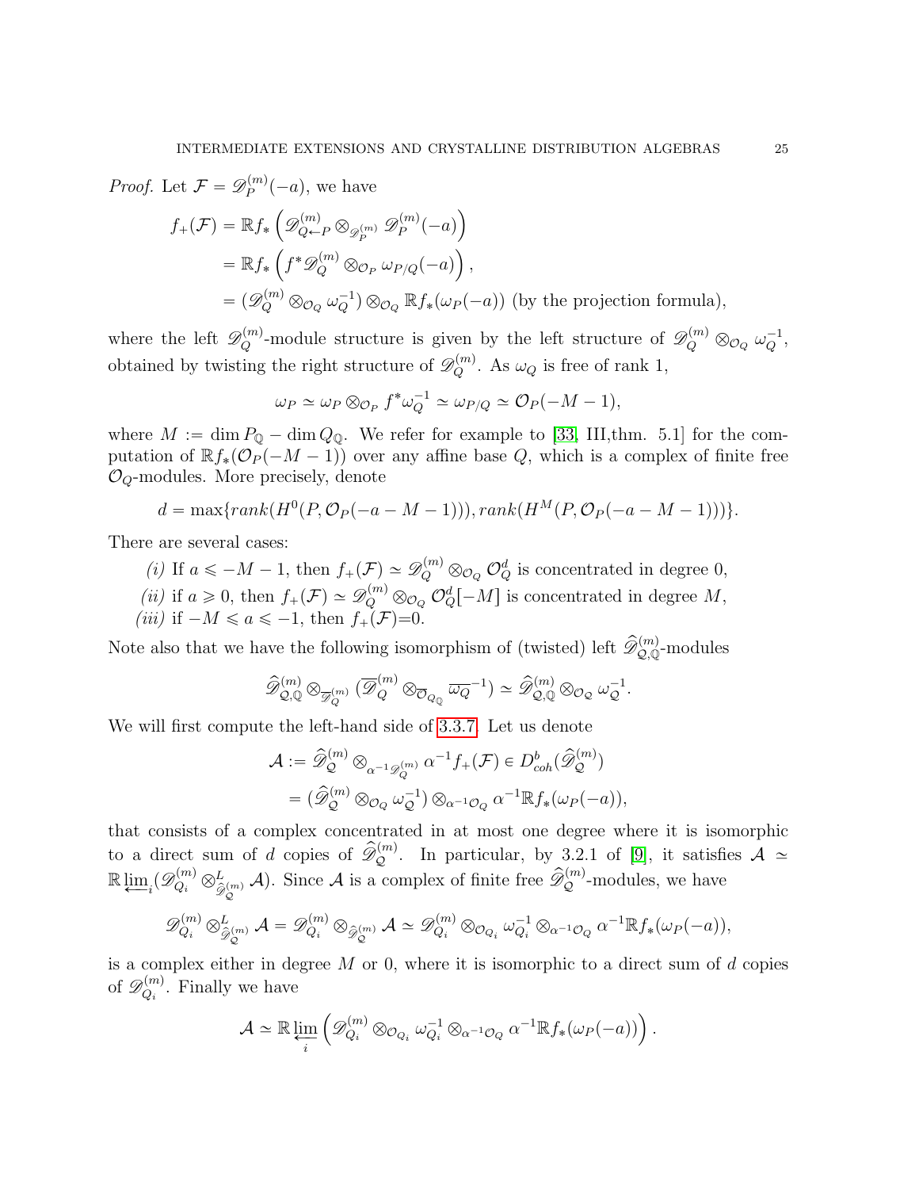*Proof.* Let $\mathcal{F} = \mathscr{D}_P^{(m)}(-a)$, we have

$$\begin{aligned}
f_+(\mathcal{F}) &= \mathbb{R}f_*\left(\mathscr{D}^{(m)}_{Q\leftarrow P}\otimes_{\mathscr{D}^{(m)}_P}\mathscr{D}^{(m)}_P(-a)\right)\\
&= \mathbb{R}f_*\left(f^*\mathscr{D}^{(m)}_Q\otimes_{\mathcal{O}_P}\omega_{P/Q}(-a)\right),\\
&= (\mathscr{D}^{(m)}_Q\otimes_{\mathcal{O}_Q}\omega_Q^{-1})\otimes_{\mathcal{O}_Q}\mathbb{R}f_*(\omega_P(-a)) \text{ (by the projection formula)},
\end{aligned}$$

where the left $\mathscr{D}^{(m)}_Q$-module structure is given by the left structure of $\mathscr{D}^{(m)}_Q\otimes_{\mathcal{O}_Q}\omega_Q^{-1}$, obtained by twisting the right structure of $\mathscr{D}^{(m)}_Q$. As $\omega_Q$ is free of rank 1,

$$\omega_P \simeq \omega_P\otimes_{\mathcal{O}_P} f^*\omega_Q^{-1}\simeq \omega_{P/Q}\simeq \mathcal{O}_P(-M-1),$$

where $M := \dim P_{\mathbb{Q}} - \dim Q_{\mathbb{Q}}$. We refer for example to [33, III,thm. 5.1] for the computation of $\mathbb{R}f_*(\mathcal{O}_P(-M-1))$ over any affine base $Q$, which is a complex of finite free $\mathcal{O}_Q$-modules. More precisely, denote

$$d = \max\{rank(H^0(P,\mathcal{O}_P(-a-M-1))), rank(H^M(P,\mathcal{O}_P(-a-M-1)))\}.$$

There are several cases:

*(i)* If $a \leqslant -M-1$, then $f_+(\mathcal{F})\simeq \mathscr{D}^{(m)}_Q\otimes_{\mathcal{O}_Q}\mathcal{O}_Q^d$ is concentrated in degree 0,
*(ii)* if $a\geqslant 0$, then $f_+(\mathcal{F})\simeq \mathscr{D}^{(m)}_Q\otimes_{\mathcal{O}_Q}\mathcal{O}_Q^d[-M]$ is concentrated in degree $M$,
*(iii)* if $-M\leqslant a\leqslant -1$, then $f_+(\mathcal{F})$=0.

Note also that we have the following isomorphism of (twisted) left $\widehat{\mathscr{D}}^{(m)}_{\mathcal{Q},\mathbb{Q}}$-modules

$$\widehat{\mathscr{D}}^{(m)}_{\mathcal{Q},\mathbb{Q}}\otimes_{\overline{\mathscr{D}}^{(m)}_Q}(\overline{\mathscr{D}}^{(m)}_Q\otimes_{\overline{\mathcal{O}}_{Q_{\mathbb{Q}}}}\overline{\omega_Q}^{-1})\simeq \widehat{\mathscr{D}}^{(m)}_{\mathcal{Q},\mathbb{Q}}\otimes_{\mathcal{O}_{\mathcal{Q}}}\omega_{\mathcal{Q}}^{-1}.$$

We will first compute the left-hand side of 3.3.7. Let us denote

$$\begin{aligned}
\mathcal{A} &:= \widehat{\mathscr{D}}^{(m)}_{\mathcal{Q}}\otimes_{\alpha^{-1}\mathscr{D}^{(m)}_Q}\alpha^{-1}f_+(\mathcal{F})\in D^b_{coh}(\widehat{\mathscr{D}}^{(m)}_{\mathcal{Q}})\\
&= (\widehat{\mathscr{D}}^{(m)}_{\mathcal{Q}}\otimes_{\mathcal{O}_{\mathcal{Q}}}\omega_{\mathcal{Q}}^{-1})\otimes_{\alpha^{-1}\mathcal{O}_Q}\alpha^{-1}\mathbb{R}f_*(\omega_P(-a)),
\end{aligned}$$

that consists of a complex concentrated in at most one degree where it is isomorphic to a direct sum of $d$ copies of $\widehat{\mathscr{D}}^{(m)}_{\mathcal{Q}}$. In particular, by 3.2.1 of [9], it satisfies $\mathcal{A}\simeq \mathbb{R}\varprojlim_i(\mathscr{D}^{(m)}_{Q_i}\otimes^L_{\widehat{\mathscr{D}}^{(m)}_{\mathcal{Q}}}\mathcal{A})$. Since $\mathcal{A}$ is a complex of finite free $\widehat{\mathscr{D}}^{(m)}_{\mathcal{Q}}$-modules, we have

$$\mathscr{D}^{(m)}_{Q_i}\otimes^L_{\widehat{\mathscr{D}}^{(m)}_{\mathcal{Q}}}\mathcal{A} = \mathscr{D}^{(m)}_{Q_i}\otimes_{\widehat{\mathscr{D}}^{(m)}_{\mathcal{Q}}}\mathcal{A}\simeq \mathscr{D}^{(m)}_{Q_i}\otimes_{\mathcal{O}_{Q_i}}\omega_{Q_i}^{-1}\otimes_{\alpha^{-1}\mathcal{O}_Q}\alpha^{-1}\mathbb{R}f_*(\omega_P(-a)),$$

is a complex either in degree $M$ or 0, where it is isomorphic to a direct sum of $d$ copies of $\mathscr{D}^{(m)}_{Q_i}$. Finally we have

$$\mathcal{A}\simeq \mathbb{R}\varprojlim_i\left(\mathscr{D}^{(m)}_{Q_i}\otimes_{\mathcal{O}_{Q_i}}\omega_{Q_i}^{-1}\otimes_{\alpha^{-1}\mathcal{O}_Q}\alpha^{-1}\mathbb{R}f_*(\omega_P(-a))\right).$$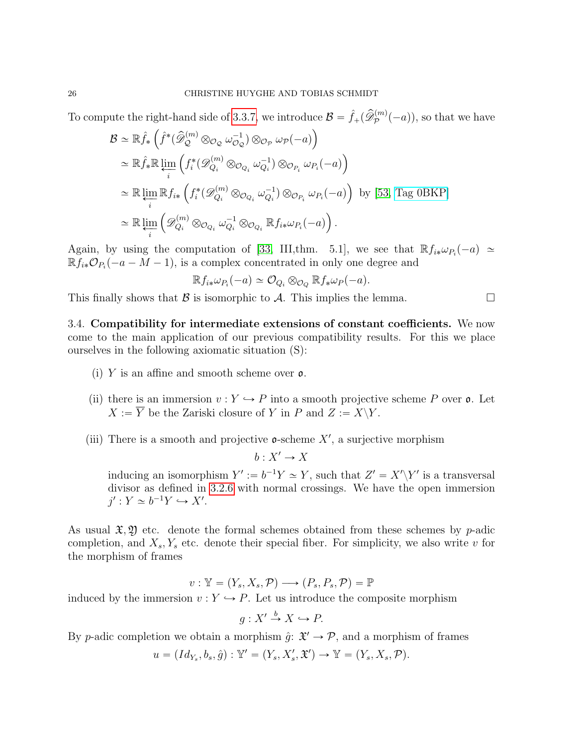To compute the right-hand side of 3.3.7, we introduce $\mathcal{B} = \hat{f}_+(\widehat{\mathscr{D}}_{\mathcal{P}}^{(m)}(-a))$, so that we have

$$
\begin{aligned}
\mathcal{B} &\simeq \mathbb{R}\hat{f}_* \left( \hat{f}^*(\widehat{\mathscr{D}}_{\mathcal{Q}}^{(m)} \otimes_{\mathcal{O}_{\mathcal{Q}}} \omega_{\mathcal{O}_{\mathcal{Q}}}^{-1}) \otimes_{\mathcal{O}_{\mathcal{P}}} \omega_{\mathcal{P}}(-a) \right) \\
&\simeq \mathbb{R}\hat{f}_* \mathbb{R} \varprojlim_i \left( f_i^*(\mathscr{D}_{Q_i}^{(m)} \otimes_{\mathcal{O}_{Q_i}} \omega_{Q_i}^{-1}) \otimes_{\mathcal{O}_{P_i}} \omega_{P_i}(-a) \right) \\
&\simeq \mathbb{R} \varprojlim_i \mathbb{R} f_{i*} \left( f_i^*(\mathscr{D}_{Q_i}^{(m)} \otimes_{\mathcal{O}_{Q_i}} \omega_{Q_i}^{-1}) \otimes_{\mathcal{O}_{P_i}} \omega_{P_i}(-a) \right) \text{ by [53, Tag 0BKP]} \\
&\simeq \mathbb{R} \varprojlim_i \left( \mathscr{D}_{Q_i}^{(m)} \otimes_{\mathcal{O}_{Q_i}} \omega_{Q_i}^{-1} \otimes_{\mathcal{O}_{Q_i}} \mathbb{R} f_{i*} \omega_{P_i}(-a) \right).
\end{aligned}
$$

Again, by using the computation of [33, III,thm. 5.1], we see that $\mathbb{R}f_{i*}\omega_{P_i}(-a) \simeq \mathbb{R}f_{i*}\mathcal{O}_{P_i}(-a-M-1)$, is a complex concentrated in only one degree and

$$
\mathbb{R}f_{i*}\omega_{P_i}(-a) \simeq \mathcal{O}_{Q_i} \otimes_{\mathcal{O}_Q} \mathbb{R}f_*\omega_P(-a).
$$

This finally shows that $\mathcal{B}$ is isomorphic to $\mathcal{A}$. This implies the lemma. $\square$

3.4. **Compatibility for intermediate extensions of constant coefficients.** We now come to the main application of our previous compatibility results. For this we place ourselves in the following axiomatic situation (S):

(i) $Y$ is an affine and smooth scheme over $\mathfrak{o}$.

(ii) there is an immersion $v : Y \hookrightarrow P$ into a smooth projective scheme $P$ over $\mathfrak{o}$. Let $X := \overline{Y}$ be the Zariski closure of $Y$ in $P$ and $Z := X \backslash Y$.

(iii) There is a smooth and projective $\mathfrak{o}$-scheme $X'$, a surjective morphism

$$
b : X' \to X
$$

inducing an isomorphism $Y' := b^{-1}Y \simeq Y$, such that $Z' = X' \backslash Y'$ is a transversal divisor as defined in 3.2.6 with normal crossings. We have the open immersion $j' : Y \simeq b^{-1}Y \hookrightarrow X'$.

As usual $\mathfrak{X}, \mathfrak{Y}$ etc. denote the formal schemes obtained from these schemes by $p$-adic completion, and $X_s, Y_s$ etc. denote their special fiber. For simplicity, we also write $v$ for the morphism of frames

$$
v : \mathbb{Y} = (Y_s, X_s, \mathcal{P}) \longrightarrow (P_s, P_s, \mathcal{P}) = \mathbb{P}
$$

induced by the immersion $v : Y \hookrightarrow P$. Let us introduce the composite morphism

$$
g : X' \xrightarrow{b} X \hookrightarrow P.
$$

By $p$-adic completion we obtain a morphism $\hat{g}$: $\mathfrak{X}' \to \mathcal{P}$, and a morphism of frames

$$
u = (Id_{Y_s}, b_s, \hat{g}) : \mathbb{Y}' = (Y_s, X'_s, \mathfrak{X}') \to \mathbb{Y} = (Y_s, X_s, \mathcal{P}).
$$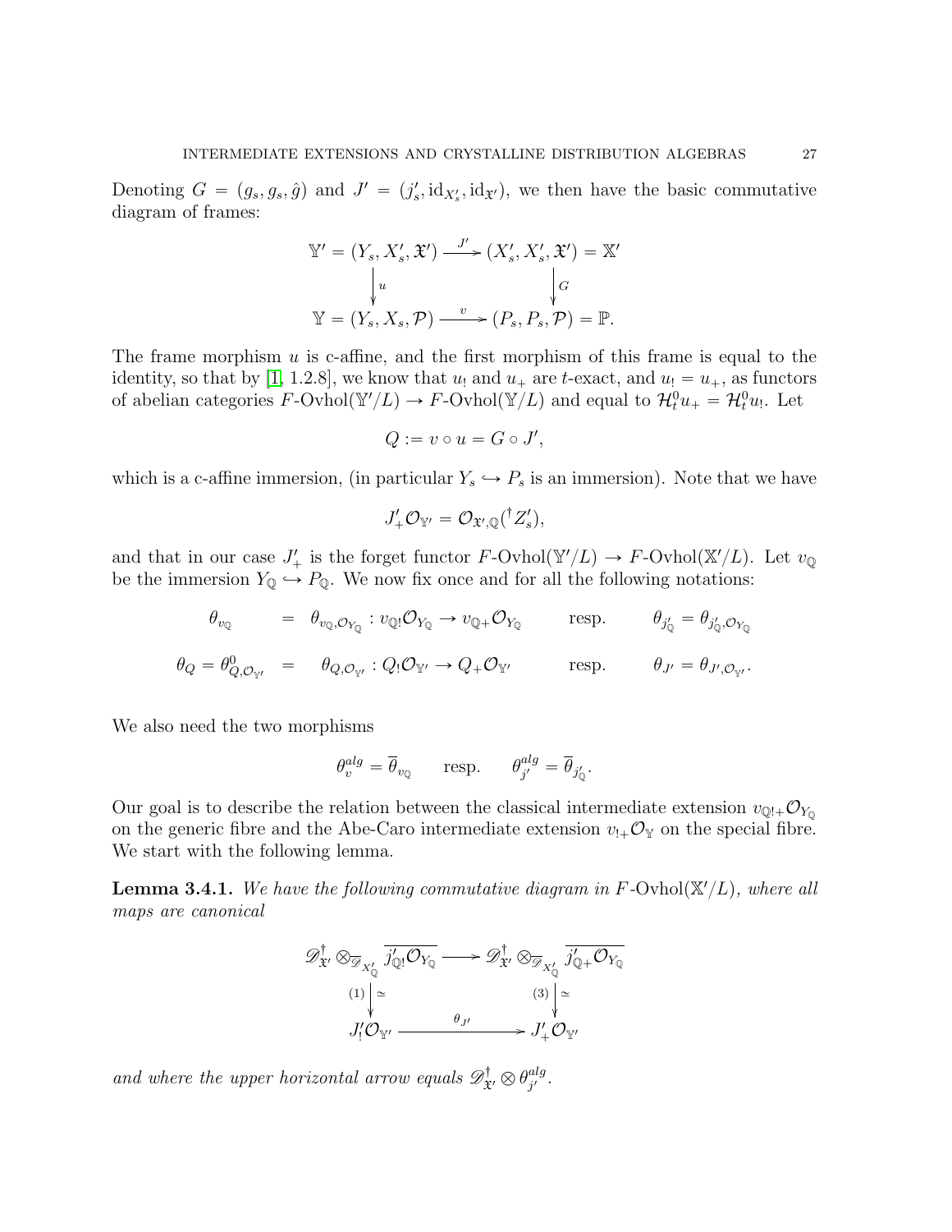Denoting $G = (g_s, g_s, \hat{g})$ and $J' = (j'_s, \mathrm{id}_{X'_s}, \mathrm{id}_{\mathfrak{X}'})$, we then have the basic commutative diagram of frames:

$$\begin{array}{ccc} \mathbb{Y}' = (Y_s, X'_s, \mathfrak{X}') & \xrightarrow{J'} & (X'_s, X'_s, \mathfrak{X}') = \mathbb{X}' \\ \big\downarrow u & & \big\downarrow G \\ \mathbb{Y} = (Y_s, X_s, \mathcal{P}) & \xrightarrow{v} & (P_s, P_s, \mathcal{P}) = \mathbb{P}. \end{array}$$

The frame morphism $u$ is c-affine, and the first morphism of this frame is equal to the identity, so that by [1, 1.2.8], we know that $u_!$ and $u_+$ are $t$-exact, and $u_! = u_+$, as functors of abelian categories $F\text{-Ovhol}(\mathbb{Y}'/L) \to F\text{-Ovhol}(\mathbb{Y}/L)$ and equal to $\mathcal{H}^0_t u_+ = \mathcal{H}^0_t u_!$. Let

$$Q := v \circ u = G \circ J',$$

which is a c-affine immersion, (in particular $Y_s \hookrightarrow P_s$ is an immersion). Note that we have

$$J'_+ \mathcal{O}_{\mathbb{Y}'} = \mathcal{O}_{\mathfrak{X}',\mathbb{Q}}({}^\dagger Z'_s),$$

and that in our case $J'_+$ is the forget functor $F\text{-Ovhol}(\mathbb{Y}'/L) \to F\text{-Ovhol}(\mathbb{X}'/L)$. Let $v_{\mathbb{Q}}$ be the immersion $Y_{\mathbb{Q}} \hookrightarrow P_{\mathbb{Q}}$. We now fix once and for all the following notations:

$$\begin{array}{rclcl} \theta_{v_{\mathbb{Q}}} & = & \theta_{v_{\mathbb{Q}},\mathcal{O}_{Y_{\mathbb{Q}}}} : v_{\mathbb{Q}!}\mathcal{O}_{Y_{\mathbb{Q}}} \to v_{\mathbb{Q}+}\mathcal{O}_{Y_{\mathbb{Q}}} & \text{resp.} & \theta_{j'_{\mathbb{Q}}} = \theta_{j'_{\mathbb{Q}},\mathcal{O}_{Y_{\mathbb{Q}}}} \\ \theta_Q = \theta^0_{Q,\mathcal{O}_{\mathbb{Y}'}} & = & \theta_{Q,\mathcal{O}_{\mathbb{Y}'}} : Q_!\mathcal{O}_{\mathbb{Y}'} \to Q_+\mathcal{O}_{\mathbb{Y}'} & \text{resp.} & \theta_{J'} = \theta_{J',\mathcal{O}_{\mathbb{Y}'}}. \end{array}$$

We also need the two morphisms

$$\theta^{alg}_v = \overline{\theta}_{v_{\mathbb{Q}}} \qquad \text{resp.} \qquad \theta^{alg}_{j'} = \overline{\theta}_{j'_{\mathbb{Q}}}.$$

Our goal is to describe the relation between the classical intermediate extension $v_{\mathbb{Q}!+}\mathcal{O}_{Y_{\mathbb{Q}}}$ on the generic fibre and the Abe-Caro intermediate extension $v_{!+}\mathcal{O}_{\mathbb{Y}}$ on the special fibre. We start with the following lemma.

**Lemma 3.4.1.** *We have the following commutative diagram in $F\text{-Ovhol}(\mathbb{X}'/L)$, where all maps are canonical*

$$\begin{array}{ccc} \mathscr{D}^\dagger_{\mathfrak{X}'} \otimes_{\overline{\mathscr{D}}_{X'_{\mathbb{Q}}}} \overline{j'_{\mathbb{Q}!}\mathcal{O}_{Y_{\mathbb{Q}}}} & \longrightarrow & \mathscr{D}^\dagger_{\mathfrak{X}'} \otimes_{\overline{\mathscr{D}}_{X'_{\mathbb{Q}}}} \overline{j'_{\mathbb{Q}+}\mathcal{O}_{Y_{\mathbb{Q}}}} \\ (1) \big\downarrow \simeq & & (3) \big\downarrow \simeq \\ J'_!\mathcal{O}_{\mathbb{Y}'} & \xrightarrow{\theta_{J'}} & J'_+\mathcal{O}_{\mathbb{Y}'} \end{array}$$

*and where the upper horizontal arrow equals $\mathscr{D}^\dagger_{\mathfrak{X}'} \otimes \theta^{alg}_{j'}$.*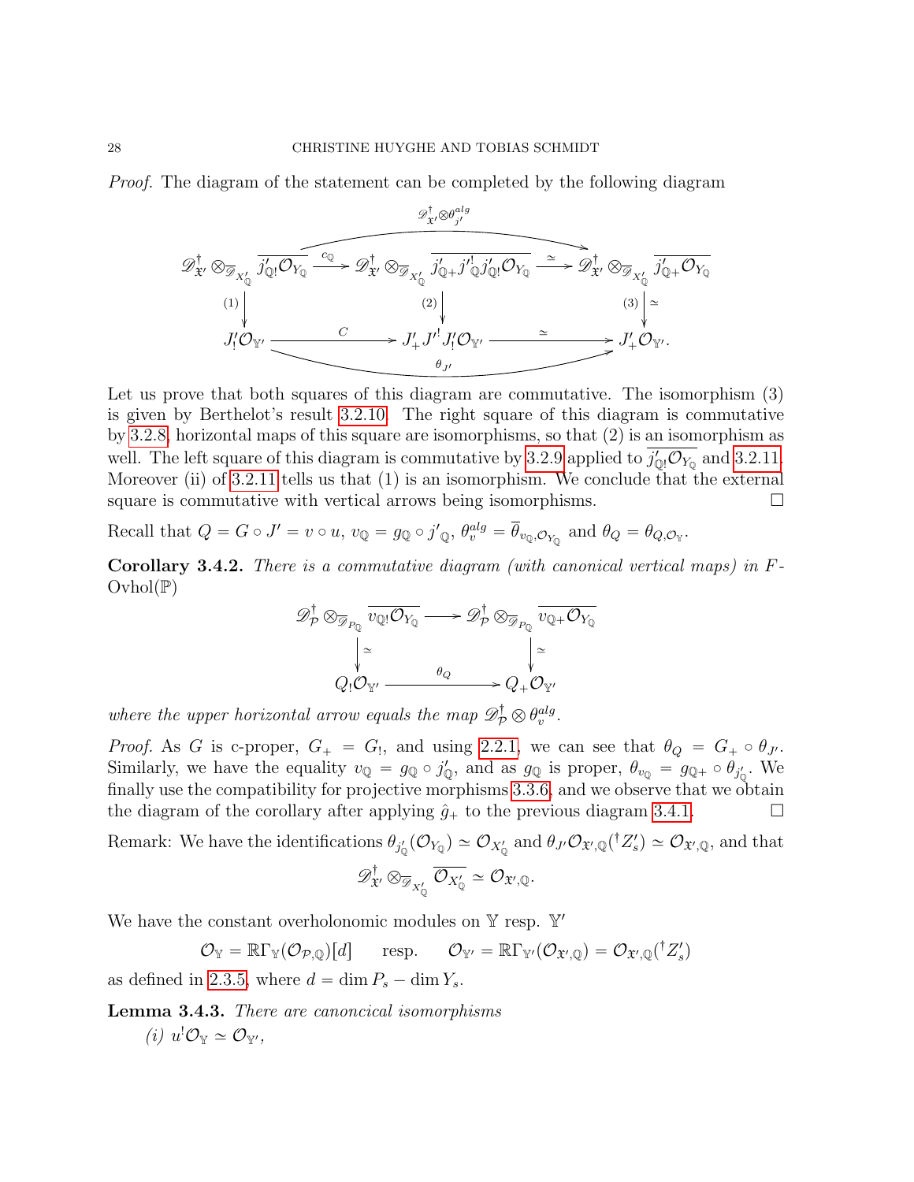*Proof.* The diagram of the statement can be completed by the following diagram

$$
\begin{array}{ccccc}
\mathscr{D}^\dagger_{\mathfrak{X}'} \otimes_{\overline{\mathscr{D}}_{X'_{\mathbb{Q}}}} \overline{j'_{\mathbb{Q}!}\mathcal{O}_{Y_{\mathbb{Q}}}} & \xrightarrow{c_{\mathbb{Q}}} & \mathscr{D}^\dagger_{\mathfrak{X}'} \otimes_{\overline{\mathscr{D}}_{X'_{\mathbb{Q}}}} \overline{j'_{\mathbb{Q}+}j'^{!}_{\mathbb{Q}}j'_{\mathbb{Q}!}\mathcal{O}_{Y_{\mathbb{Q}}}} & \xrightarrow{\simeq} & \mathscr{D}^\dagger_{\mathfrak{X}'} \otimes_{\overline{\mathscr{D}}_{X'_{\mathbb{Q}}}} \overline{j'_{\mathbb{Q}+}\mathcal{O}_{Y_{\mathbb{Q}}}} \\
\downarrow{\scriptstyle (1)} & & \downarrow{\scriptstyle (2)} & & \downarrow{\scriptstyle (3)\ \simeq} \\
J'_!\mathcal{O}_{\mathbb{Y}'} & \xrightarrow{C} & J'_+J'^{!}J'_!\mathcal{O}_{\mathbb{Y}'} & \xrightarrow{\simeq} & J'_+\mathcal{O}_{\mathbb{Y}'}.
\end{array}
$$

(with the composite of the top row being $\mathscr{D}^\dagger_{\mathfrak{X}'}\otimes\theta^{alg}_{j'}$ and the composite of the bottom row being $\theta_{J'}$.)

Let us prove that both squares of this diagram are commutative. The isomorphism (3) is given by Berthelot's result 3.2.10. The right square of this diagram is commutative by 3.2.8, horizontal maps of this square are isomorphisms, so that (2) is an isomorphism as well. The left square of this diagram is commutative by 3.2.9 applied to $\overline{j'_{\mathbb{Q}!}\mathcal{O}_{Y_{\mathbb{Q}}}}$ and 3.2.11. Moreover (ii) of 3.2.11 tells us that (1) is an isomorphism. We conclude that the external square is commutative with vertical arrows being isomorphisms. $\square$

Recall that $Q = G\circ J' = v\circ u$, $v_{\mathbb{Q}} = g_{\mathbb{Q}}\circ j'_{\mathbb{Q}}$, $\theta^{alg}_v = \overline{\theta}_{v_{\mathbb{Q}},\mathcal{O}_{Y_{\mathbb{Q}}}}$ and $\theta_Q = \theta_{Q,\mathcal{O}_{\mathbb{Y}}}$.

**Corollary 3.4.2.** *There is a commutative diagram (with canonical vertical maps) in $F$-Ovhol($\mathbb{P}$)*

$$
\begin{array}{ccc}
\mathscr{D}^\dagger_{\mathcal{P}} \otimes_{\overline{\mathscr{D}}_{P_{\mathbb{Q}}}} \overline{v_{\mathbb{Q}!}\mathcal{O}_{Y_{\mathbb{Q}}}} & \longrightarrow & \mathscr{D}^\dagger_{\mathcal{P}} \otimes_{\overline{\mathscr{D}}_{P_{\mathbb{Q}}}} \overline{v_{\mathbb{Q}+}\mathcal{O}_{Y_{\mathbb{Q}}}} \\
\downarrow{\simeq} & & \downarrow{\simeq} \\
Q_!\mathcal{O}_{\mathbb{Y}'} & \xrightarrow{\theta_Q} & Q_+\mathcal{O}_{\mathbb{Y}'}
\end{array}
$$

*where the upper horizontal arrow equals the map $\mathscr{D}^\dagger_{\mathcal{P}}\otimes\theta^{alg}_v$.*

*Proof.* As $G$ is c-proper, $G_+ = G_!$, and using 2.2.1, we can see that $\theta_Q = G_+\circ\theta_{J'}$. Similarly, we have the equality $v_{\mathbb{Q}} = g_{\mathbb{Q}}\circ j'_{\mathbb{Q}}$, and as $g_{\mathbb{Q}}$ is proper, $\theta_{v_{\mathbb{Q}}} = g_{\mathbb{Q}+}\circ\theta_{j'_{\mathbb{Q}}}$. We finally use the compatibility for projective morphisms 3.3.6, and we observe that we obtain the diagram of the corollary after applying $\hat{g}_+$ to the previous diagram 3.4.1. $\square$

Remark: We have the identifications $\theta_{j'_{\mathbb{Q}}}(\mathcal{O}_{Y_{\mathbb{Q}}})\simeq\mathcal{O}_{X'_{\mathbb{Q}}}$ and $\theta_{J'}\mathcal{O}_{\mathfrak{X}',\mathbb{Q}}(^\dagger Z'_s)\simeq\mathcal{O}_{\mathfrak{X}',\mathbb{Q}}$, and that

$$\mathscr{D}^\dagger_{\mathfrak{X}'}\otimes_{\overline{\mathscr{D}}_{X'_{\mathbb{Q}}}}\overline{\mathcal{O}_{X'_{\mathbb{Q}}}}\simeq\mathcal{O}_{\mathfrak{X}',\mathbb{Q}}.$$

We have the constant overholonomic modules on $\mathbb{Y}$ resp. $\mathbb{Y}'$

$$\mathcal{O}_{\mathbb{Y}} = \mathbb{R}\Gamma_{\mathbb{Y}}(\mathcal{O}_{\mathcal{P},\mathbb{Q}})[d] \qquad \text{resp.} \qquad \mathcal{O}_{\mathbb{Y}'} = \mathbb{R}\Gamma_{\mathbb{Y}'}(\mathcal{O}_{\mathfrak{X}',\mathbb{Q}}) = \mathcal{O}_{\mathfrak{X}',\mathbb{Q}}(^\dagger Z'_s)$$

as defined in 2.3.5, where $d = \dim P_s - \dim Y_s$.

**Lemma 3.4.3.** *There are canoncical isomorphisms*

*(i)* $u^!\mathcal{O}_{\mathbb{Y}}\simeq\mathcal{O}_{\mathbb{Y}'}$,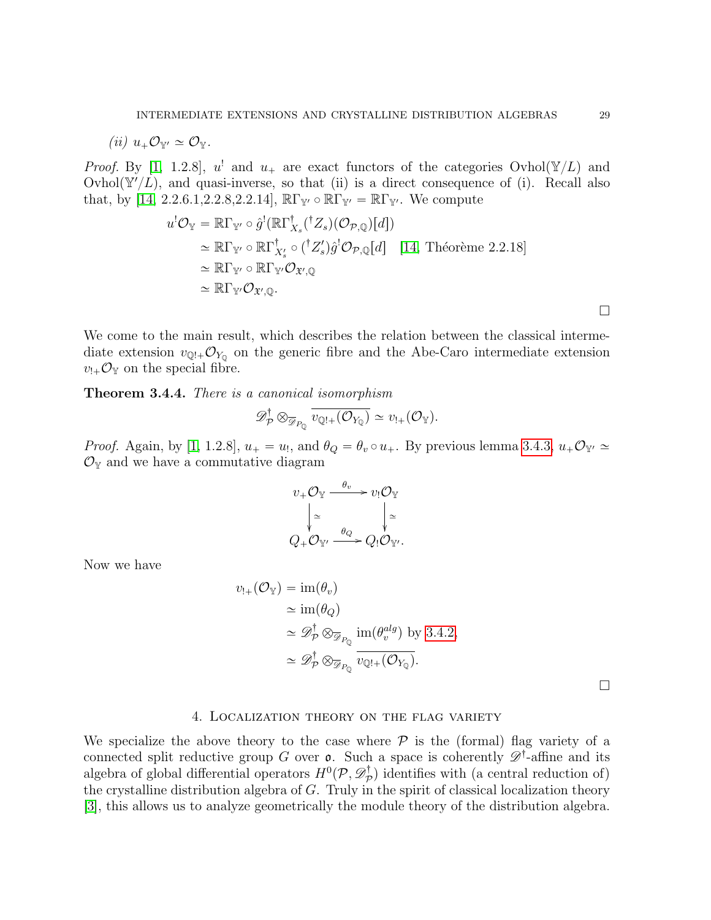*(ii)* $u_+\mathcal{O}_{\mathbb{Y}'} \simeq \mathcal{O}_{\mathbb{Y}}$.

*Proof.* By [1, 1.2.8], $u^!$ and $u_+$ are exact functors of the categories $\mathrm{Ovhol}(\mathbb{Y}/L)$ and $\mathrm{Ovhol}(\mathbb{Y}'/L)$, and quasi-inverse, so that (ii) is a direct consequence of (i). Recall also that, by [14, 2.2.6.1,2.2.8,2.2.14], $\mathbb{R}\Gamma_{\mathbb{Y}'} \circ \mathbb{R}\Gamma_{\mathbb{Y}'} = \mathbb{R}\Gamma_{\mathbb{Y}'}$. We compute

$$
\begin{aligned}
u^!\mathcal{O}_{\mathbb{Y}} &= \mathbb{R}\Gamma_{\mathbb{Y}'} \circ \hat{g}^!(\mathbb{R}\Gamma^\dagger_{X_s}({}^\dagger Z_s)(\mathcal{O}_{\mathcal{P},\mathbb{Q}})[d]) \\
&\simeq \mathbb{R}\Gamma_{\mathbb{Y}'} \circ \mathbb{R}\Gamma^\dagger_{X'_s} \circ ({}^\dagger Z'_s)\hat{g}^!\mathcal{O}_{\mathcal{P},\mathbb{Q}}[d] \quad \text{[14, Théorème 2.2.18]} \\
&\simeq \mathbb{R}\Gamma_{\mathbb{Y}'} \circ \mathbb{R}\Gamma_{\mathbb{Y}'}\mathcal{O}_{\mathfrak{X}',\mathbb{Q}} \\
&\simeq \mathbb{R}\Gamma_{\mathbb{Y}'}\mathcal{O}_{\mathfrak{X}',\mathbb{Q}}.
\end{aligned}
$$

□

We come to the main result, which describes the relation between the classical intermediate extension $v_{\mathbb{Q}!+}\mathcal{O}_{Y_{\mathbb{Q}}}$ on the generic fibre and the Abe-Caro intermediate extension $v_{!+}\mathcal{O}_{\mathbb{Y}}$ on the special fibre.

**Theorem 3.4.4.** *There is a canonical isomorphism*

$$\mathscr{D}^\dagger_{\mathcal{P}} \otimes_{\overline{\mathscr{D}}_{P_{\mathbb{Q}}}} \overline{v_{\mathbb{Q}!+}(\mathcal{O}_{Y_{\mathbb{Q}}})} \simeq v_{!+}(\mathcal{O}_{\mathbb{Y}}).$$

*Proof.* Again, by [1, 1.2.8], $u_+ = u_!$, and $\theta_Q = \theta_v \circ u_+$. By previous lemma 3.4.3, $u_+\mathcal{O}_{\mathbb{Y}'} \simeq \mathcal{O}_{\mathbb{Y}}$ and we have a commutative diagram

$$
\begin{array}{ccc}
v_+\mathcal{O}_{\mathbb{Y}} & \xrightarrow{\theta_v} & v_!\mathcal{O}_{\mathbb{Y}} \\
\downarrow \simeq & & \downarrow \simeq \\
Q_+\mathcal{O}_{\mathbb{Y}'} & \xrightarrow{\theta_Q} & Q_!\mathcal{O}_{\mathbb{Y}'}.
\end{array}
$$

Now we have

$$
\begin{aligned}
v_{!+}(\mathcal{O}_{\mathbb{Y}}) &= \mathrm{im}(\theta_v) \\
&\simeq \mathrm{im}(\theta_Q) \\
&\simeq \mathscr{D}^\dagger_{\mathcal{P}} \otimes_{\overline{\mathscr{D}}_{P_{\mathbb{Q}}}} \mathrm{im}(\theta_v^{alg}) \text{ by 3.4.2,} \\
&\simeq \mathscr{D}^\dagger_{\mathcal{P}} \otimes_{\overline{\mathscr{D}}_{P_{\mathbb{Q}}}} \overline{v_{\mathbb{Q}!+}(\mathcal{O}_{Y_{\mathbb{Q}}})}.
\end{aligned}
$$

□

## 4. Localization theory on the flag variety

We specialize the above theory to the case where $\mathcal{P}$ is the (formal) flag variety of a connected split reductive group $G$ over $\mathfrak{o}$. Such a space is coherently $\mathscr{D}^\dagger$-affine and its algebra of global differential operators $H^0(\mathcal{P}, \mathscr{D}^\dagger_{\mathcal{P}})$ identifies with (a central reduction of) the crystalline distribution algebra of $G$. Truly in the spirit of classical localization theory [3], this allows us to analyze geometrically the module theory of the distribution algebra.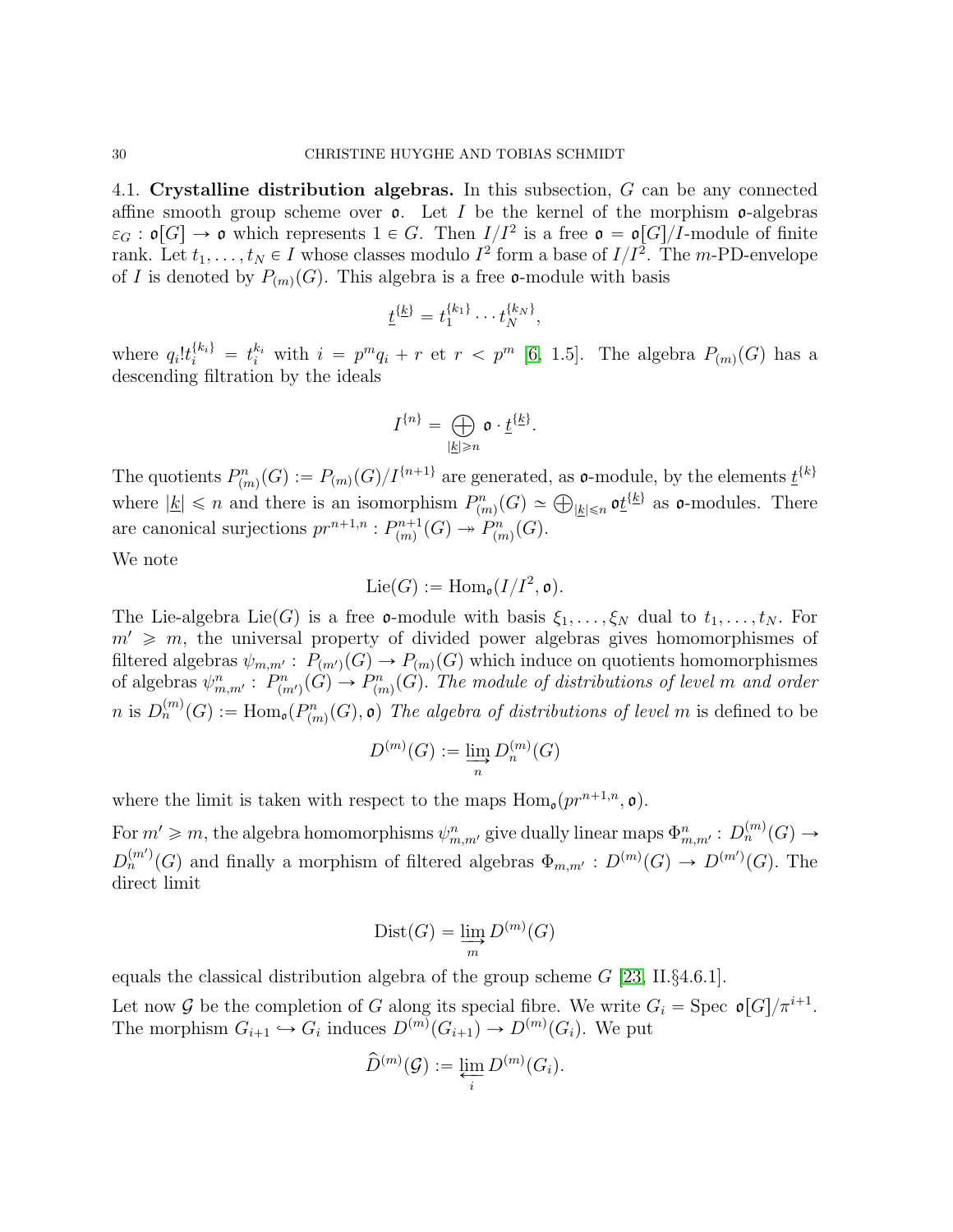## 4.1. Crystalline distribution algebras.

In this subsection, $G$ can be any connected affine smooth group scheme over $\mathfrak{o}$. Let $I$ be the kernel of the morphism $\mathfrak{o}$-algebras $\varepsilon_G : \mathfrak{o}[G] \to \mathfrak{o}$ which represents $1 \in G$. Then $I/I^2$ is a free $\mathfrak{o} = \mathfrak{o}[G]/I$-module of finite rank. Let $t_1, \ldots, t_N \in I$ whose classes modulo $I^2$ form a base of $I/I^2$. The $m$-PD-envelope of $I$ is denoted by $P_{(m)}(G)$. This algebra is a free $\mathfrak{o}$-module with basis

$$\underline{t}^{\{\underline{k}\}} = t_1^{\{k_1\}} \cdots t_N^{\{k_N\}},$$

where $q_i! t_i^{\{k_i\}} = t_i^{k_i}$ with $i = p^m q_i + r$ et $r < p^m$ [6, 1.5]. The algebra $P_{(m)}(G)$ has a descending filtration by the ideals

$$I^{\{n\}} = \bigoplus_{|\underline{k}| \geqslant n} \mathfrak{o} \cdot \underline{t}^{\{\underline{k}\}}.$$

The quotients $P^n_{(m)}(G) := P_{(m)}(G)/I^{\{n+1\}}$ are generated, as $\mathfrak{o}$-module, by the elements $\underline{t}^{\{k\}}$ where $|\underline{k}| \leqslant n$ and there is an isomorphism $P^n_{(m)}(G) \simeq \bigoplus_{|\underline{k}| \leqslant n} \mathfrak{o} \underline{t}^{\{\underline{k}\}}$ as $\mathfrak{o}$-modules. There are canonical surjections $pr^{n+1,n} : P^{n+1}_{(m)}(G) \twoheadrightarrow P^n_{(m)}(G)$.

We note

$$\mathrm{Lie}(G) := \mathrm{Hom}_{\mathfrak{o}}(I/I^2, \mathfrak{o}).$$

The Lie-algebra $\mathrm{Lie}(G)$ is a free $\mathfrak{o}$-module with basis $\xi_1, \ldots, \xi_N$ dual to $t_1, \ldots, t_N$. For $m' \geqslant m$, the universal property of divided power algebras gives homomorphismes of filtered algebras $\psi_{m,m'} : P_{(m')}(G) \to P_{(m)}(G)$ which induce on quotients homomorphismes of algebras $\psi^n_{m,m'} : P^n_{(m')}(G) \to P^n_{(m)}(G)$. *The module of distributions of level $m$ and order $n$ is $D^{(m)}_n(G) := \mathrm{Hom}_{\mathfrak{o}}(P^n_{(m)}(G), \mathfrak{o})$ The algebra of distributions of level $m$* is defined to be

$$D^{(m)}(G) := \varinjlim_n D^{(m)}_n(G)$$

where the limit is taken with respect to the maps $\mathrm{Hom}_{\mathfrak{o}}(pr^{n+1,n}, \mathfrak{o})$.

For $m' \geqslant m$, the algebra homomorphisms $\psi^n_{m,m'}$ give dually linear maps $\Phi^n_{m,m'} : D^{(m)}_n(G) \to D^{(m')}_n(G)$ and finally a morphism of filtered algebras $\Phi_{m,m'} : D^{(m)}(G) \to D^{(m')}(G)$. The direct limit

$$\mathrm{Dist}(G) = \varinjlim_m D^{(m)}(G)$$

equals the classical distribution algebra of the group scheme $G$ [23, II.§4.6.1].

Let now $\mathcal{G}$ be the completion of $G$ along its special fibre. We write $G_i = \mathrm{Spec}\ \mathfrak{o}[G]/\pi^{i+1}$. The morphism $G_{i+1} \hookrightarrow G_i$ induces $D^{(m)}(G_{i+1}) \to D^{(m)}(G_i)$. We put

$$\widehat{D}^{(m)}(\mathcal{G}) := \varprojlim_i D^{(m)}(G_i).$$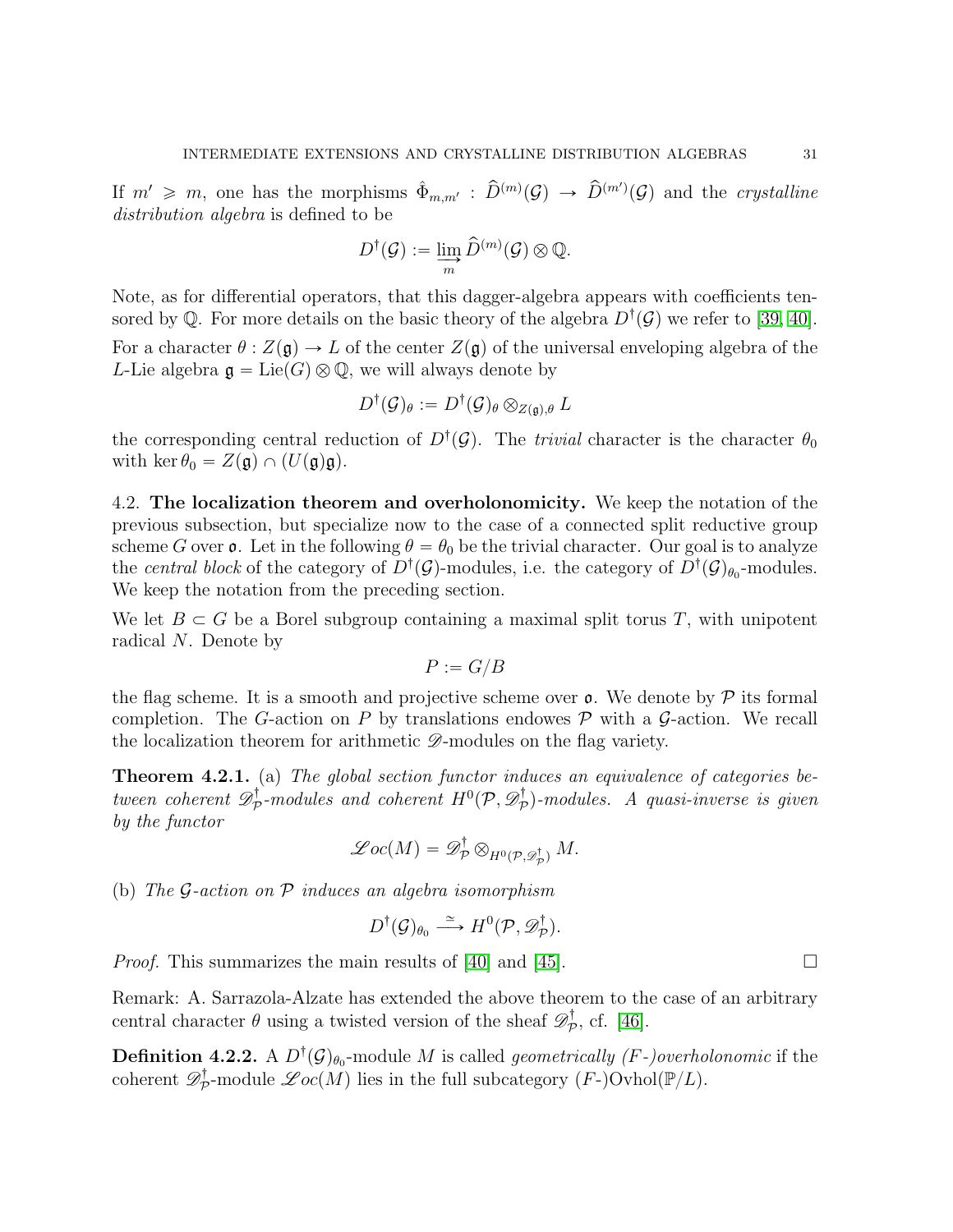If $m' \geqslant m$, one has the morphisms $\hat{\Phi}_{m,m'} : \widehat{D}^{(m)}(\mathcal{G}) \to \widehat{D}^{(m')}(\mathcal{G})$ and the *crystalline distribution algebra* is defined to be

$$D^\dagger(\mathcal{G}) := \varinjlim_m \widehat{D}^{(m)}(\mathcal{G}) \otimes \mathbb{Q}.$$

Note, as for differential operators, that this dagger-algebra appears with coefficients tensored by $\mathbb{Q}$. For more details on the basic theory of the algebra $D^\dagger(\mathcal{G})$ we refer to [39, 40].

For a character $\theta : Z(\mathfrak{g}) \to L$ of the center $Z(\mathfrak{g})$ of the universal enveloping algebra of the $L$-Lie algebra $\mathfrak{g} = \mathrm{Lie}(G) \otimes \mathbb{Q}$, we will always denote by

$$D^\dagger(\mathcal{G})_\theta := D^\dagger(\mathcal{G})_\theta \otimes_{Z(\mathfrak{g}),\theta} L$$

the corresponding central reduction of $D^\dagger(\mathcal{G})$. The *trivial* character is the character $\theta_0$ with $\ker \theta_0 = Z(\mathfrak{g}) \cap (U(\mathfrak{g})\mathfrak{g})$.

4.2. **The localization theorem and overholonomicity.** We keep the notation of the previous subsection, but specialize now to the case of a connected split reductive group scheme $G$ over $\mathfrak{o}$. Let in the following $\theta = \theta_0$ be the trivial character. Our goal is to analyze the *central block* of the category of $D^\dagger(\mathcal{G})$-modules, i.e. the category of $D^\dagger(\mathcal{G})_{\theta_0}$-modules. We keep the notation from the preceding section.

We let $B \subset G$ be a Borel subgroup containing a maximal split torus $T$, with unipotent radical $N$. Denote by

$$P := G/B$$

the flag scheme. It is a smooth and projective scheme over $\mathfrak{o}$. We denote by $\mathcal{P}$ its formal completion. The $G$-action on $P$ by translations endowes $\mathcal{P}$ with a $\mathcal{G}$-action. We recall the localization theorem for arithmetic $\mathscr{D}$-modules on the flag variety.

**Theorem 4.2.1.** (a) *The global section functor induces an equivalence of categories between coherent $\mathscr{D}^\dagger_{\mathcal{P}}$-modules and coherent $H^0(\mathcal{P}, \mathscr{D}^\dagger_{\mathcal{P}})$-modules. A quasi-inverse is given by the functor*

$$\mathscr{L}oc(M) = \mathscr{D}^\dagger_{\mathcal{P}} \otimes_{H^0(\mathcal{P},\mathscr{D}^\dagger_{\mathcal{P}})} M.$$

(b) *The $\mathcal{G}$-action on $\mathcal{P}$ induces an algebra isomorphism*

$$D^\dagger(\mathcal{G})_{\theta_0} \xrightarrow{\simeq} H^0(\mathcal{P}, \mathscr{D}^\dagger_{\mathcal{P}}).$$

*Proof.* This summarizes the main results of [40] and [45]. $\square$

Remark: A. Sarrazola-Alzate has extended the above theorem to the case of an arbitrary central character $\theta$ using a twisted version of the sheaf $\mathscr{D}^\dagger_{\mathcal{P}}$, cf. [46].

**Definition 4.2.2.** A $D^\dagger(\mathcal{G})_{\theta_0}$-module $M$ is called *geometrically (F-)overholonomic* if the coherent $\mathscr{D}^\dagger_{\mathcal{P}}$-module $\mathscr{L}oc(M)$ lies in the full subcategory $(F\text{-})\mathrm{Ovhol}(\mathbb{P}/L)$.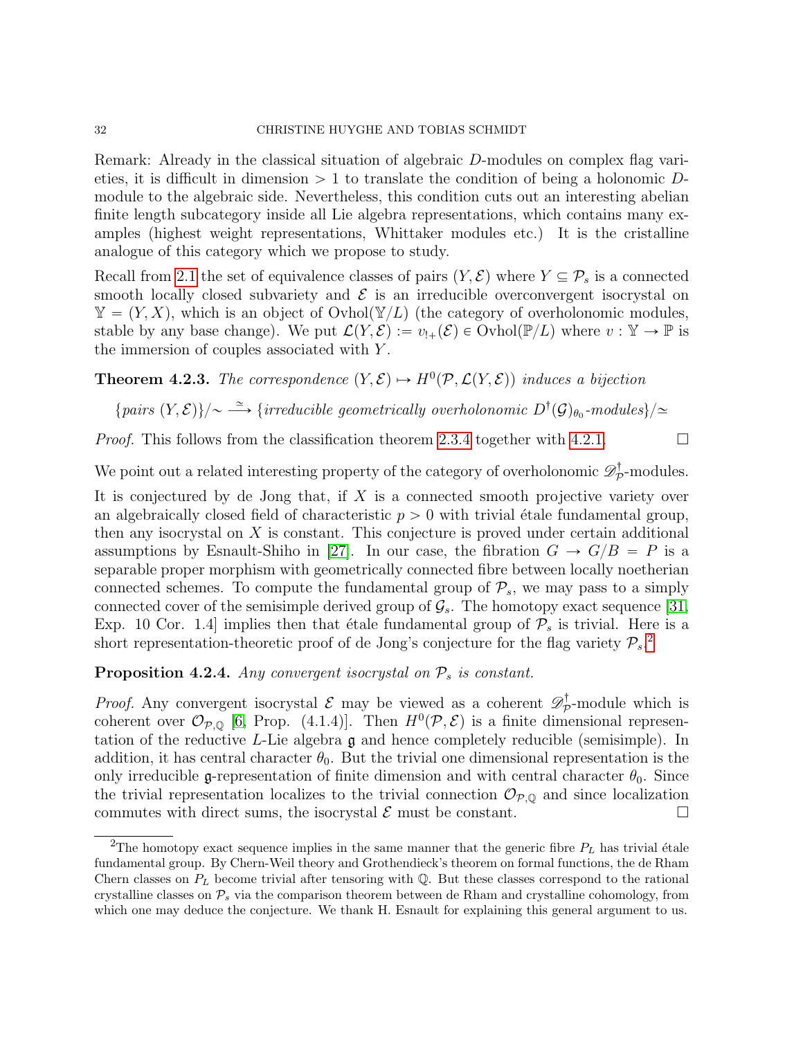Remark: Already in the classical situation of algebraic $D$-modules on complex flag varieties, it is difficult in dimension $> 1$ to translate the condition of being a holonomic $D$-module to the algebraic side. Nevertheless, this condition cuts out an interesting abelian finite length subcategory inside all Lie algebra representations, which contains many examples (highest weight representations, Whittaker modules etc.) It is the cristalline analogue of this category which we propose to study.

Recall from 2.1 the set of equivalence classes of pairs $(Y, \mathcal{E})$ where $Y \subseteq \mathcal{P}_s$ is a connected smooth locally closed subvariety and $\mathcal{E}$ is an irreducible overconvergent isocrystal on $\mathbb{Y} = (Y, X)$, which is an object of $\mathrm{Ovhol}(\mathbb{Y}/L)$ (the category of overholonomic modules, stable by any base change). We put $\mathcal{L}(Y, \mathcal{E}) := v_{!+}(\mathcal{E}) \in \mathrm{Ovhol}(\mathbb{P}/L)$ where $v : \mathbb{Y} \to \mathbb{P}$ is the immersion of couples associated with $Y$.

**Theorem 4.2.3.** *The correspondence $(Y, \mathcal{E}) \mapsto H^0(\mathcal{P}, \mathcal{L}(Y, \mathcal{E}))$ induces a bijection*

$$\{\text{pairs } (Y, \mathcal{E})\}/\sim \xrightarrow{\simeq} \{\text{irreducible geometrically overholonomic } D^\dagger(\mathcal{G})_{\theta_0}\text{-modules}\}/\simeq$$

*Proof.* This follows from the classification theorem 2.3.4 together with 4.2.1. $\square$

We point out a related interesting property of the category of overholonomic $\mathscr{D}^\dagger_{\mathcal{P}}$-modules.

It is conjectured by de Jong that, if $X$ is a connected smooth projective variety over an algebraically closed field of characteristic $p > 0$ with trivial étale fundamental group, then any isocrystal on $X$ is constant. This conjecture is proved under certain additional assumptions by Esnault-Shiho in [27]. In our case, the fibration $G \to G/B = P$ is a separable proper morphism with geometrically connected fibre between locally noetherian connected schemes. To compute the fundamental group of $\mathcal{P}_s$, we may pass to a simply connected cover of the semisimple derived group of $\mathcal{G}_s$. The homotopy exact sequence [31, Exp. 10 Cor. 1.4] implies then that étale fundamental group of $\mathcal{P}_s$ is trivial. Here is a short representation-theoretic proof of de Jong's conjecture for the flag variety $\mathcal{P}_s$.[2]

**Proposition 4.2.4.** *Any convergent isocrystal on $\mathcal{P}_s$ is constant.*

*Proof.* Any convergent isocrystal $\mathcal{E}$ may be viewed as a coherent $\mathscr{D}^\dagger_{\mathcal{P}}$-module which is coherent over $\mathcal{O}_{\mathcal{P},\mathbb{Q}}$ [6, Prop. (4.1.4)]. Then $H^0(\mathcal{P}, \mathcal{E})$ is a finite dimensional representation of the reductive $L$-Lie algebra $\mathfrak{g}$ and hence completely reducible (semisimple). In addition, it has central character $\theta_0$. But the trivial one dimensional representation is the only irreducible $\mathfrak{g}$-representation of finite dimension and with central character $\theta_0$. Since the trivial representation localizes to the trivial connection $\mathcal{O}_{\mathcal{P},\mathbb{Q}}$ and since localization commutes with direct sums, the isocrystal $\mathcal{E}$ must be constant. $\square$

[2] The homotopy exact sequence implies in the same manner that the generic fibre $P_L$ has trivial étale fundamental group. By Chern-Weil theory and Grothendieck's theorem on formal functions, the de Rham Chern classes on $P_L$ become trivial after tensoring with $\mathbb{Q}$. But these classes correspond to the rational crystalline classes on $\mathcal{P}_s$ via the comparison theorem between de Rham and crystalline cohomology, from which one may deduce the conjecture. We thank H. Esnault for explaining this general argument to us.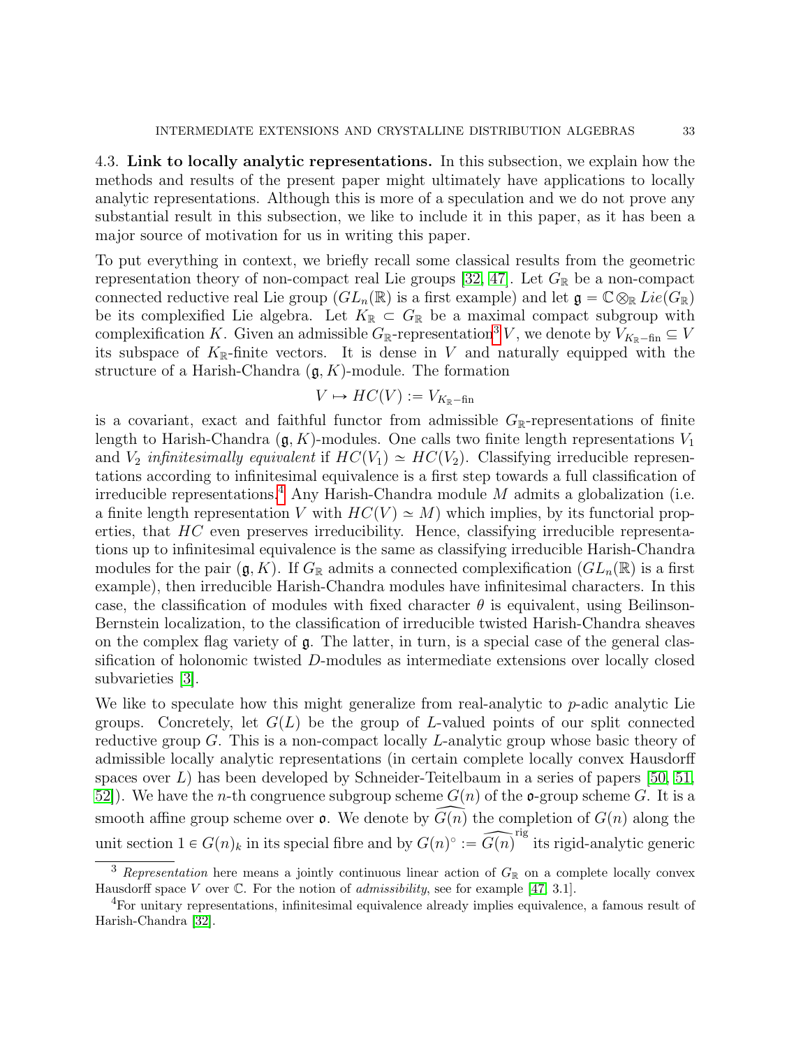4.3. **Link to locally analytic representations.** In this subsection, we explain how the methods and results of the present paper might ultimately have applications to locally analytic representations. Although this is more of a speculation and we do not prove any substantial result in this subsection, we like to include it in this paper, as it has been a major source of motivation for us in writing this paper.

To put everything in context, we briefly recall some classical results from the geometric representation theory of non-compact real Lie groups [32, 47]. Let $G_{\mathbb{R}}$ be a non-compact connected reductive real Lie group ($GL_n(\mathbb{R})$ is a first example) and let $\mathfrak{g} = \mathbb{C} \otimes_{\mathbb{R}} Lie(G_{\mathbb{R}})$ be its complexified Lie algebra. Let $K_{\mathbb{R}} \subset G_{\mathbb{R}}$ be a maximal compact subgroup with complexification $K$. Given an admissible $G_{\mathbb{R}}$-representation[3] $V$, we denote by $V_{K_{\mathbb{R}}-\text{fin}} \subseteq V$ its subspace of $K_{\mathbb{R}}$-finite vectors. It is dense in $V$ and naturally equipped with the structure of a Harish-Chandra $(\mathfrak{g}, K)$-module. The formation

$$V \mapsto HC(V) := V_{K_{\mathbb{R}}-\text{fin}}$$

is a covariant, exact and faithful functor from admissible $G_{\mathbb{R}}$-representations of finite length to Harish-Chandra $(\mathfrak{g}, K)$-modules. One calls two finite length representations $V_1$ and $V_2$ *infinitesimally equivalent* if $HC(V_1) \simeq HC(V_2)$. Classifying irreducible representations according to infinitesimal equivalence is a first step towards a full classification of irreducible representations.[4] Any Harish-Chandra module $M$ admits a globalization (i.e. a finite length representation $V$ with $HC(V) \simeq M$) which implies, by its functorial properties, that $HC$ even preserves irreducibility. Hence, classifying irreducible representations up to infinitesimal equivalence is the same as classifying irreducible Harish-Chandra modules for the pair $(\mathfrak{g}, K)$. If $G_{\mathbb{R}}$ admits a connected complexification ($GL_n(\mathbb{R})$ is a first example), then irreducible Harish-Chandra modules have infinitesimal characters. In this case, the classification of modules with fixed character $\theta$ is equivalent, using Beilinson-Bernstein localization, to the classification of irreducible twisted Harish-Chandra sheaves on the complex flag variety of $\mathfrak{g}$. The latter, in turn, is a special case of the general classification of holonomic twisted $D$-modules as intermediate extensions over locally closed subvarieties [3].

We like to speculate how this might generalize from real-analytic to $p$-adic analytic Lie groups. Concretely, let $G(L)$ be the group of $L$-valued points of our split connected reductive group $G$. This is a non-compact locally $L$-analytic group whose basic theory of admissible locally analytic representations (in certain complete locally convex Hausdorff spaces over $L$) has been developed by Schneider-Teitelbaum in a series of papers [50, 51, 52]). We have the $n$-th congruence subgroup scheme $G(n)$ of the $\mathfrak{o}$-group scheme $G$. It is a smooth affine group scheme over $\mathfrak{o}$. We denote by $\widehat{G(n)}$ the completion of $G(n)$ along the unit section $1 \in G(n)_k$ in its special fibre and by $G(n)^\circ := \widehat{G(n)}^{\text{rig}}$ its rigid-analytic generic

[3] *Representation* here means a jointly continuous linear action of $G_{\mathbb{R}}$ on a complete locally convex Hausdorff space $V$ over $\mathbb{C}$. For the notion of *admissibility*, see for example [47, 3.1].

[4] For unitary representations, infinitesimal equivalence already implies equivalence, a famous result of Harish-Chandra [32].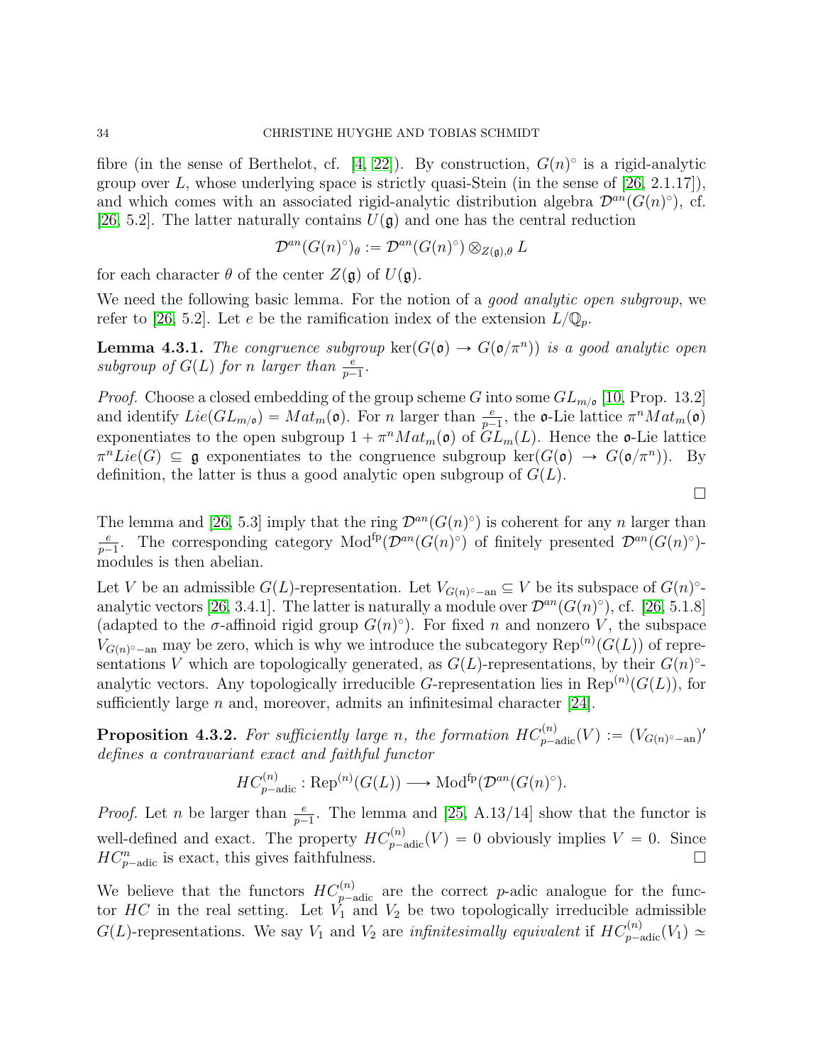fibre (in the sense of Berthelot, cf. [4, 22]). By construction, $G(n)^\circ$ is a rigid-analytic group over $L$, whose underlying space is strictly quasi-Stein (in the sense of [26, 2.1.17]), and which comes with an associated rigid-analytic distribution algebra $\mathcal{D}^{an}(G(n)^\circ)$, cf. [26, 5.2]. The latter naturally contains $U(\mathfrak{g})$ and one has the central reduction

$$\mathcal{D}^{an}(G(n)^\circ)_\theta := \mathcal{D}^{an}(G(n)^\circ) \otimes_{Z(\mathfrak{g}),\theta} L$$

for each character $\theta$ of the center $Z(\mathfrak{g})$ of $U(\mathfrak{g})$.

We need the following basic lemma. For the notion of a *good analytic open subgroup*, we refer to [26, 5.2]. Let $e$ be the ramification index of the extension $L/\mathbb{Q}_p$.

**Lemma 4.3.1.** *The congruence subgroup $\ker(G(\mathfrak{o}) \to G(\mathfrak{o}/\pi^n))$ is a good analytic open subgroup of $G(L)$ for $n$ larger than $\frac{e}{p-1}$.*

*Proof.* Choose a closed embedding of the group scheme $G$ into some $GL_{m/\mathfrak{o}}$ [10, Prop. 13.2] and identify $Lie(GL_{m/\mathfrak{o}}) = Mat_m(\mathfrak{o})$. For $n$ larger than $\frac{e}{p-1}$, the $\mathfrak{o}$-Lie lattice $\pi^n Mat_m(\mathfrak{o})$ exponentiates to the open subgroup $1 + \pi^n Mat_m(\mathfrak{o})$ of $GL_m(L)$. Hence the $\mathfrak{o}$-Lie lattice $\pi^n Lie(G) \subseteq \mathfrak{g}$ exponentiates to the congruence subgroup $\ker(G(\mathfrak{o}) \to G(\mathfrak{o}/\pi^n))$. By definition, the latter is thus a good analytic open subgroup of $G(L)$. $\square$

The lemma and [26, 5.3] imply that the ring $\mathcal{D}^{an}(G(n)^\circ)$ is coherent for any $n$ larger than $\frac{e}{p-1}$. The corresponding category $\mathrm{Mod}^{\mathrm{fp}}(\mathcal{D}^{an}(G(n)^\circ)$ of finitely presented $\mathcal{D}^{an}(G(n)^\circ)$-modules is then abelian.

Let $V$ be an admissible $G(L)$-representation. Let $V_{G(n)^\circ-\mathrm{an}} \subseteq V$ be its subspace of $G(n)^\circ$-analytic vectors [26, 3.4.1]. The latter is naturally a module over $\mathcal{D}^{an}(G(n)^\circ)$, cf. [26, 5.1.8] (adapted to the $\sigma$-affinoid rigid group $G(n)^\circ$). For fixed $n$ and nonzero $V$, the subspace $V_{G(n)^\circ-\mathrm{an}}$ may be zero, which is why we introduce the subcategory $\mathrm{Rep}^{(n)}(G(L))$ of representations $V$ which are topologically generated, as $G(L)$-representations, by their $G(n)^\circ$-analytic vectors. Any topologically irreducible $G$-representation lies in $\mathrm{Rep}^{(n)}(G(L))$, for sufficiently large $n$ and, moreover, admits an infinitesimal character [24].

**Proposition 4.3.2.** *For sufficiently large $n$, the formation $HC^{(n)}_{p-\mathrm{adic}}(V) := (V_{G(n)^\circ-\mathrm{an}})'$ defines a contravariant exact and faithful functor*

$$HC^{(n)}_{p-\mathrm{adic}} : \mathrm{Rep}^{(n)}(G(L)) \longrightarrow \mathrm{Mod}^{\mathrm{fp}}(\mathcal{D}^{an}(G(n)^\circ).$$

*Proof.* Let $n$ be larger than $\frac{e}{p-1}$. The lemma and [25, A.13/14] show that the functor is well-defined and exact. The property $HC^{(n)}_{p-\mathrm{adic}}(V) = 0$ obviously implies $V = 0$. Since $HC^{n}_{p-\mathrm{adic}}$ is exact, this gives faithfulness. $\square$

We believe that the functors $HC^{(n)}_{p-\mathrm{adic}}$ are the correct $p$-adic analogue for the functor $HC$ in the real setting. Let $V_1$ and $V_2$ be two topologically irreducible admissible $G(L)$-representations. We say $V_1$ and $V_2$ are *infinitesimally equivalent* if $HC^{(n)}_{p-\mathrm{adic}}(V_1) \simeq$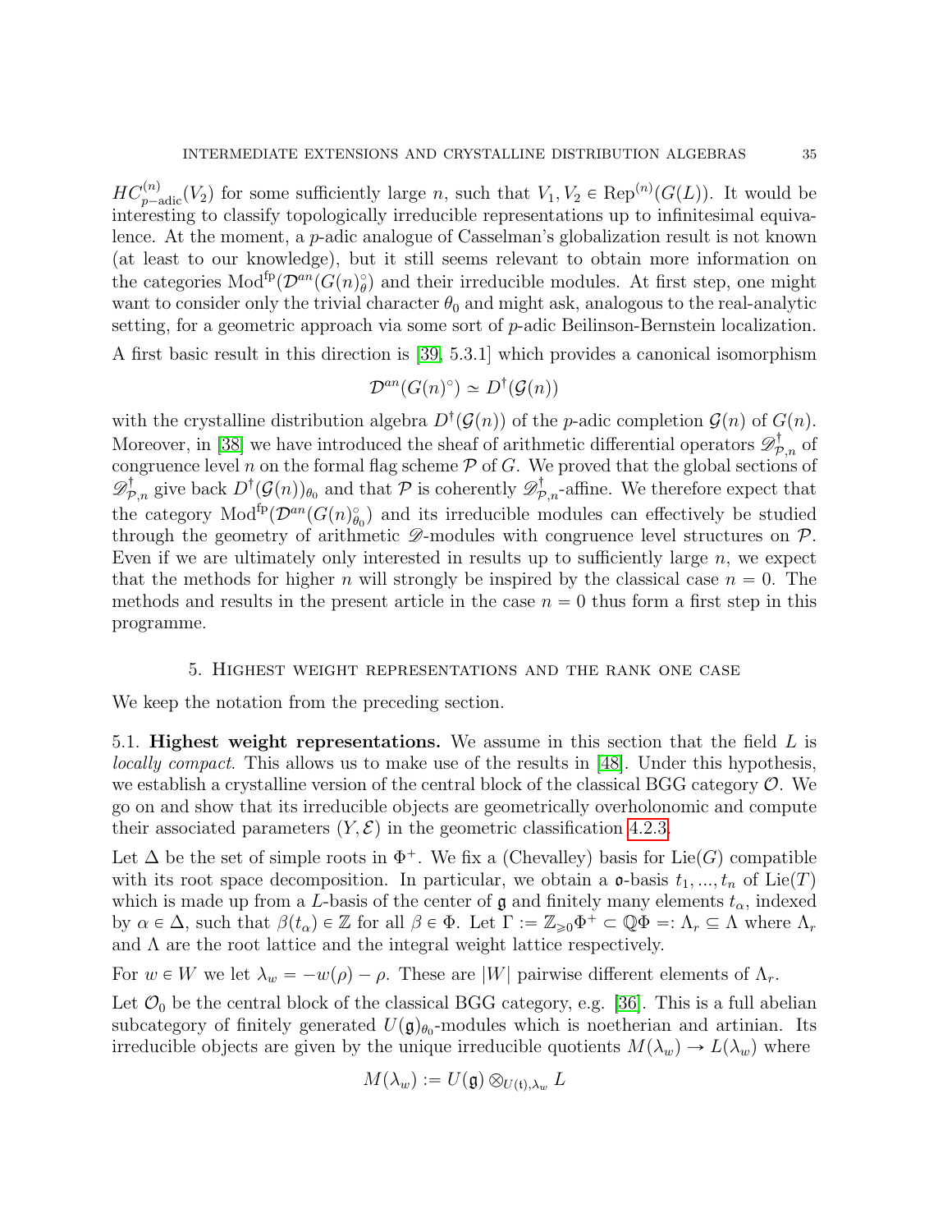$HC^{(n)}_{p-\mathrm{adic}}(V_2)$ for some sufficiently large $n$, such that $V_1, V_2 \in \mathrm{Rep}^{(n)}(G(L))$. It would be interesting to classify topologically irreducible representations up to infinitesimal equivalence. At the moment, a $p$-adic analogue of Casselman's globalization result is not known (at least to our knowledge), but it still seems relevant to obtain more information on the categories $\mathrm{Mod}^{\mathrm{fp}}(\mathcal{D}^{an}(G(n)^{\circ}_{\theta})$ and their irreducible modules. At first step, one might want to consider only the trivial character $\theta_0$ and might ask, analogous to the real-analytic setting, for a geometric approach via some sort of $p$-adic Beilinson-Bernstein localization. A first basic result in this direction is [39, 5.3.1] which provides a canonical isomorphism

$$\mathcal{D}^{an}(G(n)^{\circ}) \simeq D^{\dagger}(\mathcal{G}(n))$$

with the crystalline distribution algebra $D^{\dagger}(\mathcal{G}(n))$ of the $p$-adic completion $\mathcal{G}(n)$ of $G(n)$. Moreover, in [38] we have introduced the sheaf of arithmetic differential operators $\mathscr{D}^{\dagger}_{\mathcal{P},n}$ of congruence level $n$ on the formal flag scheme $\mathcal{P}$ of $G$. We proved that the global sections of $\mathscr{D}^{\dagger}_{\mathcal{P},n}$ give back $D^{\dagger}(\mathcal{G}(n))_{\theta_0}$ and that $\mathcal{P}$ is coherently $\mathscr{D}^{\dagger}_{\mathcal{P},n}$-affine. We therefore expect that the category $\mathrm{Mod}^{\mathrm{fp}}(\mathcal{D}^{an}(G(n)^{\circ}_{\theta_0})$ and its irreducible modules can effectively be studied through the geometry of arithmetic $\mathscr{D}$-modules with congruence level structures on $\mathcal{P}$. Even if we are ultimately only interested in results up to sufficiently large $n$, we expect that the methods for higher $n$ will strongly be inspired by the classical case $n = 0$. The methods and results in the present article in the case $n = 0$ thus form a first step in this programme.

## 5. Highest weight representations and the rank one case

We keep the notation from the preceding section.

**5.1. Highest weight representations.** We assume in this section that the field $L$ is *locally compact*. This allows us to make use of the results in [48]. Under this hypothesis, we establish a crystalline version of the central block of the classical BGG category $\mathcal{O}$. We go on and show that its irreducible objects are geometrically overholonomic and compute their associated parameters $(Y, \mathcal{E})$ in the geometric classification 4.2.3.

Let $\Delta$ be the set of simple roots in $\Phi^+$. We fix a (Chevalley) basis for $\mathrm{Lie}(G)$ compatible with its root space decomposition. In particular, we obtain a $\mathfrak{o}$-basis $t_1, ..., t_n$ of $\mathrm{Lie}(T)$ which is made up from a $L$-basis of the center of $\mathfrak{g}$ and finitely many elements $t_\alpha$, indexed by $\alpha \in \Delta$, such that $\beta(t_\alpha) \in \mathbb{Z}$ for all $\beta \in \Phi$. Let $\Gamma := \mathbb{Z}_{\geqslant 0}\Phi^+ \subset \mathbb{Q}\Phi =: \Lambda_r \subseteq \Lambda$ where $\Lambda_r$ and $\Lambda$ are the root lattice and the integral weight lattice respectively.

For $w \in W$ we let $\lambda_w = -w(\rho) - \rho$. These are $|W|$ pairwise different elements of $\Lambda_r$.

Let $\mathcal{O}_0$ be the central block of the classical BGG category, e.g. [36]. This is a full abelian subcategory of finitely generated $U(\mathfrak{g})_{\theta_0}$-modules which is noetherian and artinian. Its irreducible objects are given by the unique irreducible quotients $M(\lambda_w) \to L(\lambda_w)$ where

$$M(\lambda_w) := U(\mathfrak{g}) \otimes_{U(\mathfrak{t}), \lambda_w} L$$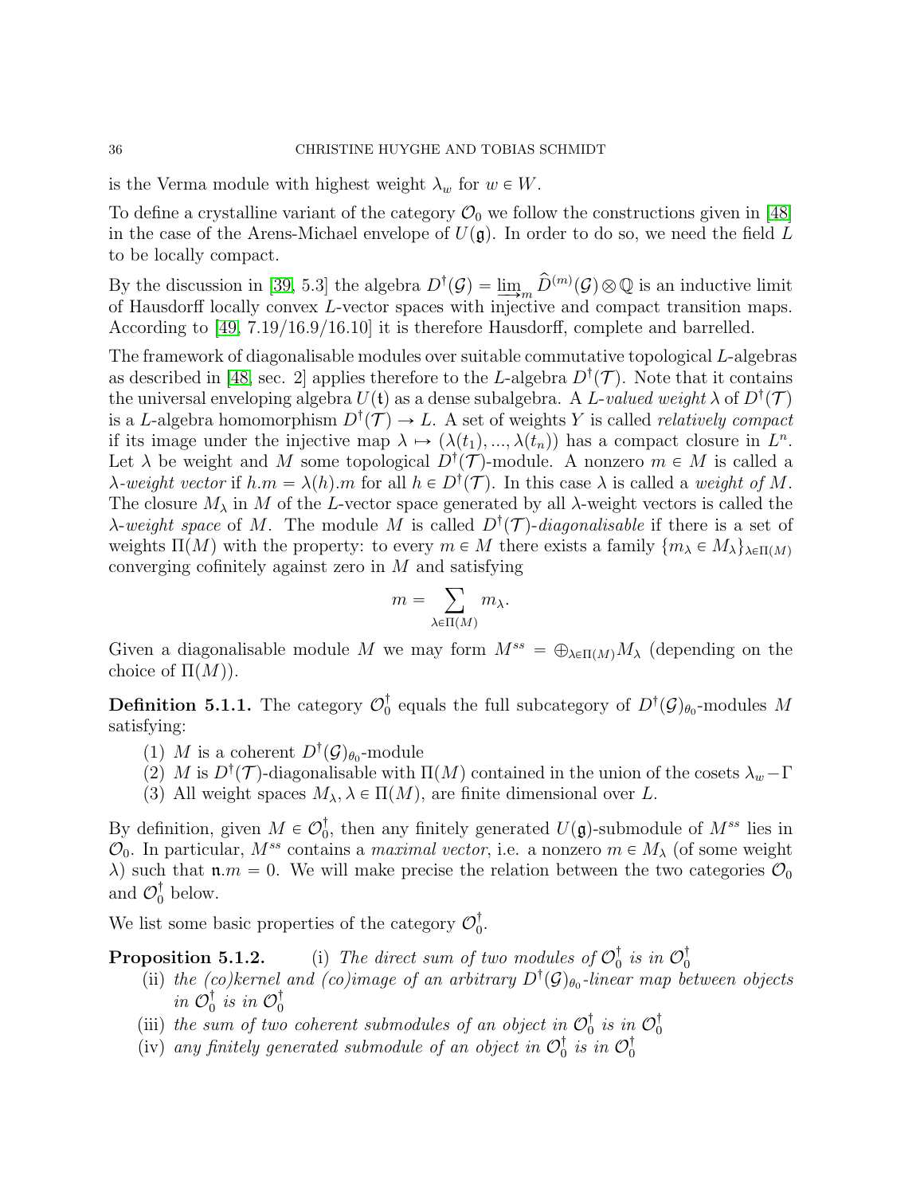is the Verma module with highest weight $\lambda_w$ for $w \in W$.

To define a crystalline variant of the category $\mathcal{O}_0$ we follow the constructions given in [48] in the case of the Arens-Michael envelope of $U(\mathfrak{g})$. In order to do so, we need the field $L$ to be locally compact.

By the discussion in [39, 5.3] the algebra $D^\dagger(\mathcal{G}) = \varinjlim_m \widehat{D}^{(m)}(\mathcal{G}) \otimes \mathbb{Q}$ is an inductive limit of Hausdorff locally convex $L$-vector spaces with injective and compact transition maps. According to [49, 7.19/16.9/16.10] it is therefore Hausdorff, complete and barrelled.

The framework of diagonalisable modules over suitable commutative topological $L$-algebras as described in [48, sec. 2] applies therefore to the $L$-algebra $D^\dagger(\mathcal{T})$. Note that it contains the universal enveloping algebra $U(\mathfrak{t})$ as a dense subalgebra. A *$L$-valued weight* $\lambda$ of $D^\dagger(\mathcal{T})$ is a $L$-algebra homomorphism $D^\dagger(\mathcal{T}) \to L$. A set of weights $Y$ is called *relatively compact* if its image under the injective map $\lambda \mapsto (\lambda(t_1), ..., \lambda(t_n))$ has a compact closure in $L^n$. Let $\lambda$ be weight and $M$ some topological $D^\dagger(\mathcal{T})$-module. A nonzero $m \in M$ is called a *$\lambda$-weight vector* if $h.m = \lambda(h).m$ for all $h \in D^\dagger(\mathcal{T})$. In this case $\lambda$ is called a *weight of* $M$. The closure $M_\lambda$ in $M$ of the $L$-vector space generated by all $\lambda$-weight vectors is called the *$\lambda$-weight space* of $M$. The module $M$ is called *$D^\dagger(\mathcal{T})$-diagonalisable* if there is a set of weights $\Pi(M)$ with the property: to every $m \in M$ there exists a family $\{m_\lambda \in M_\lambda\}_{\lambda \in \Pi(M)}$ converging cofinitely against zero in $M$ and satisfying

$$m = \sum_{\lambda \in \Pi(M)} m_\lambda.$$

Given a diagonalisable module $M$ we may form $M^{ss} = \oplus_{\lambda \in \Pi(M)} M_\lambda$ (depending on the choice of $\Pi(M)$).

**Definition 5.1.1.** The category $\mathcal{O}_0^\dagger$ equals the full subcategory of $D^\dagger(\mathcal{G})_{\theta_0}$-modules $M$ satisfying:

1. $M$ is a coherent $D^\dagger(\mathcal{G})_{\theta_0}$-module
2. $M$ is $D^\dagger(\mathcal{T})$-diagonalisable with $\Pi(M)$ contained in the union of the cosets $\lambda_w - \Gamma$
3. All weight spaces $M_\lambda, \lambda \in \Pi(M)$, are finite dimensional over $L$.

By definition, given $M \in \mathcal{O}_0^\dagger$, then any finitely generated $U(\mathfrak{g})$-submodule of $M^{ss}$ lies in $\mathcal{O}_0$. In particular, $M^{ss}$ contains a *maximal vector*, i.e. a nonzero $m \in M_\lambda$ (of some weight $\lambda$) such that $\mathfrak{n}.m = 0$. We will make precise the relation between the two categories $\mathcal{O}_0$ and $\mathcal{O}_0^\dagger$ below.

We list some basic properties of the category $\mathcal{O}_0^\dagger$.

**Proposition 5.1.2.** (i) *The direct sum of two modules of $\mathcal{O}_0^\dagger$ is in $\mathcal{O}_0^\dagger$*

(ii) *the (co)kernel and (co)image of an arbitrary $D^\dagger(\mathcal{G})_{\theta_0}$-linear map between objects in $\mathcal{O}_0^\dagger$ is in $\mathcal{O}_0^\dagger$*

(iii) *the sum of two coherent submodules of an object in $\mathcal{O}_0^\dagger$ is in $\mathcal{O}_0^\dagger$*

(iv) *any finitely generated submodule of an object in $\mathcal{O}_0^\dagger$ is in $\mathcal{O}_0^\dagger$*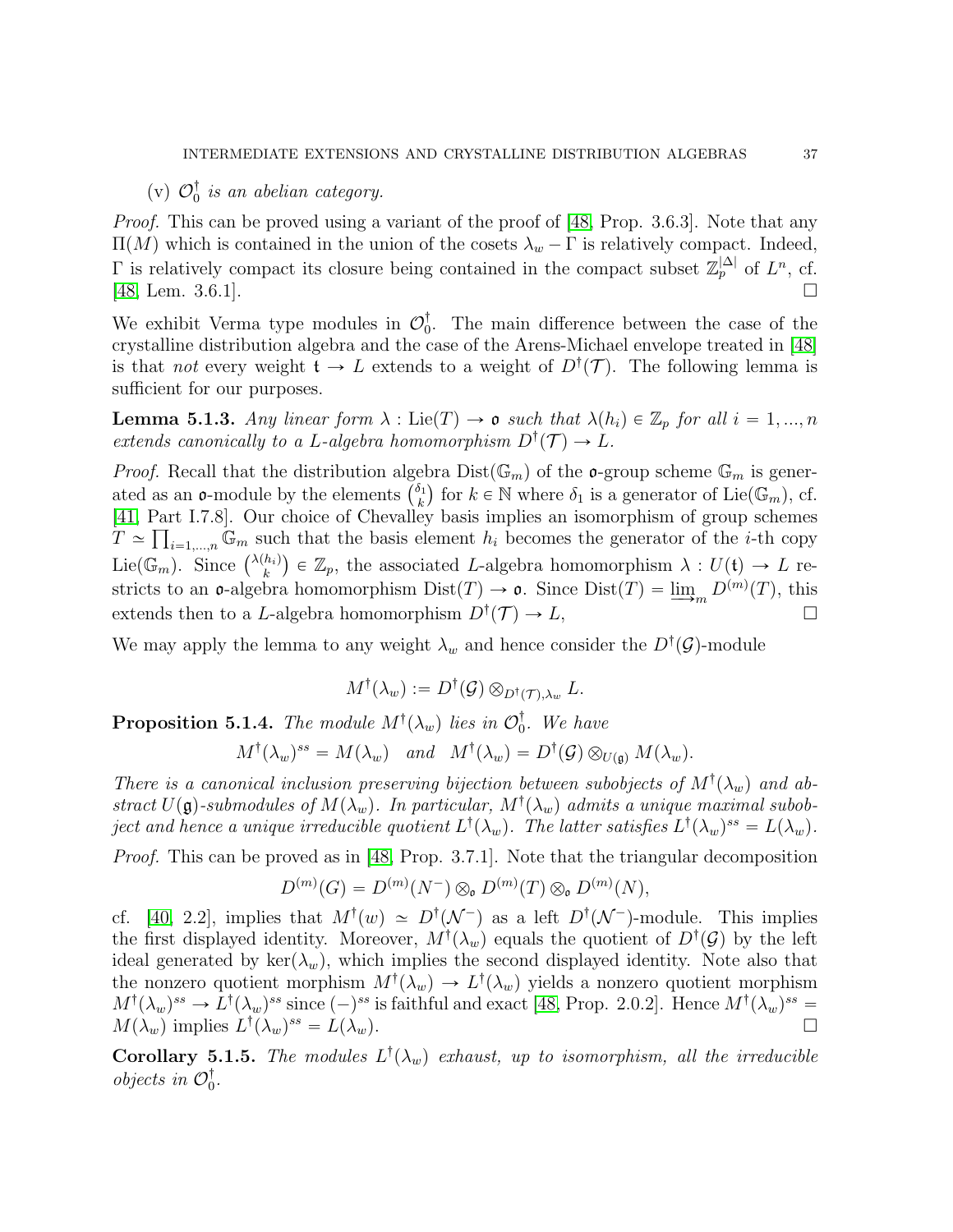(v) $\mathcal{O}_0^\dagger$ *is an abelian category.*

*Proof.* This can be proved using a variant of the proof of [48, Prop. 3.6.3]. Note that any $\Pi(M)$ which is contained in the union of the cosets $\lambda_w - \Gamma$ is relatively compact. Indeed, $\Gamma$ is relatively compact its closure being contained in the compact subset $\mathbb{Z}_p^{|\Delta|}$ of $L^n$, cf. [48, Lem. 3.6.1]. $\square$

We exhibit Verma type modules in $\mathcal{O}_0^\dagger$. The main difference between the case of the crystalline distribution algebra and the case of the Arens-Michael envelope treated in [48] is that *not* every weight $\mathfrak{t} \to L$ extends to a weight of $D^\dagger(\mathcal{T})$. The following lemma is sufficient for our purposes.

**Lemma 5.1.3.** *Any linear form $\lambda : \mathrm{Lie}(T) \to \mathfrak{o}$ such that $\lambda(h_i) \in \mathbb{Z}_p$ for all $i = 1, ..., n$ extends canonically to a $L$-algebra homomorphism $D^\dagger(\mathcal{T}) \to L$.*

*Proof.* Recall that the distribution algebra $\mathrm{Dist}(\mathbb{G}_m)$ of the $\mathfrak{o}$-group scheme $\mathbb{G}_m$ is generated as an $\mathfrak{o}$-module by the elements $\binom{\delta_1}{k}$ for $k \in \mathbb{N}$ where $\delta_1$ is a generator of $\mathrm{Lie}(\mathbb{G}_m)$, cf. [41, Part I.7.8]. Our choice of Chevalley basis implies an isomorphism of group schemes $T \simeq \prod_{i=1,...,n} \mathbb{G}_m$ such that the basis element $h_i$ becomes the generator of the $i$-th copy $\mathrm{Lie}(\mathbb{G}_m)$. Since $\binom{\lambda(h_i)}{k} \in \mathbb{Z}_p$, the associated $L$-algebra homomorphism $\lambda : U(\mathfrak{t}) \to L$ restricts to an $\mathfrak{o}$-algebra homomorphism $\mathrm{Dist}(T) \to \mathfrak{o}$. Since $\mathrm{Dist}(T) = \varinjlim_m D^{(m)}(T)$, this extends then to a $L$-algebra homomorphism $D^\dagger(\mathcal{T}) \to L$, $\square$

We may apply the lemma to any weight $\lambda_w$ and hence consider the $D^\dagger(\mathcal{G})$-module

$$M^\dagger(\lambda_w) := D^\dagger(\mathcal{G}) \otimes_{D^\dagger(\mathcal{T}),\lambda_w} L.$$

**Proposition 5.1.4.** *The module $M^\dagger(\lambda_w)$ lies in $\mathcal{O}_0^\dagger$. We have*

$$M^\dagger(\lambda_w)^{ss} = M(\lambda_w) \quad \text{and} \quad M^\dagger(\lambda_w) = D^\dagger(\mathcal{G}) \otimes_{U(\mathfrak{g})} M(\lambda_w).$$

*There is a canonical inclusion preserving bijection between subobjects of $M^\dagger(\lambda_w)$ and abstract $U(\mathfrak{g})$-submodules of $M(\lambda_w)$. In particular, $M^\dagger(\lambda_w)$ admits a unique maximal subobject and hence a unique irreducible quotient $L^\dagger(\lambda_w)$. The latter satisfies $L^\dagger(\lambda_w)^{ss} = L(\lambda_w)$.*

*Proof.* This can be proved as in [48, Prop. 3.7.1]. Note that the triangular decomposition

$$D^{(m)}(G) = D^{(m)}(N^-) \otimes_{\mathfrak{o}} D^{(m)}(T) \otimes_{\mathfrak{o}} D^{(m)}(N),$$

cf. [40, 2.2], implies that $M^\dagger(w) \simeq D^\dagger(\mathcal{N}^-)$ as a left $D^\dagger(\mathcal{N}^-)$-module. This implies the first displayed identity. Moreover, $M^\dagger(\lambda_w)$ equals the quotient of $D^\dagger(\mathcal{G})$ by the left ideal generated by $\ker(\lambda_w)$, which implies the second displayed identity. Note also that the nonzero quotient morphism $M^\dagger(\lambda_w) \to L^\dagger(\lambda_w)$ yields a nonzero quotient morphism $M^\dagger(\lambda_w)^{ss} \to L^\dagger(\lambda_w)^{ss}$ since $(-)^{ss}$ is faithful and exact [48, Prop. 2.0.2]. Hence $M^\dagger(\lambda_w)^{ss} = M(\lambda_w)$ implies $L^\dagger(\lambda_w)^{ss} = L(\lambda_w)$. $\square$

**Corollary 5.1.5.** *The modules $L^\dagger(\lambda_w)$ exhaust, up to isomorphism, all the irreducible objects in $\mathcal{O}_0^\dagger$.*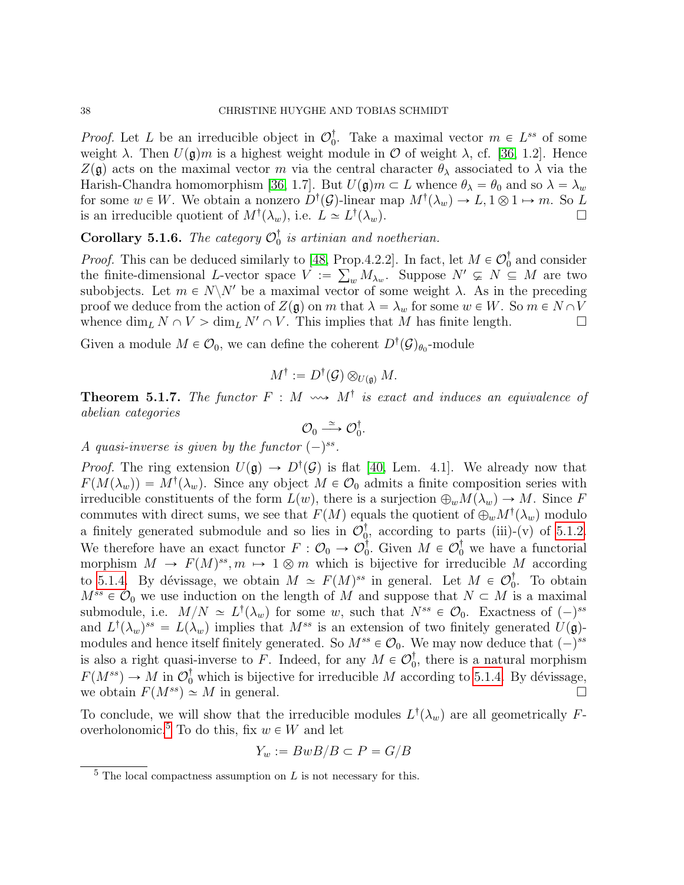*Proof.* Let $L$ be an irreducible object in $\mathcal{O}_0^\dagger$. Take a maximal vector $m \in L^{ss}$ of some weight $\lambda$. Then $U(\mathfrak{g})m$ is a highest weight module in $\mathcal{O}$ of weight $\lambda$, cf. [36, 1.2]. Hence $Z(\mathfrak{g})$ acts on the maximal vector $m$ via the central character $\theta_\lambda$ associated to $\lambda$ via the Harish-Chandra homomorphism [36, 1.7]. But $U(\mathfrak{g})m \subset L$ whence $\theta_\lambda = \theta_0$ and so $\lambda = \lambda_w$ for some $w \in W$. We obtain a nonzero $D^\dagger(\mathcal{G})$-linear map $M^\dagger(\lambda_w) \to L, 1 \otimes 1 \mapsto m$. So $L$ is an irreducible quotient of $M^\dagger(\lambda_w)$, i.e. $L \simeq L^\dagger(\lambda_w)$. $\square$

**Corollary 5.1.6.** *The category $\mathcal{O}_0^\dagger$ is artinian and noetherian.*

*Proof.* This can be deduced similarly to [48, Prop.4.2.2]. In fact, let $M \in \mathcal{O}_0^\dagger$ and consider the finite-dimensional $L$-vector space $V := \sum_w M_{\lambda_w}$. Suppose $N' \subsetneq N \subseteq M$ are two subobjects. Let $m \in N \backslash N'$ be a maximal vector of some weight $\lambda$. As in the preceding proof we deduce from the action of $Z(\mathfrak{g})$ on $m$ that $\lambda = \lambda_w$ for some $w \in W$. So $m \in N \cap V$ whence $\dim_L N \cap V > \dim_L N' \cap V$. This implies that $M$ has finite length. $\square$

Given a module $M \in \mathcal{O}_0$, we can define the coherent $D^\dagger(\mathcal{G})_{\theta_0}$-module

$$M^\dagger := D^\dagger(\mathcal{G}) \otimes_{U(\mathfrak{g})} M.$$

**Theorem 5.1.7.** *The functor $F : M \rightsquigarrow M^\dagger$ is exact and induces an equivalence of abelian categories*

$$\mathcal{O}_0 \xrightarrow{\simeq} \mathcal{O}_0^\dagger.$$

*A quasi-inverse is given by the functor $(-)^{ss}$.*

*Proof.* The ring extension $U(\mathfrak{g}) \to D^\dagger(\mathcal{G})$ is flat [40, Lem. 4.1]. We already now that $F(M(\lambda_w)) = M^\dagger(\lambda_w)$. Since any object $M \in \mathcal{O}_0$ admits a finite composition series with irreducible constituents of the form $L(w)$, there is a surjection $\oplus_w M(\lambda_w) \to M$. Since $F$ commutes with direct sums, we see that $F(M)$ equals the quotient of $\oplus_w M^\dagger(\lambda_w)$ modulo a finitely generated submodule and so lies in $\mathcal{O}_0^\dagger$, according to parts (iii)-(v) of 5.1.2. We therefore have an exact functor $F : \mathcal{O}_0 \to \mathcal{O}_0^\dagger$. Given $M \in \mathcal{O}_0^\dagger$ we have a functorial morphism $M \to F(M)^{ss}, m \mapsto 1 \otimes m$ which is bijective for irreducible $M$ according to 5.1.4. By dévissage, we obtain $M \simeq F(M)^{ss}$ in general. Let $M \in \mathcal{O}_0^\dagger$. To obtain $M^{ss} \in \mathcal{O}_0$ we use induction on the length of $M$ and suppose that $N \subset M$ is a maximal submodule, i.e. $M/N \simeq L^\dagger(\lambda_w)$ for some $w$, such that $N^{ss} \in \mathcal{O}_0$. Exactness of $(-)^{ss}$ and $L^\dagger(\lambda_w)^{ss} = L(\lambda_w)$ implies that $M^{ss}$ is an extension of two finitely generated $U(\mathfrak{g})$-modules and hence itself finitely generated. So $M^{ss} \in \mathcal{O}_0$. We may now deduce that $(-)^{ss}$ is also a right quasi-inverse to $F$. Indeed, for any $M \in \mathcal{O}_0^\dagger$, there is a natural morphism $F(M^{ss}) \to M$ in $\mathcal{O}_0^\dagger$ which is bijective for irreducible $M$ according to 5.1.4. By dévissage, we obtain $F(M^{ss}) \simeq M$ in general. $\square$

To conclude, we will show that the irreducible modules $L^\dagger(\lambda_w)$ are all geometrically $F$-overholonomic.[5] To do this, fix $w \in W$ and let

$$Y_w := BwB/B \subset P = G/B$$

[5] The local compactness assumption on $L$ is not necessary for this.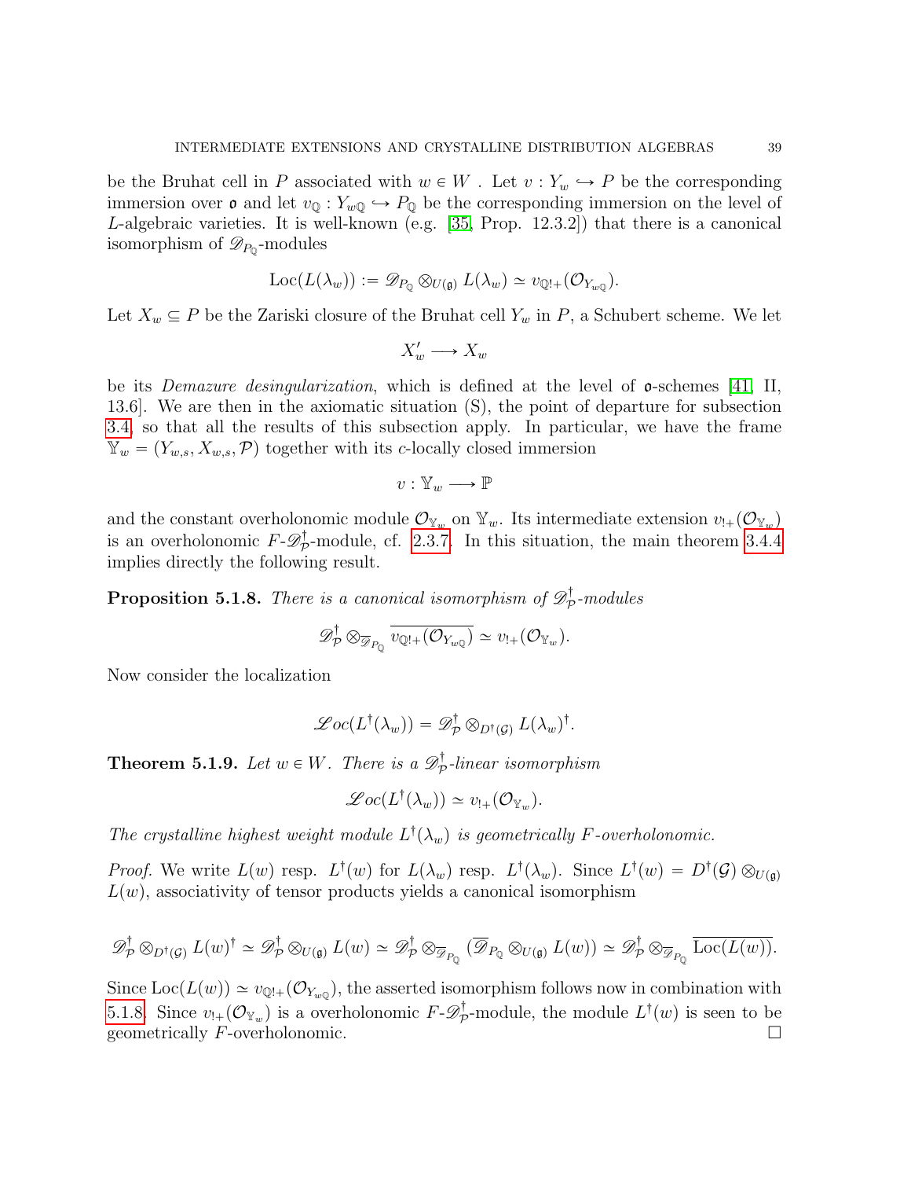be the Bruhat cell in $P$ associated with $w \in W$. Let $v : Y_w \hookrightarrow P$ be the corresponding immersion over $\mathfrak{o}$ and let $v_{\mathbb{Q}} : Y_{w\mathbb{Q}} \hookrightarrow P_{\mathbb{Q}}$ be the corresponding immersion on the level of $L$-algebraic varieties. It is well-known (e.g. [35, Prop. 12.3.2]) that there is a canonical isomorphism of $\mathscr{D}_{P_{\mathbb{Q}}}$-modules

$$\mathrm{Loc}(L(\lambda_w)) := \mathscr{D}_{P_{\mathbb{Q}}} \otimes_{U(\mathfrak{g})} L(\lambda_w) \simeq v_{\mathbb{Q}!+}(\mathcal{O}_{Y_{w\mathbb{Q}}}).$$

Let $X_w \subseteq P$ be the Zariski closure of the Bruhat cell $Y_w$ in $P$, a Schubert scheme. We let

$$X'_w \longrightarrow X_w$$

be its *Demazure desingularization*, which is defined at the level of $\mathfrak{o}$-schemes [41, II, 13.6]. We are then in the axiomatic situation (S), the point of departure for subsection 3.4, so that all the results of this subsection apply. In particular, we have the frame $\mathbb{Y}_w = (Y_{w,s}, X_{w,s}, \mathcal{P})$ together with its $c$-locally closed immersion

$$v : \mathbb{Y}_w \longrightarrow \mathbb{P}$$

and the constant overholonomic module $\mathcal{O}_{\mathbb{Y}_w}$ on $\mathbb{Y}_w$. Its intermediate extension $v_{!+}(\mathcal{O}_{\mathbb{Y}_w})$ is an overholonomic $F$-$\mathscr{D}^\dagger_{\mathcal{P}}$-module, cf. 2.3.7. In this situation, the main theorem 3.4.4 implies directly the following result.

**Proposition 5.1.8.** *There is a canonical isomorphism of $\mathscr{D}^\dagger_{\mathcal{P}}$-modules*

$$\mathscr{D}^\dagger_{\mathcal{P}} \otimes_{\overline{\mathscr{D}}_{P_{\mathbb{Q}}}} \overline{v_{\mathbb{Q}!+}(\mathcal{O}_{Y_{w\mathbb{Q}}})} \simeq v_{!+}(\mathcal{O}_{\mathbb{Y}_w}).$$

Now consider the localization

$$\mathscr{L}oc(L^\dagger(\lambda_w)) = \mathscr{D}^\dagger_{\mathcal{P}} \otimes_{D^\dagger(\mathcal{G})} L(\lambda_w)^\dagger.$$

**Theorem 5.1.9.** *Let $w \in W$. There is a $\mathscr{D}^\dagger_{\mathcal{P}}$-linear isomorphism*

$$\mathscr{L}oc(L^\dagger(\lambda_w)) \simeq v_{!+}(\mathcal{O}_{\mathbb{Y}_w}).$$

*The crystalline highest weight module $L^\dagger(\lambda_w)$ is geometrically $F$-overholonomic.*

*Proof.* We write $L(w)$ resp. $L^\dagger(w)$ for $L(\lambda_w)$ resp. $L^\dagger(\lambda_w)$. Since $L^\dagger(w) = D^\dagger(\mathcal{G}) \otimes_{U(\mathfrak{g})} L(w)$, associativity of tensor products yields a canonical isomorphism

$$\mathscr{D}^\dagger_{\mathcal{P}} \otimes_{D^\dagger(\mathcal{G})} L(w)^\dagger \simeq \mathscr{D}^\dagger_{\mathcal{P}} \otimes_{U(\mathfrak{g})} L(w) \simeq \mathscr{D}^\dagger_{\mathcal{P}} \otimes_{\overline{\mathscr{D}}_{P_{\mathbb{Q}}}} (\overline{\mathscr{D}}_{P_{\mathbb{Q}}} \otimes_{U(\mathfrak{g})} L(w)) \simeq \mathscr{D}^\dagger_{\mathcal{P}} \otimes_{\overline{\mathscr{D}}_{P_{\mathbb{Q}}}} \overline{\mathrm{Loc}(L(w))}.$$

Since $\mathrm{Loc}(L(w)) \simeq v_{\mathbb{Q}!+}(\mathcal{O}_{Y_{w\mathbb{Q}}})$, the asserted isomorphism follows now in combination with 5.1.8. Since $v_{!+}(\mathcal{O}_{\mathbb{Y}_w})$ is a overholonomic $F$-$\mathscr{D}^\dagger_{\mathcal{P}}$-module, the module $L^\dagger(w)$ is seen to be geometrically $F$-overholonomic. □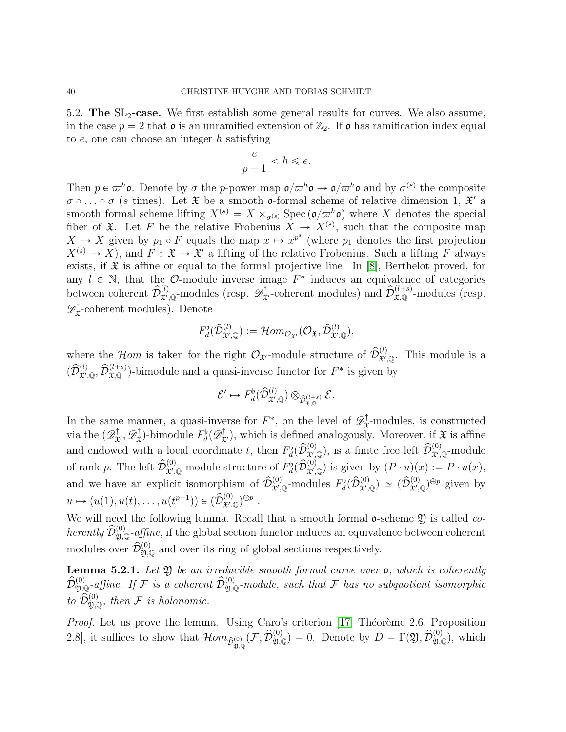5.2. **The $\mathrm{SL}_2$-case.** We first establish some general results for curves. We also assume, in the case $p = 2$ that $\mathfrak{o}$ is an unramified extension of $\mathbb{Z}_2$. If $\mathfrak{o}$ has ramification index equal to $e$, one can choose an integer $h$ satisfying

$$\frac{e}{p-1} < h \leqslant e.$$

Then $p \in \varpi^h \mathfrak{o}$. Denote by $\sigma$ the $p$-power map $\mathfrak{o}/\varpi^h\mathfrak{o} \to \mathfrak{o}/\varpi^h\mathfrak{o}$ and by $\sigma^{(s)}$ the composite $\sigma \circ \ldots \circ \sigma$ ($s$ times). Let $\mathfrak{X}$ be a smooth $\mathfrak{o}$-formal scheme of relative dimension 1, $\mathfrak{X}'$ a smooth formal scheme lifting $X^{(s)} = X \times_{\sigma^{(s)}} \operatorname{Spec}(\mathfrak{o}/\varpi^h\mathfrak{o})$ where $X$ denotes the special fiber of $\mathfrak{X}$. Let $F$ be the relative Frobenius $X \to X^{(s)}$, such that the composite map $X \to X$ given by $p_1 \circ F$ equals the map $x \mapsto x^{p^s}$ (where $p_1$ denotes the first projection $X^{(s)} \to X$), and $F : \mathfrak{X} \to \mathfrak{X}'$ a lifting of the relative Frobenius. Such a lifting $F$ always exists, if $\mathfrak{X}$ is affine or equal to the formal projective line. In [8], Berthelot proved, for any $l \in \mathbb{N}$, that the $\mathcal{O}$-module inverse image $F^*$ induces an equivalence of categories between coherent $\widehat{\mathcal{D}}^{(l)}_{\mathfrak{X}',\mathbb{Q}}$-modules (resp. $\mathscr{D}^\dagger_{\mathfrak{X}'}$-coherent modules) and $\widehat{\mathcal{D}}^{(l+s)}_{\mathfrak{X},\mathbb{Q}}$-modules (resp. $\mathscr{D}^\dagger_{\mathfrak{X}}$-coherent modules). Denote

$$F^\flat_d(\widehat{\mathcal{D}}^{(l)}_{\mathfrak{X}',\mathbb{Q}}) := \mathcal{H}om_{\mathcal{O}_{\mathfrak{X}'}}(\mathcal{O}_{\mathfrak{X}}, \widehat{\mathcal{D}}^{(l)}_{\mathfrak{X}',\mathbb{Q}}),$$

where the $\mathcal{H}om$ is taken for the right $\mathcal{O}_{\mathfrak{X}'}$-module structure of $\widehat{\mathcal{D}}^{(l)}_{\mathfrak{X}',\mathbb{Q}}$. This module is a $(\widehat{\mathcal{D}}^{(l)}_{\mathfrak{X}',\mathbb{Q}}, \widehat{\mathcal{D}}^{(l+s)}_{\mathfrak{X},\mathbb{Q}})$-bimodule and a quasi-inverse functor for $F^*$ is given by

$$\mathcal{E}' \mapsto F^\flat_d(\widehat{\mathcal{D}}^{(l)}_{\mathfrak{X}',\mathbb{Q}}) \otimes_{\widehat{\mathcal{D}}^{(l+s)}_{\mathfrak{X},\mathbb{Q}}} \mathcal{E}.$$

In the same manner, a quasi-inverse for $F^*$, on the level of $\mathscr{D}^\dagger_{\mathfrak{X}}$-modules, is constructed via the $(\mathscr{D}^\dagger_{\mathfrak{X}'}, \mathscr{D}^\dagger_{\mathfrak{X}})$-bimodule $F^\flat_d(\mathscr{D}^\dagger_{\mathfrak{X}'})$, which is defined analogously. Moreover, if $\mathfrak{X}$ is affine and endowed with a local coordinate $t$, then $F^\flat_d(\widehat{\mathcal{D}}^{(0)}_{\mathfrak{X}',\mathbb{Q}})$, is a finite free left $\widehat{\mathcal{D}}^{(0)}_{\mathfrak{X}',\mathbb{Q}}$-module of rank $p$. The left $\widehat{\mathcal{D}}^{(0)}_{\mathfrak{X}',\mathbb{Q}}$-module structure of $F^\flat_d(\widehat{\mathcal{D}}^{(0)}_{\mathfrak{X}',\mathbb{Q}})$ is given by $(P \cdot u)(x) := P \cdot u(x)$, and we have an explicit isomorphism of $\widehat{\mathcal{D}}^{(0)}_{\mathfrak{X}',\mathbb{Q}}$-modules $F^\flat_d(\widehat{\mathcal{D}}^{(0)}_{\mathfrak{X}',\mathbb{Q}}) \simeq (\widehat{\mathcal{D}}^{(0)}_{\mathfrak{X}',\mathbb{Q}})^{\oplus p}$ given by $u \mapsto (u(1), u(t), \ldots, u(t^{p-1})) \in (\widehat{\mathcal{D}}^{(0)}_{\mathfrak{X}',\mathbb{Q}})^{\oplus p}$.

We will need the following lemma. Recall that a smooth formal $\mathfrak{o}$-scheme $\mathfrak{Y}$ is called *coherently $\widehat{\mathcal{D}}^{(0)}_{\mathfrak{Y},\mathbb{Q}}$-affine*, if the global section functor induces an equivalence between coherent modules over $\widehat{\mathcal{D}}^{(0)}_{\mathfrak{Y},\mathbb{Q}}$ and over its ring of global sections respectively.

**Lemma 5.2.1.** *Let $\mathfrak{Y}$ be an irreducible smooth formal curve over $\mathfrak{o}$, which is coherently $\widehat{\mathcal{D}}^{(0)}_{\mathfrak{Y},\mathbb{Q}}$-affine. If $\mathcal{F}$ is a coherent $\widehat{\mathcal{D}}^{(0)}_{\mathfrak{Y},\mathbb{Q}}$-module, such that $\mathcal{F}$ has no subquotient isomorphic to $\widehat{\mathcal{D}}^{(0)}_{\mathfrak{Y},\mathbb{Q}}$, then $\mathcal{F}$ is holonomic.*

*Proof.* Let us prove the lemma. Using Caro's criterion [17, Théorème 2.6, Proposition 2.8], it suffices to show that $\mathcal{H}om_{\widehat{\mathcal{D}}^{(0)}_{\mathfrak{Y},\mathbb{Q}}}(\mathcal{F}, \widehat{\mathcal{D}}^{(0)}_{\mathfrak{Y},\mathbb{Q}}) = 0$. Denote by $D = \Gamma(\mathfrak{Y}, \widehat{\mathcal{D}}^{(0)}_{\mathfrak{Y},\mathbb{Q}})$, which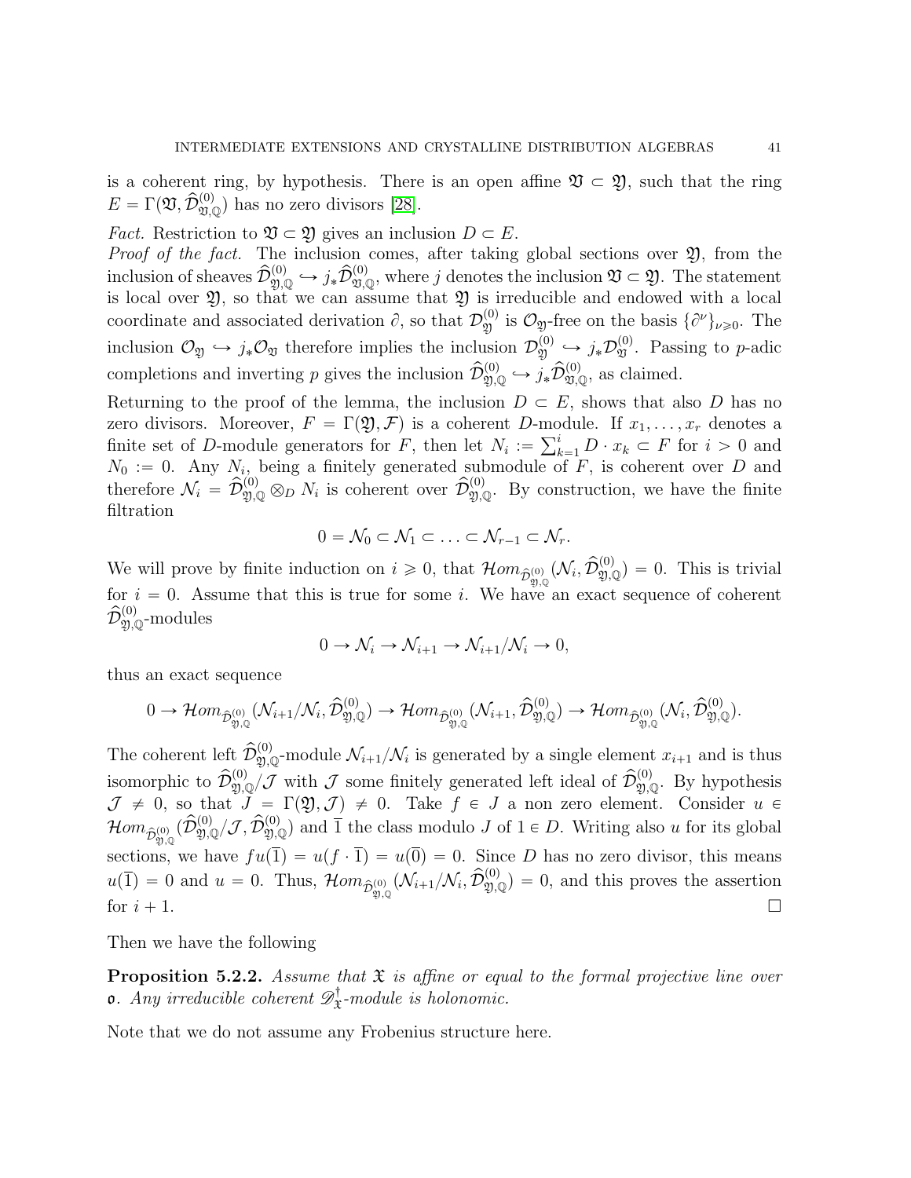is a coherent ring, by hypothesis. There is an open affine $\mathfrak{V} \subset \mathfrak{Y}$, such that the ring $E = \Gamma(\mathfrak{V}, \widehat{\mathcal{D}}^{(0)}_{\mathfrak{V},\mathbb{Q}})$ has no zero divisors [28].

*Fact.* Restriction to $\mathfrak{V} \subset \mathfrak{Y}$ gives an inclusion $D \subset E$.

*Proof of the fact.* The inclusion comes, after taking global sections over $\mathfrak{Y}$, from the inclusion of sheaves $\widehat{\mathcal{D}}^{(0)}_{\mathfrak{Y},\mathbb{Q}} \hookrightarrow j_*\widehat{\mathcal{D}}^{(0)}_{\mathfrak{V},\mathbb{Q}}$, where $j$ denotes the inclusion $\mathfrak{V} \subset \mathfrak{Y}$. The statement is local over $\mathfrak{Y}$, so that we can assume that $\mathfrak{Y}$ is irreducible and endowed with a local coordinate and associated derivation $\partial$, so that $\mathcal{D}^{(0)}_{\mathfrak{Y}}$ is $\mathcal{O}_{\mathfrak{Y}}$-free on the basis $\{\partial^{\nu}\}_{\nu \geqslant 0}$. The inclusion $\mathcal{O}_{\mathfrak{Y}} \hookrightarrow j_*\mathcal{O}_{\mathfrak{V}}$ therefore implies the inclusion $\mathcal{D}^{(0)}_{\mathfrak{Y}} \hookrightarrow j_*\mathcal{D}^{(0)}_{\mathfrak{V}}$. Passing to $p$-adic completions and inverting $p$ gives the inclusion $\widehat{\mathcal{D}}^{(0)}_{\mathfrak{Y},\mathbb{Q}} \hookrightarrow j_*\widehat{\mathcal{D}}^{(0)}_{\mathfrak{V},\mathbb{Q}}$, as claimed.

Returning to the proof of the lemma, the inclusion $D \subset E$, shows that also $D$ has no zero divisors. Moreover, $F = \Gamma(\mathfrak{Y}, \mathcal{F})$ is a coherent $D$-module. If $x_1, \ldots, x_r$ denotes a finite set of $D$-module generators for $F$, then let $N_i := \sum_{k=1}^{i} D \cdot x_k \subset F$ for $i > 0$ and $N_0 := 0$. Any $N_i$, being a finitely generated submodule of $F$, is coherent over $D$ and therefore $\mathcal{N}_i = \widehat{\mathcal{D}}^{(0)}_{\mathfrak{Y},\mathbb{Q}} \otimes_D N_i$ is coherent over $\widehat{\mathcal{D}}^{(0)}_{\mathfrak{Y},\mathbb{Q}}$. By construction, we have the finite filtration

$$0 = \mathcal{N}_0 \subset \mathcal{N}_1 \subset \ldots \subset \mathcal{N}_{r-1} \subset \mathcal{N}_r.$$

We will prove by finite induction on $i \geqslant 0$, that $\mathcal{H}om_{\widehat{\mathcal{D}}^{(0)}_{\mathfrak{Y},\mathbb{Q}}}(\mathcal{N}_i, \widehat{\mathcal{D}}^{(0)}_{\mathfrak{Y},\mathbb{Q}}) = 0$. This is trivial for $i = 0$. Assume that this is true for some $i$. We have an exact sequence of coherent $\widehat{\mathcal{D}}^{(0)}_{\mathfrak{Y},\mathbb{Q}}$-modules

$$0 \to \mathcal{N}_i \to \mathcal{N}_{i+1} \to \mathcal{N}_{i+1}/\mathcal{N}_i \to 0,$$

thus an exact sequence

$$0 \to \mathcal{H}om_{\widehat{\mathcal{D}}^{(0)}_{\mathfrak{Y},\mathbb{Q}}}(\mathcal{N}_{i+1}/\mathcal{N}_i, \widehat{\mathcal{D}}^{(0)}_{\mathfrak{Y},\mathbb{Q}}) \to \mathcal{H}om_{\widehat{\mathcal{D}}^{(0)}_{\mathfrak{Y},\mathbb{Q}}}(\mathcal{N}_{i+1}, \widehat{\mathcal{D}}^{(0)}_{\mathfrak{Y},\mathbb{Q}}) \to \mathcal{H}om_{\widehat{\mathcal{D}}^{(0)}_{\mathfrak{Y},\mathbb{Q}}}(\mathcal{N}_i, \widehat{\mathcal{D}}^{(0)}_{\mathfrak{Y},\mathbb{Q}}).$$

The coherent left $\widehat{\mathcal{D}}^{(0)}_{\mathfrak{Y},\mathbb{Q}}$-module $\mathcal{N}_{i+1}/\mathcal{N}_i$ is generated by a single element $x_{i+1}$ and is thus isomorphic to $\widehat{\mathcal{D}}^{(0)}_{\mathfrak{Y},\mathbb{Q}}/\mathcal{J}$ with $\mathcal{J}$ some finitely generated left ideal of $\widehat{\mathcal{D}}^{(0)}_{\mathfrak{Y},\mathbb{Q}}$. By hypothesis $\mathcal{J} \neq 0$, so that $J = \Gamma(\mathfrak{Y}, \mathcal{J}) \neq 0$. Take $f \in J$ a non zero element. Consider $u \in \mathcal{H}om_{\widehat{\mathcal{D}}^{(0)}_{\mathfrak{Y},\mathbb{Q}}}(\widehat{\mathcal{D}}^{(0)}_{\mathfrak{Y},\mathbb{Q}}/\mathcal{J}, \widehat{\mathcal{D}}^{(0)}_{\mathfrak{Y},\mathbb{Q}})$ and $\overline{1}$ the class modulo $J$ of $1 \in D$. Writing also $u$ for its global sections, we have $fu(\overline{1}) = u(f \cdot \overline{1}) = u(\overline{0}) = 0$. Since $D$ has no zero divisor, this means $u(\overline{1}) = 0$ and $u = 0$. Thus, $\mathcal{H}om_{\widehat{\mathcal{D}}^{(0)}_{\mathfrak{Y},\mathbb{Q}}}(\mathcal{N}_{i+1}/\mathcal{N}_i, \widehat{\mathcal{D}}^{(0)}_{\mathfrak{Y},\mathbb{Q}}) = 0$, and this proves the assertion for $i + 1$. $\square$

Then we have the following

**Proposition 5.2.2.** *Assume that $\mathfrak{X}$ is affine or equal to the formal projective line over $\mathfrak{o}$. Any irreducible coherent $\mathscr{D}^{\dagger}_{\mathfrak{X}}$-module is holonomic.*

Note that we do not assume any Frobenius structure here.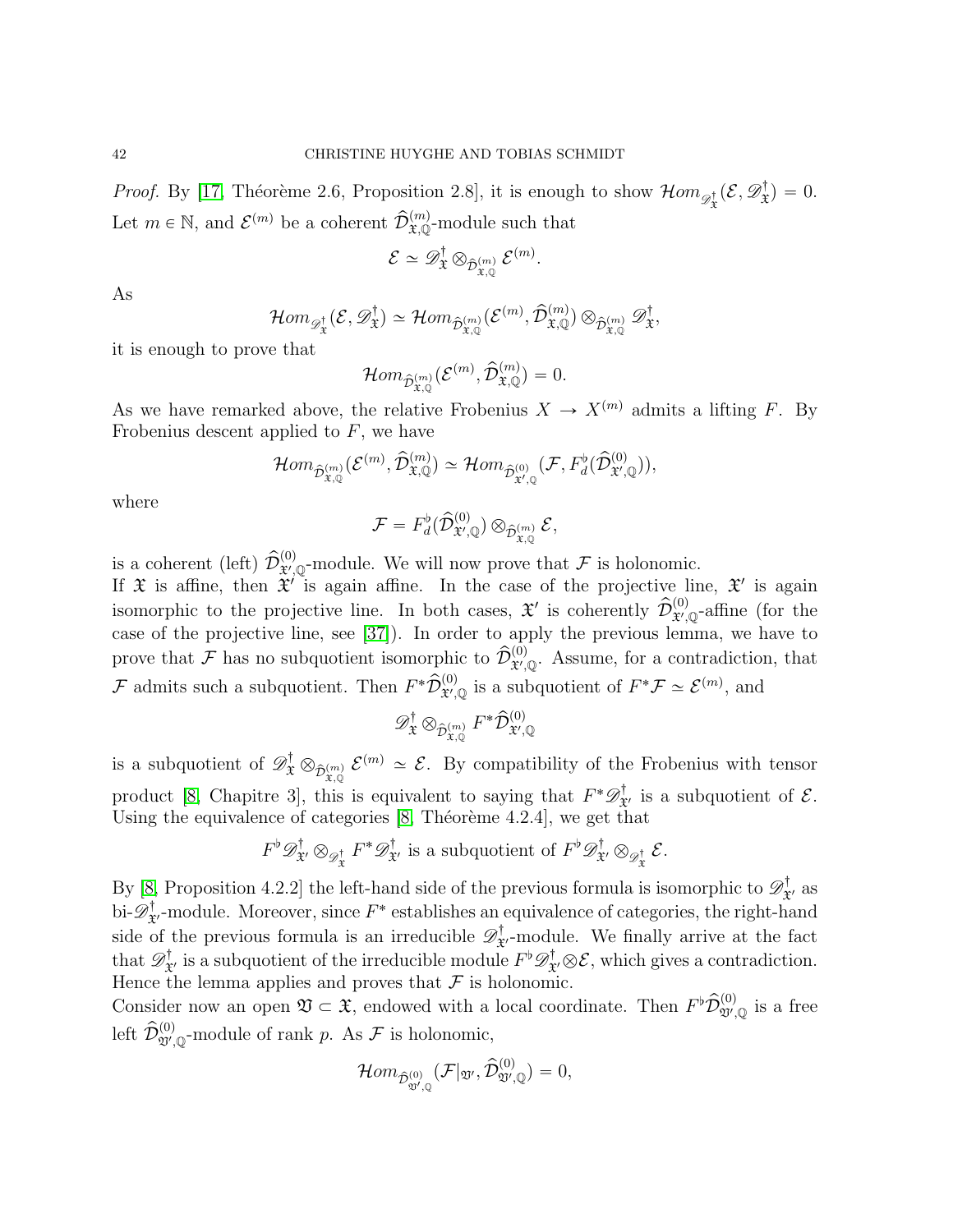*Proof.* By [17, Théorème 2.6, Proposition 2.8], it is enough to show $\mathcal{H}om_{\mathscr{D}^\dagger_{\mathfrak{X}}}(\mathcal{E}, \mathscr{D}^\dagger_{\mathfrak{X}}) = 0$. Let $m \in \mathbb{N}$, and $\mathcal{E}^{(m)}$ be a coherent $\widehat{\mathcal{D}}^{(m)}_{\mathfrak{X},\mathbb{Q}}$-module such that

$$\mathcal{E} \simeq \mathscr{D}^\dagger_{\mathfrak{X}} \otimes_{\widehat{\mathcal{D}}^{(m)}_{\mathfrak{X},\mathbb{Q}}} \mathcal{E}^{(m)}.$$

As

$$\mathcal{H}om_{\mathscr{D}^\dagger_{\mathfrak{X}}}(\mathcal{E}, \mathscr{D}^\dagger_{\mathfrak{X}}) \simeq \mathcal{H}om_{\widehat{\mathcal{D}}^{(m)}_{\mathfrak{X},\mathbb{Q}}}(\mathcal{E}^{(m)}, \widehat{\mathcal{D}}^{(m)}_{\mathfrak{X},\mathbb{Q}}) \otimes_{\widehat{\mathcal{D}}^{(m)}_{\mathfrak{X},\mathbb{Q}}} \mathscr{D}^\dagger_{\mathfrak{X}},$$

it is enough to prove that

$$\mathcal{H}om_{\widehat{\mathcal{D}}^{(m)}_{\mathfrak{X},\mathbb{Q}}}(\mathcal{E}^{(m)}, \widehat{\mathcal{D}}^{(m)}_{\mathfrak{X},\mathbb{Q}}) = 0.$$

As we have remarked above, the relative Frobenius $X \to X^{(m)}$ admits a lifting $F$. By Frobenius descent applied to $F$, we have

$$\mathcal{H}om_{\widehat{\mathcal{D}}^{(m)}_{\mathfrak{X},\mathbb{Q}}}(\mathcal{E}^{(m)}, \widehat{\mathcal{D}}^{(m)}_{\mathfrak{X},\mathbb{Q}}) \simeq \mathcal{H}om_{\widehat{\mathcal{D}}^{(0)}_{\mathfrak{X}',\mathbb{Q}}}(\mathcal{F}, F^\flat_d(\widehat{\mathcal{D}}^{(0)}_{\mathfrak{X}',\mathbb{Q}})),$$

where

$$\mathcal{F} = F^\flat_d(\widehat{\mathcal{D}}^{(0)}_{\mathfrak{X}',\mathbb{Q}}) \otimes_{\widehat{\mathcal{D}}^{(m)}_{\mathfrak{X},\mathbb{Q}}} \mathcal{E},$$

is a coherent (left) $\widehat{\mathcal{D}}^{(0)}_{\mathfrak{X}',\mathbb{Q}}$-module. We will now prove that $\mathcal{F}$ is holonomic.
If $\mathfrak{X}$ is affine, then $\mathfrak{X}'$ is again affine. In the case of the projective line, $\mathfrak{X}'$ is again isomorphic to the projective line. In both cases, $\mathfrak{X}'$ is coherently $\widehat{\mathcal{D}}^{(0)}_{\mathfrak{X}',\mathbb{Q}}$-affine (for the case of the projective line, see [37]). In order to apply the previous lemma, we have to prove that $\mathcal{F}$ has no subquotient isomorphic to $\widehat{\mathcal{D}}^{(0)}_{\mathfrak{X}',\mathbb{Q}}$. Assume, for a contradiction, that $\mathcal{F}$ admits such a subquotient. Then $F^*\widehat{\mathcal{D}}^{(0)}_{\mathfrak{X}',\mathbb{Q}}$ is a subquotient of $F^*\mathcal{F} \simeq \mathcal{E}^{(m)}$, and

$$\mathscr{D}^\dagger_{\mathfrak{X}} \otimes_{\widehat{\mathcal{D}}^{(m)}_{\mathfrak{X},\mathbb{Q}}} F^*\widehat{\mathcal{D}}^{(0)}_{\mathfrak{X}',\mathbb{Q}}$$

is a subquotient of $\mathscr{D}^\dagger_{\mathfrak{X}} \otimes_{\widehat{\mathcal{D}}^{(m)}_{\mathfrak{X},\mathbb{Q}}} \mathcal{E}^{(m)} \simeq \mathcal{E}$. By compatibility of the Frobenius with tensor product [8, Chapitre 3], this is equivalent to saying that $F^*\mathscr{D}^\dagger_{\mathfrak{X}'}$ is a subquotient of $\mathcal{E}$. Using the equivalence of categories [8, Théorème 4.2.4], we get that

$$F^\flat\mathscr{D}^\dagger_{\mathfrak{X}'} \otimes_{\mathscr{D}^\dagger_{\mathfrak{X}}} F^*\mathscr{D}^\dagger_{\mathfrak{X}'} \text{ is a subquotient of } F^\flat\mathscr{D}^\dagger_{\mathfrak{X}'} \otimes_{\mathscr{D}^\dagger_{\mathfrak{X}}} \mathcal{E}.$$

By [8, Proposition 4.2.2] the left-hand side of the previous formula is isomorphic to $\mathscr{D}^\dagger_{\mathfrak{X}'}$ as bi-$\mathscr{D}^\dagger_{\mathfrak{X}'}$-module. Moreover, since $F^*$ establishes an equivalence of categories, the right-hand side of the previous formula is an irreducible $\mathscr{D}^\dagger_{\mathfrak{X}'}$-module. We finally arrive at the fact that $\mathscr{D}^\dagger_{\mathfrak{X}'}$ is a subquotient of the irreducible module $F^\flat\mathscr{D}^\dagger_{\mathfrak{X}'}\otimes\mathcal{E}$, which gives a contradiction. Hence the lemma applies and proves that $\mathcal{F}$ is holonomic.
Consider now an open $\mathfrak{V} \subset \mathfrak{X}$, endowed with a local coordinate. Then $F^\flat\widehat{\mathcal{D}}^{(0)}_{\mathfrak{V}',\mathbb{Q}}$ is a free left $\widehat{\mathcal{D}}^{(0)}_{\mathfrak{V}',\mathbb{Q}}$-module of rank $p$. As $\mathcal{F}$ is holonomic,

$$\mathcal{H}om_{\widehat{\mathcal{D}}^{(0)}_{\mathfrak{V}',\mathbb{Q}}}(\mathcal{F}|_{\mathfrak{V}'}, \widehat{\mathcal{D}}^{(0)}_{\mathfrak{V}',\mathbb{Q}}) = 0,$$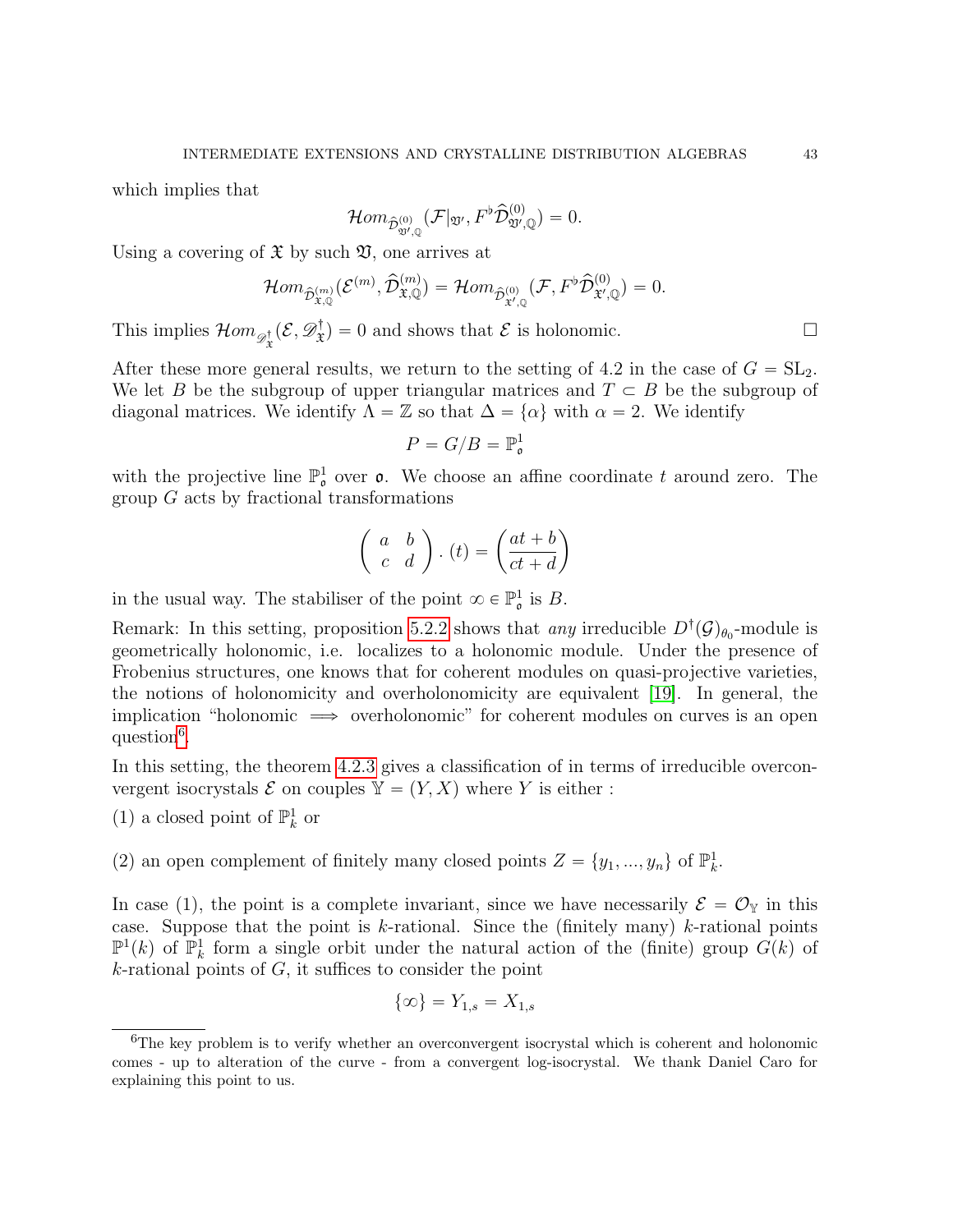which implies that

$$\mathcal{H}om_{\widehat{\mathcal{D}}^{(0)}_{\mathfrak{V}',\mathbb{Q}}}(\mathcal{F}|_{\mathfrak{V}'}, F^{\flat}\widehat{\mathcal{D}}^{(0)}_{\mathfrak{V}',\mathbb{Q}}) = 0.$$

Using a covering of $\mathfrak{X}$ by such $\mathfrak{V}$, one arrives at

$$\mathcal{H}om_{\widehat{\mathcal{D}}^{(m)}_{\mathfrak{X},\mathbb{Q}}}(\mathcal{E}^{(m)}, \widehat{\mathcal{D}}^{(m)}_{\mathfrak{X},\mathbb{Q}}) = \mathcal{H}om_{\widehat{\mathcal{D}}^{(0)}_{\mathfrak{X}',\mathbb{Q}}}(\mathcal{F}, F^{\flat}\widehat{\mathcal{D}}^{(0)}_{\mathfrak{X}',\mathbb{Q}}) = 0.$$

This implies $\mathcal{H}om_{\mathscr{D}^{\dagger}_{\mathfrak{X}}}(\mathcal{E}, \mathscr{D}^{\dagger}_{\mathfrak{X}}) = 0$ and shows that $\mathcal{E}$ is holonomic. □

After these more general results, we return to the setting of 4.2 in the case of $G = \mathrm{SL}_2$. We let $B$ be the subgroup of upper triangular matrices and $T \subset B$ be the subgroup of diagonal matrices. We identify $\Lambda = \mathbb{Z}$ so that $\Delta = \{\alpha\}$ with $\alpha = 2$. We identify

$$P = G/B = \mathbb{P}^1_{\mathfrak{o}}$$

with the projective line $\mathbb{P}^1_{\mathfrak{o}}$ over $\mathfrak{o}$. We choose an affine coordinate $t$ around zero. The group $G$ acts by fractional transformations

$$\begin{pmatrix} a & b \\ c & d \end{pmatrix} . (t) = \left(\frac{at+b}{ct+d}\right)$$

in the usual way. The stabiliser of the point $\infty \in \mathbb{P}^1_{\mathfrak{o}}$ is $B$.

Remark: In this setting, proposition 5.2.2 shows that *any* irreducible $D^{\dagger}(\mathcal{G})_{\theta_0}$-module is geometrically holonomic, i.e. localizes to a holonomic module. Under the presence of Frobenius structures, one knows that for coherent modules on quasi-projective varieties, the notions of holonomicity and overholonomicity are equivalent [19]. In general, the implication "holonomic $\Longrightarrow$ overholonomic" for coherent modules on curves is an open question[6].

In this setting, the theorem 4.2.3 gives a classification of in terms of irreducible overconvergent isocrystals $\mathcal{E}$ on couples $\mathbb{Y} = (Y, X)$ where $Y$ is either :

(1) a closed point of $\mathbb{P}^1_k$ or

(2) an open complement of finitely many closed points $Z = \{y_1, ..., y_n\}$ of $\mathbb{P}^1_k$.

In case (1), the point is a complete invariant, since we have necessarily $\mathcal{E} = \mathcal{O}_{\mathbb{Y}}$ in this case. Suppose that the point is $k$-rational. Since the (finitely many) $k$-rational points $\mathbb{P}^1(k)$ of $\mathbb{P}^1_k$ form a single orbit under the natural action of the (finite) group $G(k)$ of $k$-rational points of $G$, it suffices to consider the point

$$\{\infty\} = Y_{1,s} = X_{1,s}$$

[6] The key problem is to verify whether an overconvergent isocrystal which is coherent and holonomic comes - up to alteration of the curve - from a convergent log-isocrystal. We thank Daniel Caro for explaining this point to us.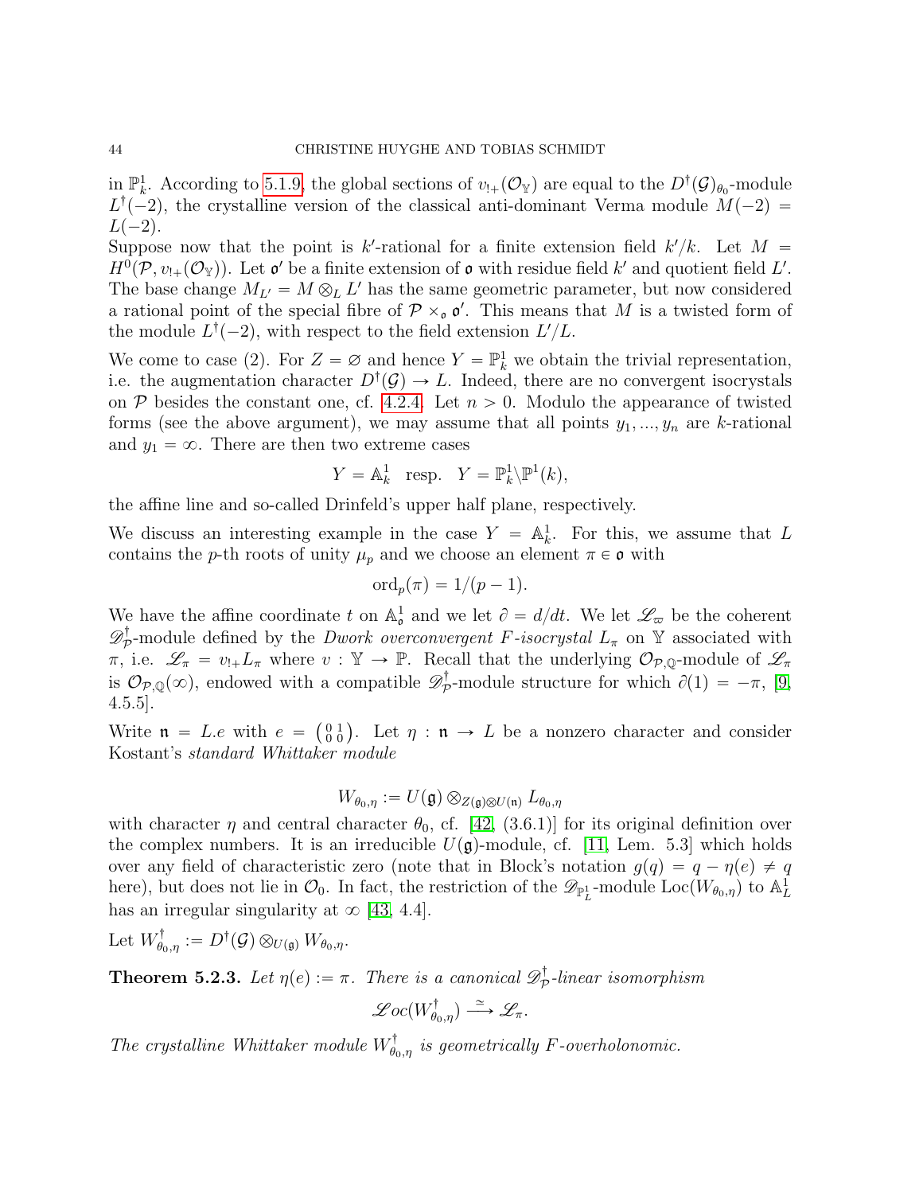in $\mathbb{P}^1_k$. According to 5.1.9, the global sections of $v_{!+}(\mathcal{O}_{\mathbb{Y}})$ are equal to the $D^\dagger(\mathcal{G})_{\theta_0}$-module $L^\dagger(-2)$, the crystalline version of the classical anti-dominant Verma module $M(-2) = L(-2)$.

Suppose now that the point is $k'$-rational for a finite extension field $k'/k$. Let $M = H^0(\mathcal{P}, v_{!+}(\mathcal{O}_{\mathbb{Y}}))$. Let $\mathfrak{o}'$ be a finite extension of $\mathfrak{o}$ with residue field $k'$ and quotient field $L'$. The base change $M_{L'} = M \otimes_L L'$ has the same geometric parameter, but now considered a rational point of the special fibre of $\mathcal{P} \times_{\mathfrak{o}} \mathfrak{o}'$. This means that $M$ is a twisted form of the module $L^\dagger(-2)$, with respect to the field extension $L'/L$.

We come to case (2). For $Z = \varnothing$ and hence $Y = \mathbb{P}^1_k$ we obtain the trivial representation, i.e. the augmentation character $D^\dagger(\mathcal{G}) \to L$. Indeed, there are no convergent isocrystals on $\mathcal{P}$ besides the constant one, cf. 4.2.4. Let $n > 0$. Modulo the appearance of twisted forms (see the above argument), we may assume that all points $y_1, ..., y_n$ are $k$-rational and $y_1 = \infty$. There are then two extreme cases

$$Y = \mathbb{A}^1_k \quad \text{resp.} \quad Y = \mathbb{P}^1_k \backslash \mathbb{P}^1(k),$$

the affine line and so-called Drinfeld's upper half plane, respectively.

We discuss an interesting example in the case $Y = \mathbb{A}^1_k$. For this, we assume that $L$ contains the $p$-th roots of unity $\mu_p$ and we choose an element $\pi \in \mathfrak{o}$ with

$$\text{ord}_p(\pi) = 1/(p-1).$$

We have the affine coordinate $t$ on $\mathbb{A}^1_{\mathfrak{o}}$ and we let $\partial = d/dt$. We let $\mathscr{L}_\varpi$ be the coherent $\mathscr{D}^\dagger_{\mathcal{P}}$-module defined by the *Dwork overconvergent F-isocrystal* $L_\pi$ on $\mathbb{Y}$ associated with $\pi$, i.e. $\mathscr{L}_\pi = v_{!+}L_\pi$ where $v : \mathbb{Y} \to \mathbb{P}$. Recall that the underlying $\mathcal{O}_{\mathcal{P},\mathbb{Q}}$-module of $\mathscr{L}_\pi$ is $\mathcal{O}_{\mathcal{P},\mathbb{Q}}(\infty)$, endowed with a compatible $\mathscr{D}^\dagger_{\mathcal{P}}$-module structure for which $\partial(1) = -\pi$, [9, 4.5.5].

Write $\mathfrak{n} = L.e$ with $e = \left(\begin{smallmatrix} 0 & 1 \\ 0 & 0 \end{smallmatrix}\right)$. Let $\eta : \mathfrak{n} \to L$ be a nonzero character and consider Kostant's *standard Whittaker module*

$$W_{\theta_0,\eta} := U(\mathfrak{g}) \otimes_{Z(\mathfrak{g}) \otimes U(\mathfrak{n})} L_{\theta_0,\eta}$$

with character $\eta$ and central character $\theta_0$, cf. [42, (3.6.1)] for its original definition over the complex numbers. It is an irreducible $U(\mathfrak{g})$-module, cf. [11, Lem. 5.3] which holds over any field of characteristic zero (note that in Block's notation $g(q) = q - \eta(e) \neq q$ here), but does not lie in $\mathcal{O}_0$. In fact, the restriction of the $\mathscr{D}_{\mathbb{P}^1_L}$-module $\text{Loc}(W_{\theta_0,\eta})$ to $\mathbb{A}^1_L$ has an irregular singularity at $\infty$ [43, 4.4].

Let $W^\dagger_{\theta_0,\eta} := D^\dagger(\mathcal{G}) \otimes_{U(\mathfrak{g})} W_{\theta_0,\eta}$.

**Theorem 5.2.3.** *Let $\eta(e) := \pi$. There is a canonical $\mathscr{D}^\dagger_{\mathcal{P}}$-linear isomorphism*

$$\mathscr{L}oc(W^\dagger_{\theta_0,\eta}) \xrightarrow{\simeq} \mathscr{L}_\pi.$$

*The crystalline Whittaker module $W^\dagger_{\theta_0,\eta}$ is geometrically F-overholonomic.*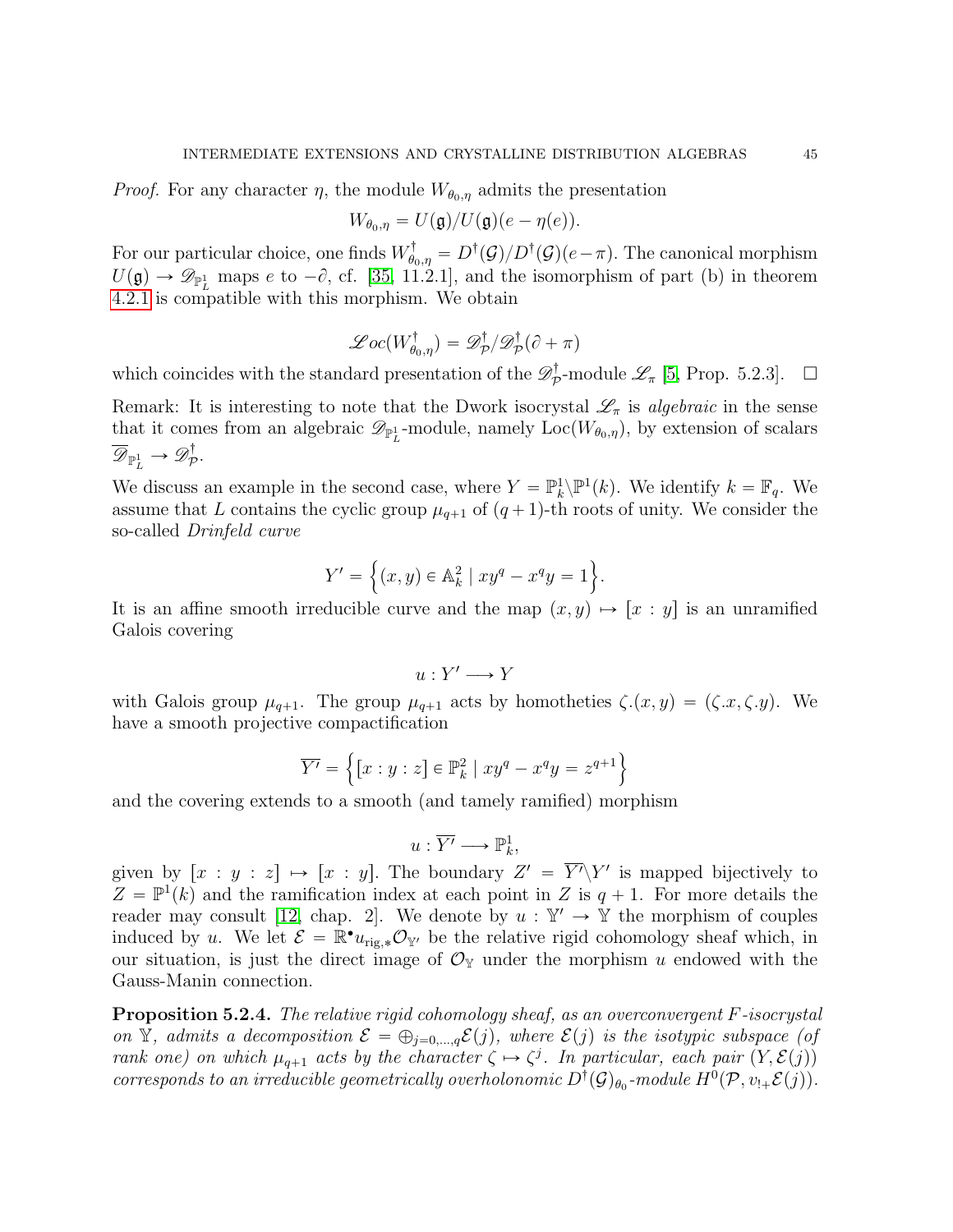*Proof.* For any character $\eta$, the module $W_{\theta_0,\eta}$ admits the presentation

$$W_{\theta_0,\eta} = U(\mathfrak{g})/U(\mathfrak{g})(e - \eta(e)).$$

For our particular choice, one finds $W^{\dagger}_{\theta_0,\eta} = D^{\dagger}(\mathcal{G})/D^{\dagger}(\mathcal{G})(e-\pi)$. The canonical morphism $U(\mathfrak{g}) \to \mathscr{D}_{\mathbb{P}^1_L}$ maps $e$ to $-\partial$, cf. [35, 11.2.1], and the isomorphism of part (b) in theorem 4.2.1 is compatible with this morphism. We obtain

$$\mathscr{L}oc(W^{\dagger}_{\theta_0,\eta}) = \mathscr{D}^{\dagger}_{\mathcal{P}}/\mathscr{D}^{\dagger}_{\mathcal{P}}(\partial + \pi)$$

which coincides with the standard presentation of the $\mathscr{D}^{\dagger}_{\mathcal{P}}$-module $\mathscr{L}_{\pi}$ [5, Prop. 5.2.3]. $\square$

Remark: It is interesting to note that the Dwork isocrystal $\mathscr{L}_{\pi}$ is *algebraic* in the sense that it comes from an algebraic $\mathscr{D}_{\mathbb{P}^1_L}$-module, namely $\text{Loc}(W_{\theta_0,\eta})$, by extension of scalars $\overline{\mathscr{D}}_{\mathbb{P}^1_L} \to \mathscr{D}^{\dagger}_{\mathcal{P}}$.

We discuss an example in the second case, where $Y = \mathbb{P}^1_k \backslash \mathbb{P}^1(k)$. We identify $k = \mathbb{F}_q$. We assume that $L$ contains the cyclic group $\mu_{q+1}$ of $(q+1)$-th roots of unity. We consider the so-called *Drinfeld curve*

$$Y' = \Big\{(x,y) \in \mathbb{A}^2_k \mid xy^q - x^q y = 1\Big\}.$$

It is an affine smooth irreducible curve and the map $(x,y) \mapsto [x:y]$ is an unramified Galois covering

$$u : Y' \longrightarrow Y$$

with Galois group $\mu_{q+1}$. The group $\mu_{q+1}$ acts by homotheties $\zeta.(x,y) = (\zeta.x, \zeta.y)$. We have a smooth projective compactification

$$\overline{Y'} = \Big\{[x:y:z] \in \mathbb{P}^2_k \mid xy^q - x^q y = z^{q+1}\Big\}$$

and the covering extends to a smooth (and tamely ramified) morphism

$$u : \overline{Y'} \longrightarrow \mathbb{P}^1_k,$$

given by $[x:y:z] \mapsto [x:y]$. The boundary $Z' = \overline{Y'} \backslash Y'$ is mapped bijectively to $Z = \mathbb{P}^1(k)$ and the ramification index at each point in $Z$ is $q+1$. For more details the reader may consult [12, chap. 2]. We denote by $u : \mathbb{Y}' \to \mathbb{Y}$ the morphism of couples induced by $u$. We let $\mathcal{E} = \mathbb{R}^{\bullet} u_{\text{rig},*}\mathcal{O}_{\mathbb{Y}'}$ be the relative rigid cohomology sheaf which, in our situation, is just the direct image of $\mathcal{O}_{\mathbb{Y}}$ under the morphism $u$ endowed with the Gauss-Manin connection.

**Proposition 5.2.4.** *The relative rigid cohomology sheaf, as an overconvergent $F$-isocrystal on $\mathbb{Y}$, admits a decomposition $\mathcal{E} = \oplus_{j=0,\dots,q}\mathcal{E}(j)$, where $\mathcal{E}(j)$ is the isotypic subspace (of rank one) on which $\mu_{q+1}$ acts by the character $\zeta \mapsto \zeta^j$. In particular, each pair $(Y, \mathcal{E}(j))$ corresponds to an irreducible geometrically overholonomic $D^{\dagger}(\mathcal{G})_{\theta_0}$-module $H^0(\mathcal{P}, \upsilon_{!+}\mathcal{E}(j))$.*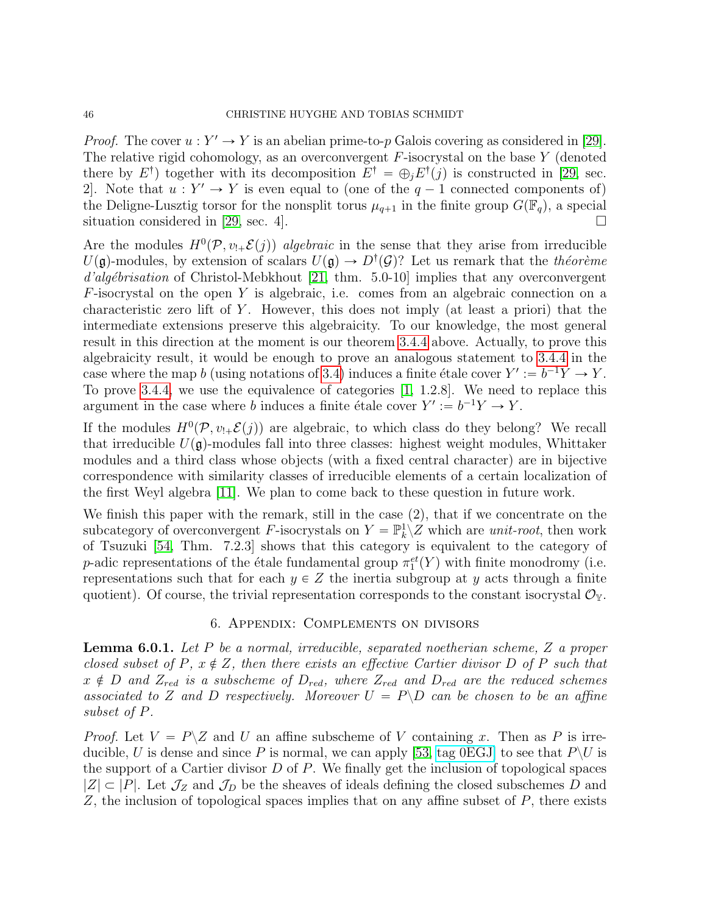*Proof.* The cover $u : Y' \to Y$ is an abelian prime-to-$p$ Galois covering as considered in [29]. The relative rigid cohomology, as an overconvergent $F$-isocrystal on the base $Y$ (denoted there by $E^\dagger$) together with its decomposition $E^\dagger = \oplus_j E^\dagger(j)$ is constructed in [29, sec. 2]. Note that $u : Y' \to Y$ is even equal to (one of the $q-1$ connected components of) the Deligne-Lusztig torsor for the nonsplit torus $\mu_{q+1}$ in the finite group $G(\mathbb{F}_q)$, a special situation considered in [29, sec. 4]. □

Are the modules $H^0(\mathcal{P}, v_{!+}\mathcal{E}(j))$ *algebraic* in the sense that they arise from irreducible $U(\mathfrak{g})$-modules, by extension of scalars $U(\mathfrak{g}) \to D^\dagger(\mathcal{G})$? Let us remark that the *théorème d'algébrisation* of Christol-Mebkhout [21, thm. 5.0-10] implies that any overconvergent $F$-isocrystal on the open $Y$ is algebraic, i.e. comes from an algebraic connection on a characteristic zero lift of $Y$. However, this does not imply (at least a priori) that the intermediate extensions preserve this algebraicity. To our knowledge, the most general result in this direction at the moment is our theorem 3.4.4 above. Actually, to prove this algebraicity result, it would be enough to prove an analogous statement to 3.4.4 in the case where the map $b$ (using notations of 3.4) induces a finite étale cover $Y' := b^{-1}Y \to Y$. To prove 3.4.4, we use the equivalence of categories [1, 1.2.8]. We need to replace this argument in the case where $b$ induces a finite étale cover $Y' := b^{-1}Y \to Y$.

If the modules $H^0(\mathcal{P}, v_{!+}\mathcal{E}(j))$ are algebraic, to which class do they belong? We recall that irreducible $U(\mathfrak{g})$-modules fall into three classes: highest weight modules, Whittaker modules and a third class whose objects (with a fixed central character) are in bijective correspondence with similarity classes of irreducible elements of a certain localization of the first Weyl algebra [11]. We plan to come back to these question in future work.

We finish this paper with the remark, still in the case (2), that if we concentrate on the subcategory of overconvergent $F$-isocrystals on $Y = \mathbb{P}^1_k \backslash Z$ which are *unit-root*, then work of Tsuzuki [54, Thm. 7.2.3] shows that this category is equivalent to the category of $p$-adic representations of the étale fundamental group $\pi_1^{et}(Y)$ with finite monodromy (i.e. representations such that for each $y \in Z$ the inertia subgroup at $y$ acts through a finite quotient). Of course, the trivial representation corresponds to the constant isocrystal $\mathcal{O}_{\mathbb{Y}}$.

## 6. Appendix: Complements on divisors

**Lemma 6.0.1.** *Let $P$ be a normal, irreducible, separated noetherian scheme, $Z$ a proper closed subset of $P$, $x \notin Z$, then there exists an effective Cartier divisor $D$ of $P$ such that $x \notin D$ and $Z_{red}$ is a subscheme of $D_{red}$, where $Z_{red}$ and $D_{red}$ are the reduced schemes associated to $Z$ and $D$ respectively. Moreover $U = P \backslash D$ can be chosen to be an affine subset of $P$.*

*Proof.* Let $V = P \backslash Z$ and $U$ an affine subscheme of $V$ containing $x$. Then as $P$ is irreducible, $U$ is dense and since $P$ is normal, we can apply [53, tag 0EGJ] to see that $P \backslash U$ is the support of a Cartier divisor $D$ of $P$. We finally get the inclusion of topological spaces $|Z| \subset |P|$. Let $\mathcal{J}_Z$ and $\mathcal{J}_D$ be the sheaves of ideals defining the closed subschemes $D$ and $Z$, the inclusion of topological spaces implies that on any affine subset of $P$, there exists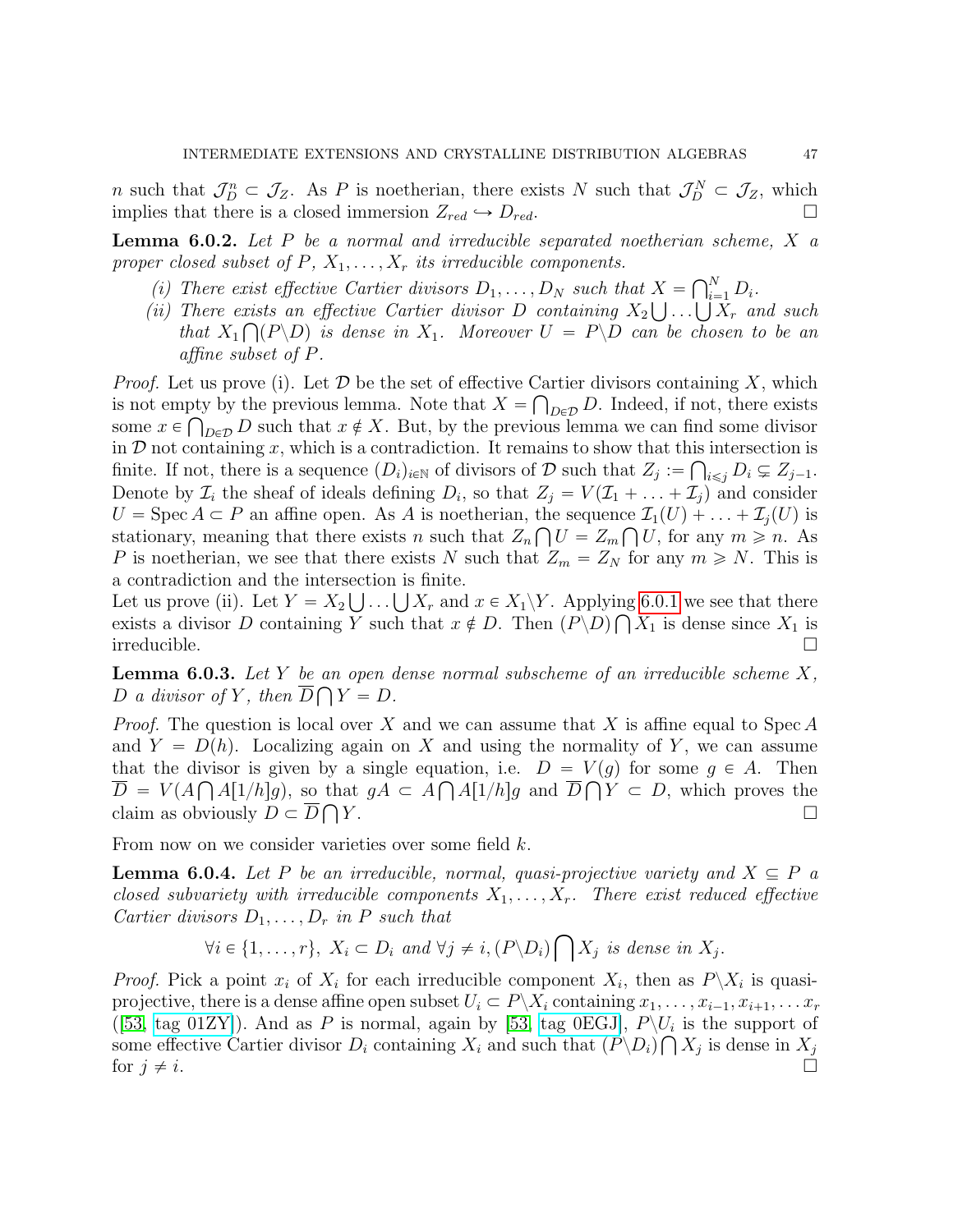$n$ such that $\mathcal{J}_D^n \subset \mathcal{J}_Z$. As $P$ is noetherian, there exists $N$ such that $\mathcal{J}_D^N \subset \mathcal{J}_Z$, which implies that there is a closed immersion $Z_{red} \hookrightarrow D_{red}$. □

**Lemma 6.0.2.** *Let $P$ be a normal and irreducible separated noetherian scheme, $X$ a proper closed subset of $P$, $X_1, \ldots, X_r$ its irreducible components.*

*(i) There exist effective Cartier divisors $D_1, \ldots, D_N$ such that $X = \bigcap_{i=1}^N D_i$.*

*(ii) There exists an effective Cartier divisor $D$ containing $X_2 \bigcup \ldots \bigcup X_r$ and such that $X_1 \bigcap (P \backslash D)$ is dense in $X_1$. Moreover $U = P \backslash D$ can be chosen to be an affine subset of $P$.*

*Proof.* Let us prove (i). Let $\mathcal{D}$ be the set of effective Cartier divisors containing $X$, which is not empty by the previous lemma. Note that $X = \bigcap_{D \in \mathcal{D}} D$. Indeed, if not, there exists some $x \in \bigcap_{D \in \mathcal{D}} D$ such that $x \notin X$. But, by the previous lemma we can find some divisor in $\mathcal{D}$ not containing $x$, which is a contradiction. It remains to show that this intersection is finite. If not, there is a sequence $(D_i)_{i \in \mathbb{N}}$ of divisors of $\mathcal{D}$ such that $Z_j := \bigcap_{i \leqslant j} D_i \subsetneq Z_{j-1}$. Denote by $\mathcal{I}_i$ the sheaf of ideals defining $D_i$, so that $Z_j = V(\mathcal{I}_1 + \ldots + \mathcal{I}_j)$ and consider $U = \operatorname{Spec} A \subset P$ an affine open. As $A$ is noetherian, the sequence $\mathcal{I}_1(U) + \ldots + \mathcal{I}_j(U)$ is stationary, meaning that there exists $n$ such that $Z_n \bigcap U = Z_m \bigcap U$, for any $m \geqslant n$. As $P$ is noetherian, we see that there exists $N$ such that $Z_m = Z_N$ for any $m \geqslant N$. This is a contradiction and the intersection is finite.

Let us prove (ii). Let $Y = X_2 \bigcup \ldots \bigcup X_r$ and $x \in X_1 \backslash Y$. Applying 6.0.1 we see that there exists a divisor $D$ containing $Y$ such that $x \notin D$. Then $(P \backslash D) \bigcap X_1$ is dense since $X_1$ is irreducible. □

**Lemma 6.0.3.** *Let $Y$ be an open dense normal subscheme of an irreducible scheme $X$, $D$ a divisor of $Y$, then $\overline{D} \bigcap Y = D$.*

*Proof.* The question is local over $X$ and we can assume that $X$ is affine equal to $\operatorname{Spec} A$ and $Y = D(h)$. Localizing again on $X$ and using the normality of $Y$, we can assume that the divisor is given by a single equation, i.e. $D = V(g)$ for some $g \in A$. Then $\overline{D} = V(A \bigcap A[1/h]g)$, so that $gA \subset A \bigcap A[1/h]g$ and $\overline{D} \bigcap Y \subset D$, which proves the claim as obviously $D \subset \overline{D} \bigcap Y$. □

From now on we consider varieties over some field $k$.

**Lemma 6.0.4.** *Let $P$ be an irreducible, normal, quasi-projective variety and $X \subseteq P$ a closed subvariety with irreducible components $X_1, \ldots, X_r$. There exist reduced effective Cartier divisors $D_1, \ldots, D_r$ in $P$ such that*

$$\forall i \in \{1, \ldots, r\},\ X_i \subset D_i \text{ and } \forall j \neq i, (P \backslash D_i) \bigcap X_j \text{ is dense in } X_j.$$

*Proof.* Pick a point $x_i$ of $X_i$ for each irreducible component $X_i$, then as $P \backslash X_i$ is quasi-projective, there is a dense affine open subset $U_i \subset P \backslash X_i$ containing $x_1, \ldots, x_{i-1}, x_{i+1}, \ldots x_r$ ([53, tag 01ZY]). And as $P$ is normal, again by [53, tag 0EGJ], $P \backslash U_i$ is the support of some effective Cartier divisor $D_i$ containing $X_i$ and such that $(P \backslash D_i) \bigcap X_j$ is dense in $X_j$ for $j \neq i$. □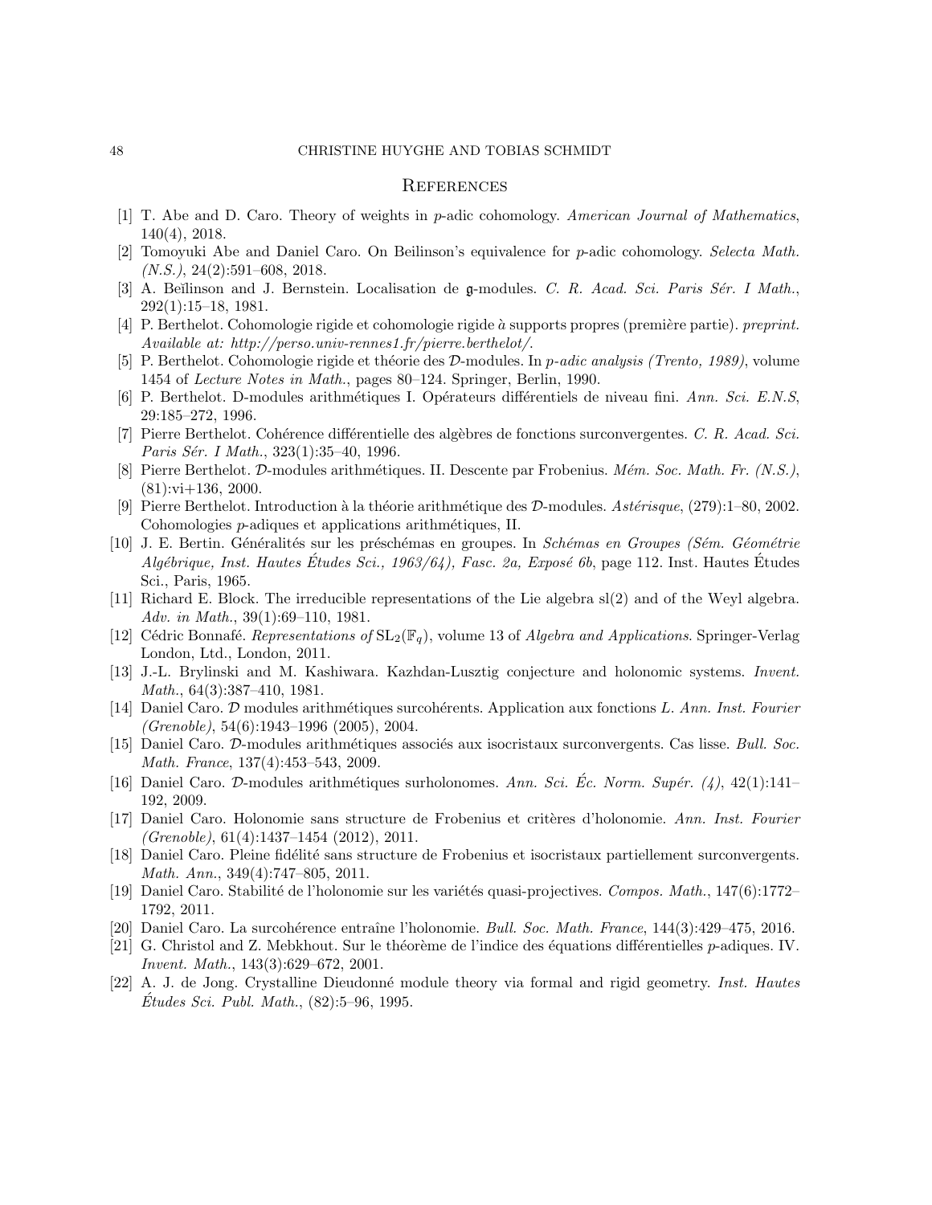## References

[1] T. Abe and D. Caro. Theory of weights in $p$-adic cohomology. *American Journal of Mathematics*, 140(4), 2018.

[2] Tomoyuki Abe and Daniel Caro. On Beilinson's equivalence for $p$-adic cohomology. *Selecta Math. (N.S.)*, 24(2):591–608, 2018.

[3] A. Beĭlinson and J. Bernstein. Localisation de $\mathfrak{g}$-modules. *C. R. Acad. Sci. Paris Sér. I Math.*, 292(1):15–18, 1981.

[4] P. Berthelot. Cohomologie rigide et cohomologie rigide à supports propres (première partie). *preprint. Available at: http://perso.univ-rennes1.fr/pierre.berthelot/*.

[5] P. Berthelot. Cohomologie rigide et théorie des $\mathcal{D}$-modules. In *p-adic analysis (Trento, 1989)*, volume 1454 of *Lecture Notes in Math.*, pages 80–124. Springer, Berlin, 1990.

[6] P. Berthelot. D-modules arithmétiques I. Opérateurs différentiels de niveau fini. *Ann. Sci. E.N.S*, 29:185–272, 1996.

[7] Pierre Berthelot. Cohérence différentielle des algèbres de fonctions surconvergentes. *C. R. Acad. Sci. Paris Sér. I Math.*, 323(1):35–40, 1996.

[8] Pierre Berthelot. $\mathcal{D}$-modules arithmétiques. II. Descente par Frobenius. *Mém. Soc. Math. Fr. (N.S.)*, (81):vi+136, 2000.

[9] Pierre Berthelot. Introduction à la théorie arithmétique des $\mathcal{D}$-modules. *Astérisque*, (279):1–80, 2002. Cohomologies $p$-adiques et applications arithmétiques, II.

[10] J. E. Bertin. Généralités sur les préschémas en groupes. In *Schémas en Groupes (Sém. Géométrie Algébrique, Inst. Hautes Études Sci., 1963/64), Fasc. 2a, Exposé 6b*, page 112. Inst. Hautes Études Sci., Paris, 1965.

[11] Richard E. Block. The irreducible representations of the Lie algebra sl(2) and of the Weyl algebra. *Adv. in Math.*, 39(1):69–110, 1981.

[12] Cédric Bonnafé. *Representations of* $\mathrm{SL}_2(\mathbb{F}_q)$, volume 13 of *Algebra and Applications*. Springer-Verlag London, Ltd., London, 2011.

[13] J.-L. Brylinski and M. Kashiwara. Kazhdan-Lusztig conjecture and holonomic systems. *Invent. Math.*, 64(3):387–410, 1981.

[14] Daniel Caro. $\mathcal{D}$ modules arithmétiques surcohérents. Application aux fonctions $L$. *Ann. Inst. Fourier (Grenoble)*, 54(6):1943–1996 (2005), 2004.

[15] Daniel Caro. $\mathcal{D}$-modules arithmétiques associés aux isocristaux surconvergents. Cas lisse. *Bull. Soc. Math. France*, 137(4):453–543, 2009.

[16] Daniel Caro. $\mathcal{D}$-modules arithmétiques surholonomes. *Ann. Sci. Éc. Norm. Supér. (4)*, 42(1):141–192, 2009.

[17] Daniel Caro. Holonomie sans structure de Frobenius et critères d'holonomie. *Ann. Inst. Fourier (Grenoble)*, 61(4):1437–1454 (2012), 2011.

[18] Daniel Caro. Pleine fidélité sans structure de Frobenius et isocristaux partiellement surconvergents. *Math. Ann.*, 349(4):747–805, 2011.

[19] Daniel Caro. Stabilité de l'holonomie sur les variétés quasi-projectives. *Compos. Math.*, 147(6):1772–1792, 2011.

[20] Daniel Caro. La surcohérence entraîne l'holonomie. *Bull. Soc. Math. France*, 144(3):429–475, 2016.

[21] G. Christol and Z. Mebkhout. Sur le théorème de l'indice des équations différentielles $p$-adiques. IV. *Invent. Math.*, 143(3):629–672, 2001.

[22] A. J. de Jong. Crystalline Dieudonné module theory via formal and rigid geometry. *Inst. Hautes Études Sci. Publ. Math.*, (82):5–96, 1995.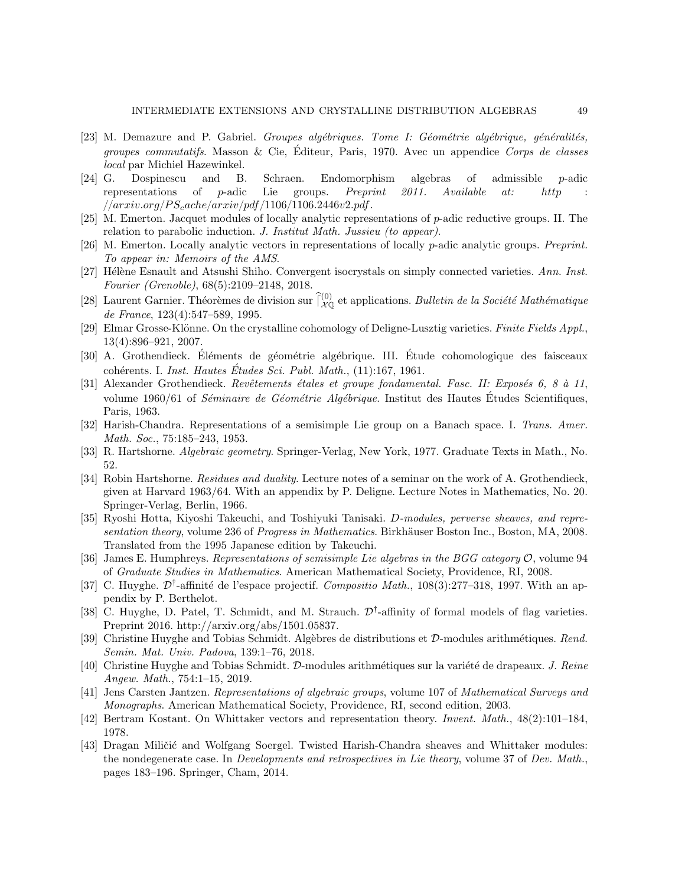[23] M. Demazure and P. Gabriel. *Groupes algébriques. Tome I: Géométrie algébrique, généralités, groupes commutatifs*. Masson & Cie, Éditeur, Paris, 1970. Avec un appendice *Corps de classes local* par Michiel Hazewinkel.

[24] G. Dospinescu and B. Schraen. Endomorphism algebras of admissible $p$-adic representations of $p$-adic Lie groups. *Preprint 2011. Available at: http : //arxiv.org/PS_cache/arxiv/pdf/1106/1106.2446v2.pdf*.

[25] M. Emerton. Jacquet modules of locally analytic representations of $p$-adic reductive groups. II. The relation to parabolic induction. *J. Institut Math. Jussieu (to appear)*.

[26] M. Emerton. Locally analytic vectors in representations of locally $p$-adic analytic groups. *Preprint. To appear in: Memoirs of the AMS*.

[27] Hélène Esnault and Atsushi Shiho. Convergent isocrystals on simply connected varieties. *Ann. Inst. Fourier (Grenoble)*, 68(5):2109–2148, 2018.

[28] Laurent Garnier. Théorèmes de division sur $\widehat{\mathcal{D}}^{(0)}_{\mathcal{X}\mathbb{Q}}$ et applications. *Bulletin de la Société Mathématique de France*, 123(4):547–589, 1995.

[29] Elmar Grosse-Klönne. On the crystalline cohomology of Deligne-Lusztig varieties. *Finite Fields Appl.*, 13(4):896–921, 2007.

[30] A. Grothendieck. Éléments de géométrie algébrique. III. Étude cohomologique des faisceaux cohérents. I. *Inst. Hautes Études Sci. Publ. Math.*, (11):167, 1961.

[31] Alexander Grothendieck. *Revêtements étales et groupe fondamental. Fasc. II: Exposés 6, 8 à 11*, volume 1960/61 of *Séminaire de Géométrie Algébrique*. Institut des Hautes Études Scientifiques, Paris, 1963.

[32] Harish-Chandra. Representations of a semisimple Lie group on a Banach space. I. *Trans. Amer. Math. Soc.*, 75:185–243, 1953.

[33] R. Hartshorne. *Algebraic geometry*. Springer-Verlag, New York, 1977. Graduate Texts in Math., No. 52.

[34] Robin Hartshorne. *Residues and duality*. Lecture notes of a seminar on the work of A. Grothendieck, given at Harvard 1963/64. With an appendix by P. Deligne. Lecture Notes in Mathematics, No. 20. Springer-Verlag, Berlin, 1966.

[35] Ryoshi Hotta, Kiyoshi Takeuchi, and Toshiyuki Tanisaki. *D-modules, perverse sheaves, and representation theory*, volume 236 of *Progress in Mathematics*. Birkhäuser Boston Inc., Boston, MA, 2008. Translated from the 1995 Japanese edition by Takeuchi.

[36] James E. Humphreys. *Representations of semisimple Lie algebras in the BGG category $\mathcal{O}$*, volume 94 of *Graduate Studies in Mathematics*. American Mathematical Society, Providence, RI, 2008.

[37] C. Huyghe. $\mathcal{D}^{\dagger}$-affinité de l'espace projectif. *Compositio Math.*, 108(3):277–318, 1997. With an appendix by P. Berthelot.

[38] C. Huyghe, D. Patel, T. Schmidt, and M. Strauch. $\mathcal{D}^{\dagger}$-affinity of formal models of flag varieties. Preprint 2016. http://arxiv.org/abs/1501.05837.

[39] Christine Huyghe and Tobias Schmidt. Algèbres de distributions et $\mathcal{D}$-modules arithmétiques. *Rend. Semin. Mat. Univ. Padova*, 139:1–76, 2018.

[40] Christine Huyghe and Tobias Schmidt. $\mathcal{D}$-modules arithmétiques sur la variété de drapeaux. *J. Reine Angew. Math.*, 754:1–15, 2019.

[41] Jens Carsten Jantzen. *Representations of algebraic groups*, volume 107 of *Mathematical Surveys and Monographs*. American Mathematical Society, Providence, RI, second edition, 2003.

[42] Bertram Kostant. On Whittaker vectors and representation theory. *Invent. Math.*, 48(2):101–184, 1978.

[43] Dragan Miličić and Wolfgang Soergel. Twisted Harish-Chandra sheaves and Whittaker modules: the nondegenerate case. In *Developments and retrospectives in Lie theory*, volume 37 of *Dev. Math.*, pages 183–196. Springer, Cham, 2014.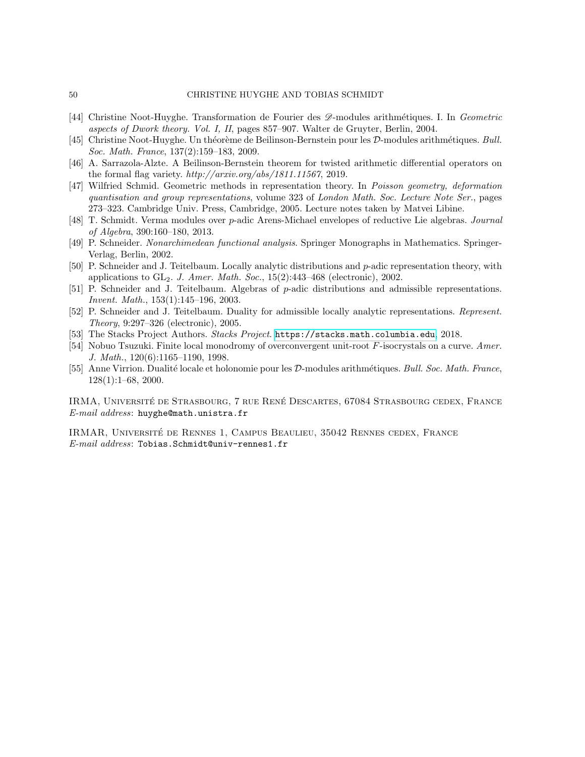[44] Christine Noot-Huyghe. Transformation de Fourier des $\mathscr{D}$-modules arithmétiques. I. In *Geometric aspects of Dwork theory. Vol. I, II*, pages 857–907. Walter de Gruyter, Berlin, 2004.

[45] Christine Noot-Huyghe. Un théorème de Beilinson-Bernstein pour les $\mathcal{D}$-modules arithmétiques. *Bull. Soc. Math. France*, 137(2):159–183, 2009.

[46] A. Sarrazola-Alzte. A Beilinson-Bernstein theorem for twisted arithmetic differential operators on the formal flag variety. *http://arxiv.org/abs/1811.11567*, 2019.

[47] Wilfried Schmid. Geometric methods in representation theory. In *Poisson geometry, deformation quantisation and group representations*, volume 323 of *London Math. Soc. Lecture Note Ser.*, pages 273–323. Cambridge Univ. Press, Cambridge, 2005. Lecture notes taken by Matvei Libine.

[48] T. Schmidt. Verma modules over $p$-adic Arens-Michael envelopes of reductive Lie algebras. *Journal of Algebra*, 390:160–180, 2013.

[49] P. Schneider. *Nonarchimedean functional analysis*. Springer Monographs in Mathematics. Springer-Verlag, Berlin, 2002.

[50] P. Schneider and J. Teitelbaum. Locally analytic distributions and $p$-adic representation theory, with applications to $\mathrm{GL}_2$. *J. Amer. Math. Soc.*, 15(2):443–468 (electronic), 2002.

[51] P. Schneider and J. Teitelbaum. Algebras of $p$-adic distributions and admissible representations. *Invent. Math.*, 153(1):145–196, 2003.

[52] P. Schneider and J. Teitelbaum. Duality for admissible locally analytic representations. *Represent. Theory*, 9:297–326 (electronic), 2005.

[53] The Stacks Project Authors. *Stacks Project*. https://stacks.math.columbia.edu, 2018.

[54] Nobuo Tsuzuki. Finite local monodromy of overconvergent unit-root $F$-isocrystals on a curve. *Amer. J. Math.*, 120(6):1165–1190, 1998.

[55] Anne Virrion. Dualité locale et holonomie pour les $\mathcal{D}$-modules arithmétiques. *Bull. Soc. Math. France*, 128(1):1–68, 2000.

IRMA, Université de Strasbourg, 7 rue René Descartes, 67084 Strasbourg cedex, France
*E-mail address*: huyghe@math.unistra.fr

IRMAR, Université de Rennes 1, Campus Beaulieu, 35042 Rennes cedex, France
*E-mail address*: Tobias.Schmidt@univ-rennes1.fr